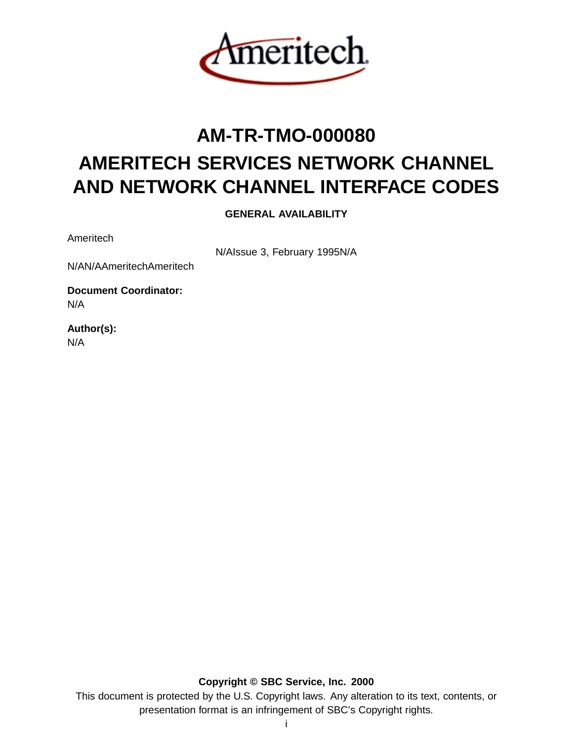# AM-TR-TMO-000080

# AMERITECH SERVICES NETWORK CHANNEL AND NETWORK CHANNEL INTERFACE CODES

**GENERAL AVAILABILITY**

Ameritech

N/AIssue 3, February 1995N/A

N/AN/AAmeritechAmeritech

**Document Coordinator:**
N/A

**Author(s):**
N/A

**Copyright © SBC Service, Inc. 2000**

This document is protected by the U.S. Copyright laws. Any alteration to its text, contents, or presentation format is an infringement of SBC's Copyright rights.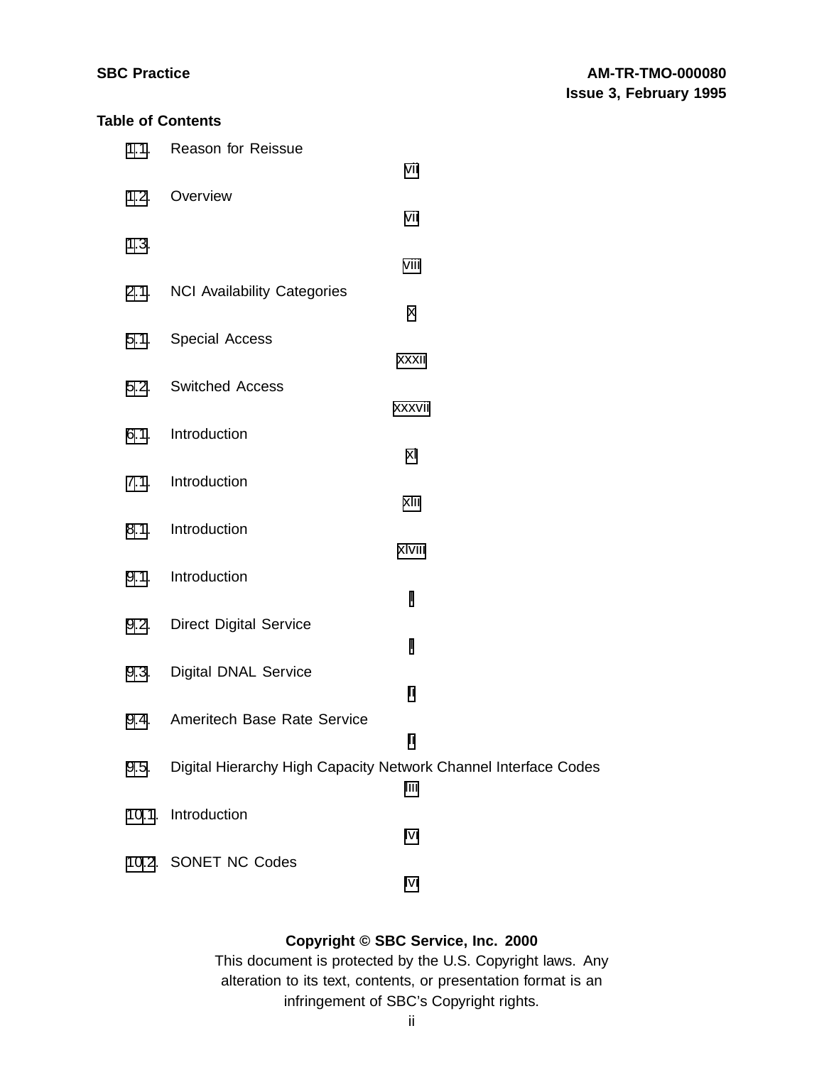**Table of Contents**

- 1.1. Reason for Reissue vii
- 1.2. Overview vii
- 1.3. viii
- 2.1. NCI Availability Categories x
- 5.1. Special Access xxxii
- 5.2. Switched Access xxxvii
- 6.1. Introduction xl
- 7.1. Introduction xlii
- 8.1. Introduction xlviii
- 9.1. Introduction l
- 9.2. Direct Digital Service l
- 9.3. Digital DNAL Service li
- 9.4. Ameritech Base Rate Service li
- 9.5. Digital Hierarchy High Capacity Network Channel Interface Codes liii
- 10.1. Introduction lvi
- 10.2. SONET NC Codes lvi

**Copyright © SBC Service, Inc. 2000**

This document is protected by the U.S. Copyright laws. Any alteration to its text, contents, or presentation format is an infringement of SBC's Copyright rights.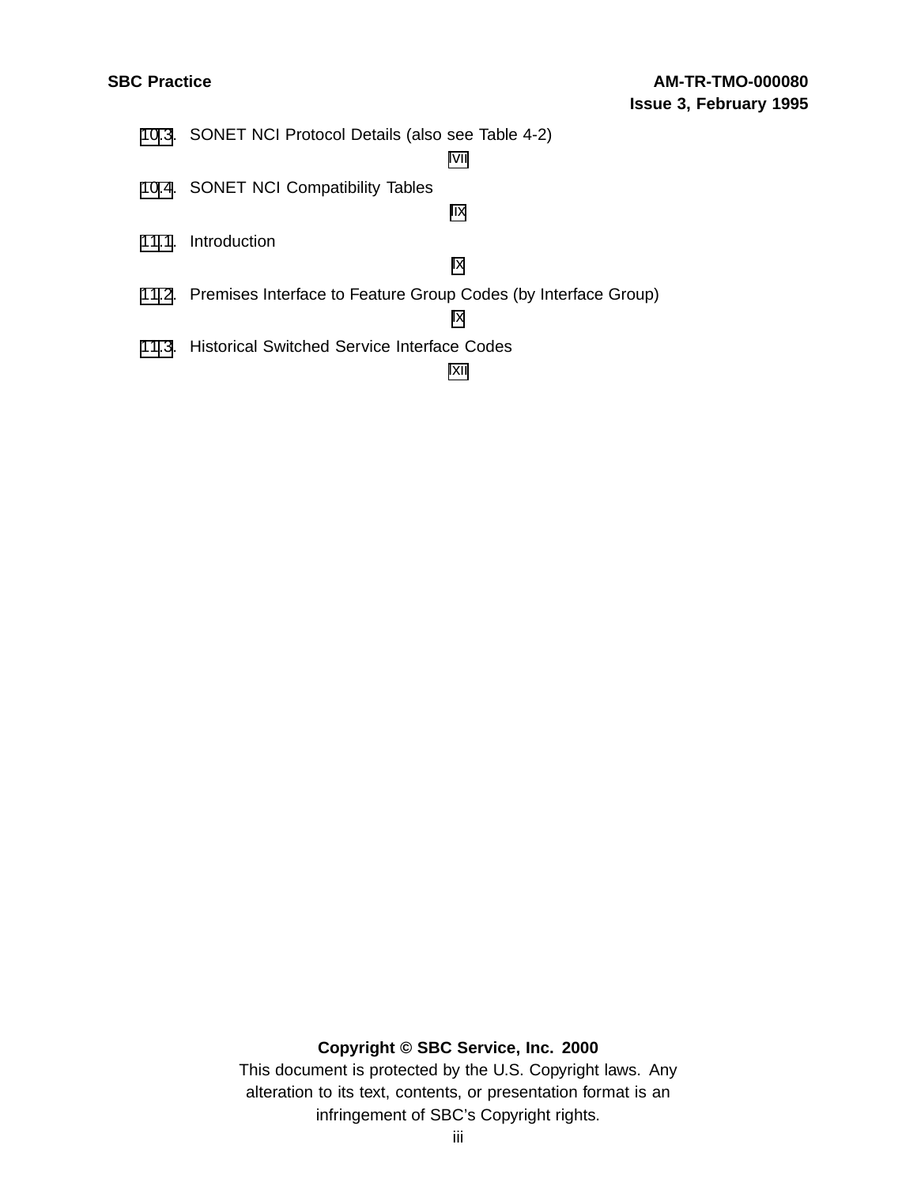10.3. SONET NCI Protocol Details (also see Table 4-2)
lVII

10.4. SONET NCI Compatibility Tables
lIX

11.1. Introduction
lX

11.2. Premises Interface to Feature Group Codes (by Interface Group)
lX

11.3. Historical Switched Service Interface Codes
lXII

**Copyright © SBC Service, Inc. 2000**

This document is protected by the U.S. Copyright laws. Any alteration to its text, contents, or presentation format is an infringement of SBC's Copyright rights.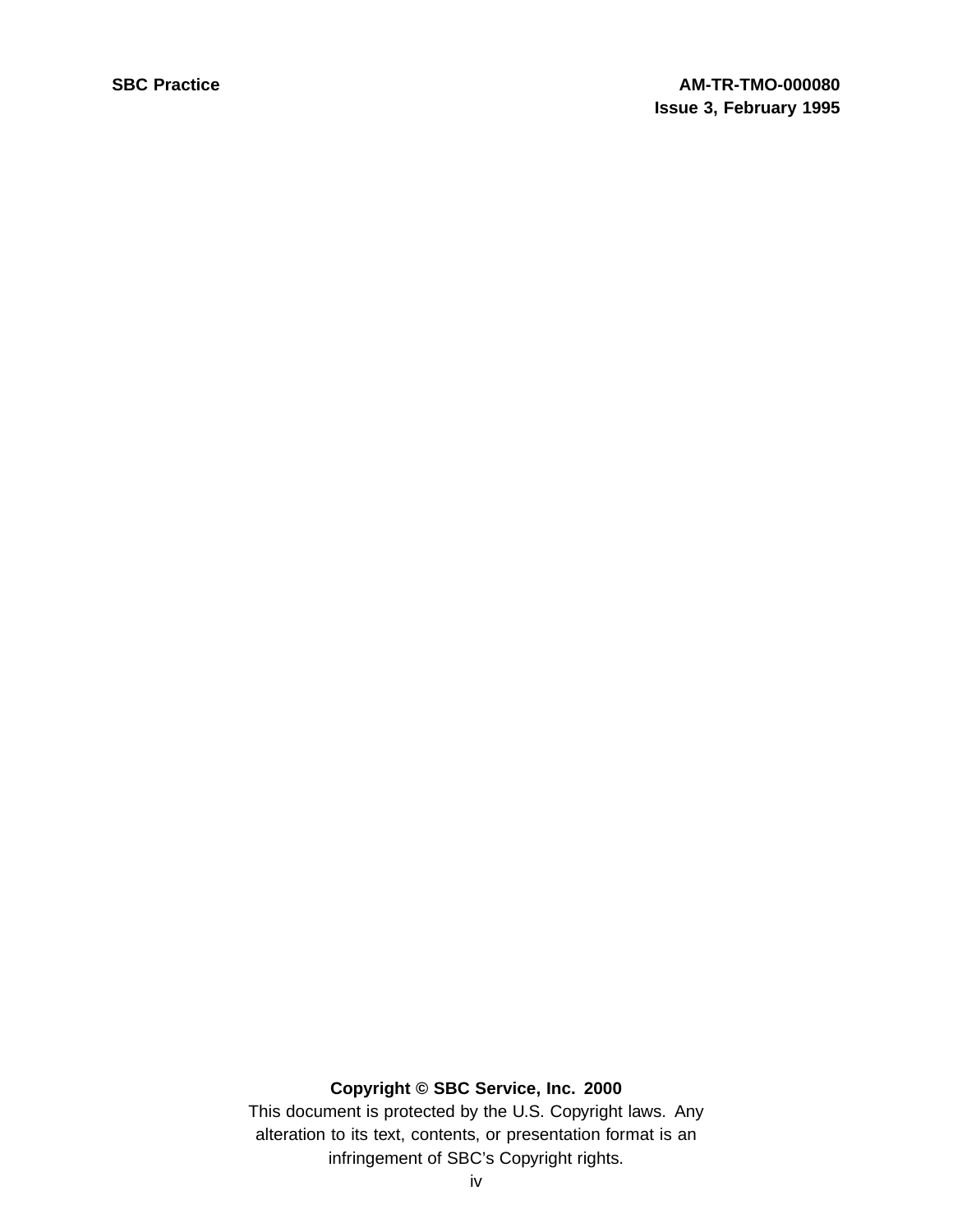**Copyright © SBC Service, Inc. 2000**

This document is protected by the U.S. Copyright laws. Any alteration to its text, contents, or presentation format is an infringement of SBC's Copyright rights.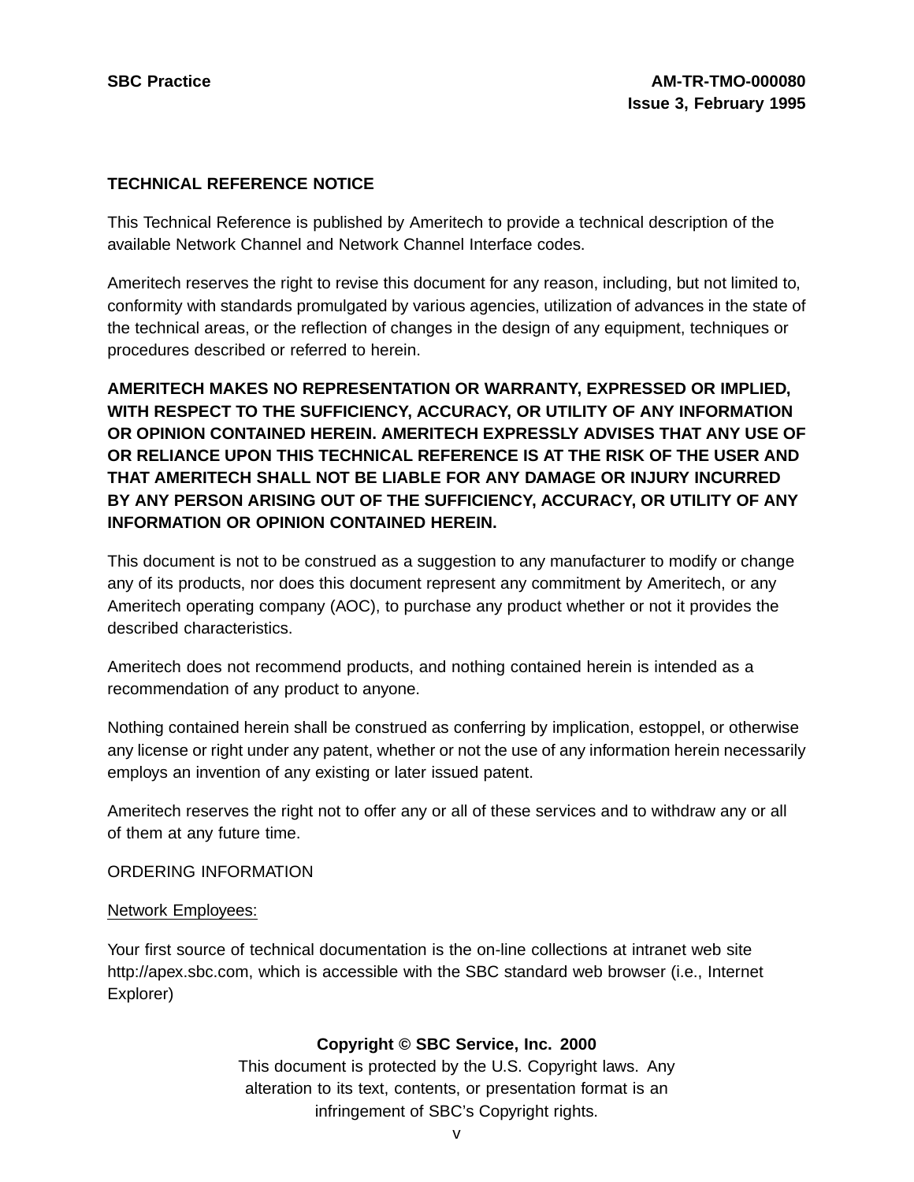**TECHNICAL REFERENCE NOTICE**

This Technical Reference is published by Ameritech to provide a technical description of the available Network Channel and Network Channel Interface codes.

Ameritech reserves the right to revise this document for any reason, including, but not limited to, conformity with standards promulgated by various agencies, utilization of advances in the state of the technical areas, or the reflection of changes in the design of any equipment, techniques or procedures described or referred to herein.

**AMERITECH MAKES NO REPRESENTATION OR WARRANTY, EXPRESSED OR IMPLIED, WITH RESPECT TO THE SUFFICIENCY, ACCURACY, OR UTILITY OF ANY INFORMATION OR OPINION CONTAINED HEREIN. AMERITECH EXPRESSLY ADVISES THAT ANY USE OF OR RELIANCE UPON THIS TECHNICAL REFERENCE IS AT THE RISK OF THE USER AND THAT AMERITECH SHALL NOT BE LIABLE FOR ANY DAMAGE OR INJURY INCURRED BY ANY PERSON ARISING OUT OF THE SUFFICIENCY, ACCURACY, OR UTILITY OF ANY INFORMATION OR OPINION CONTAINED HEREIN.**

This document is not to be construed as a suggestion to any manufacturer to modify or change any of its products, nor does this document represent any commitment by Ameritech, or any Ameritech operating company (AOC), to purchase any product whether or not it provides the described characteristics.

Ameritech does not recommend products, and nothing contained herein is intended as a recommendation of any product to anyone.

Nothing contained herein shall be construed as conferring by implication, estoppel, or otherwise any license or right under any patent, whether or not the use of any information herein necessarily employs an invention of any existing or later issued patent.

Ameritech reserves the right not to offer any or all of these services and to withdraw any or all of them at any future time.

ORDERING INFORMATION

Network Employees:

Your first source of technical documentation is the on-line collections at intranet web site http://apex.sbc.com, which is accessible with the SBC standard web browser (i.e., Internet Explorer)

**Copyright © SBC Service, Inc. 2000**

This document is protected by the U.S. Copyright laws. Any alteration to its text, contents, or presentation format is an infringement of SBC's Copyright rights.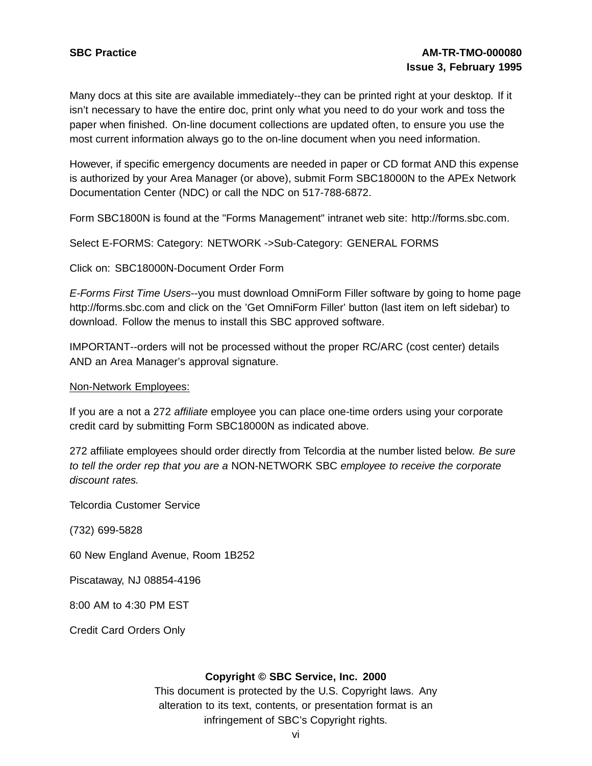Many docs at this site are available immediately--they can be printed right at your desktop. If it isn't necessary to have the entire doc, print only what you need to do your work and toss the paper when finished. On-line document collections are updated often, to ensure you use the most current information always go to the on-line document when you need information.

However, if specific emergency documents are needed in paper or CD format AND this expense is authorized by your Area Manager (or above), submit Form SBC18000N to the APEx Network Documentation Center (NDC) or call the NDC on 517-788-6872.

Form SBC1800N is found at the "Forms Management" intranet web site: http://forms.sbc.com.

Select E-FORMS: Category: NETWORK ->Sub-Category: GENERAL FORMS

Click on: SBC18000N-Document Order Form

*E-Forms First Time Users*--you must download OmniForm Filler software by going to home page http://forms.sbc.com and click on the 'Get OmniForm Filler' button (last item on left sidebar) to download. Follow the menus to install this SBC approved software.

IMPORTANT--orders will not be processed without the proper RC/ARC (cost center) details AND an Area Manager's approval signature.

<u>Non-Network Employees:</u>

If you are a not a 272 *affiliate* employee you can place one-time orders using your corporate credit card by submitting Form SBC18000N as indicated above.

272 affiliate employees should order directly from Telcordia at the number listed below. *Be sure to tell the order rep that you are a* NON-NETWORK SBC *employee to receive the corporate discount rates.*

Telcordia Customer Service

(732) 699-5828

60 New England Avenue, Room 1B252

Piscataway, NJ 08854-4196

8:00 AM to 4:30 PM EST

Credit Card Orders Only

**Copyright © SBC Service, Inc. 2000**

This document is protected by the U.S. Copyright laws. Any alteration to its text, contents, or presentation format is an infringement of SBC's Copyright rights.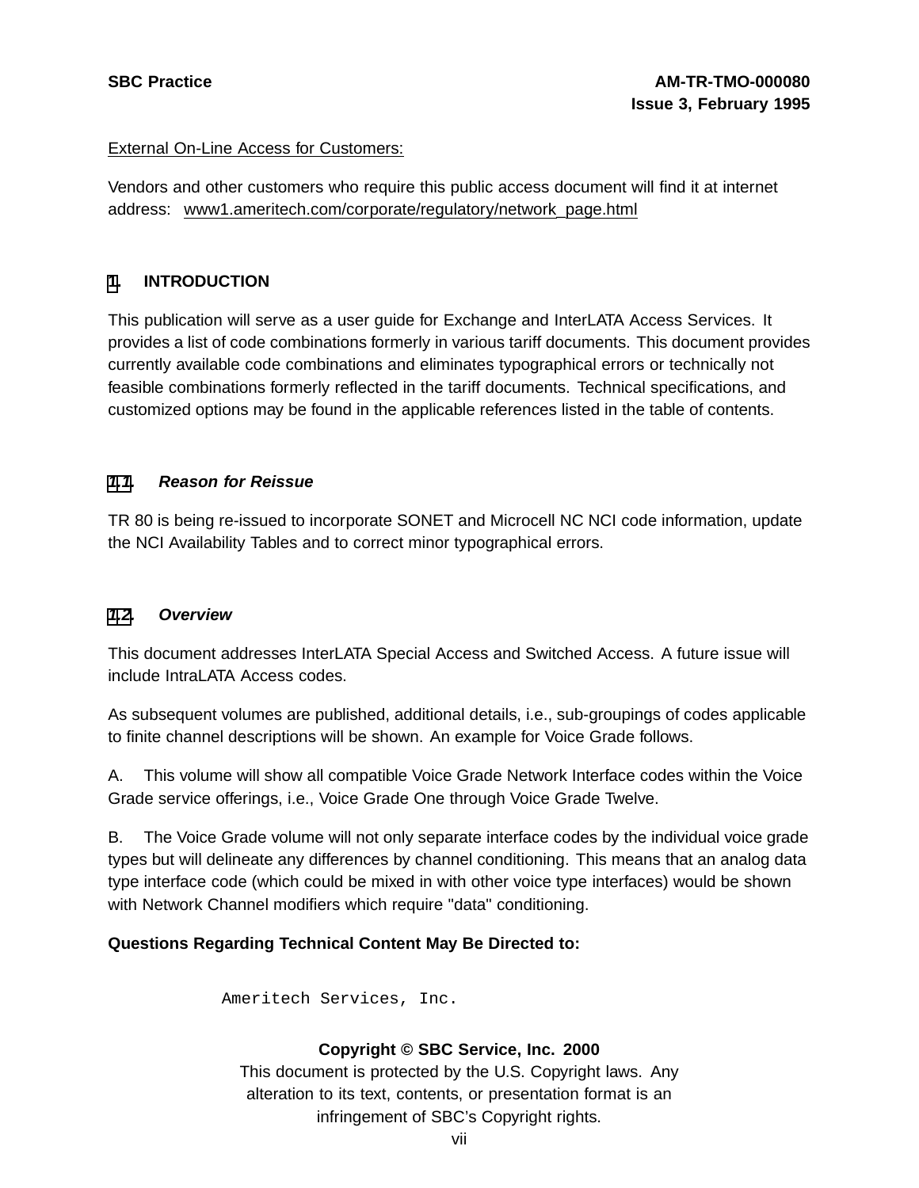External On-Line Access for Customers:

Vendors and other customers who require this public access document will find it at internet address: www1.ameritech.com/corporate/regulatory/network_page.html

# 1. INTRODUCTION

This publication will serve as a user guide for Exchange and InterLATA Access Services. It provides a list of code combinations formerly in various tariff documents. This document provides currently available code combinations and eliminates typographical errors or technically not feasible combinations formerly reflected in the tariff documents. Technical specifications, and customized options may be found in the applicable references listed in the table of contents.

## 1.1. *Reason for Reissue*

TR 80 is being re-issued to incorporate SONET and Microcell NC NCI code information, update the NCI Availability Tables and to correct minor typographical errors.

## 1.2. *Overview*

This document addresses InterLATA Special Access and Switched Access. A future issue will include IntraLATA Access codes.

As subsequent volumes are published, additional details, i.e., sub-groupings of codes applicable to finite channel descriptions will be shown. An example for Voice Grade follows.

A. This volume will show all compatible Voice Grade Network Interface codes within the Voice Grade service offerings, i.e., Voice Grade One through Voice Grade Twelve.

B. The Voice Grade volume will not only separate interface codes by the individual voice grade types but will delineate any differences by channel conditioning. This means that an analog data type interface code (which could be mixed in with other voice type interfaces) would be shown with Network Channel modifiers which require "data" conditioning.

**Questions Regarding Technical Content May Be Directed to:**

```
Ameritech Services, Inc.
```

**Copyright © SBC Service, Inc. 2000**
This document is protected by the U.S. Copyright laws. Any alteration to its text, contents, or presentation format is an infringement of SBC's Copyright rights.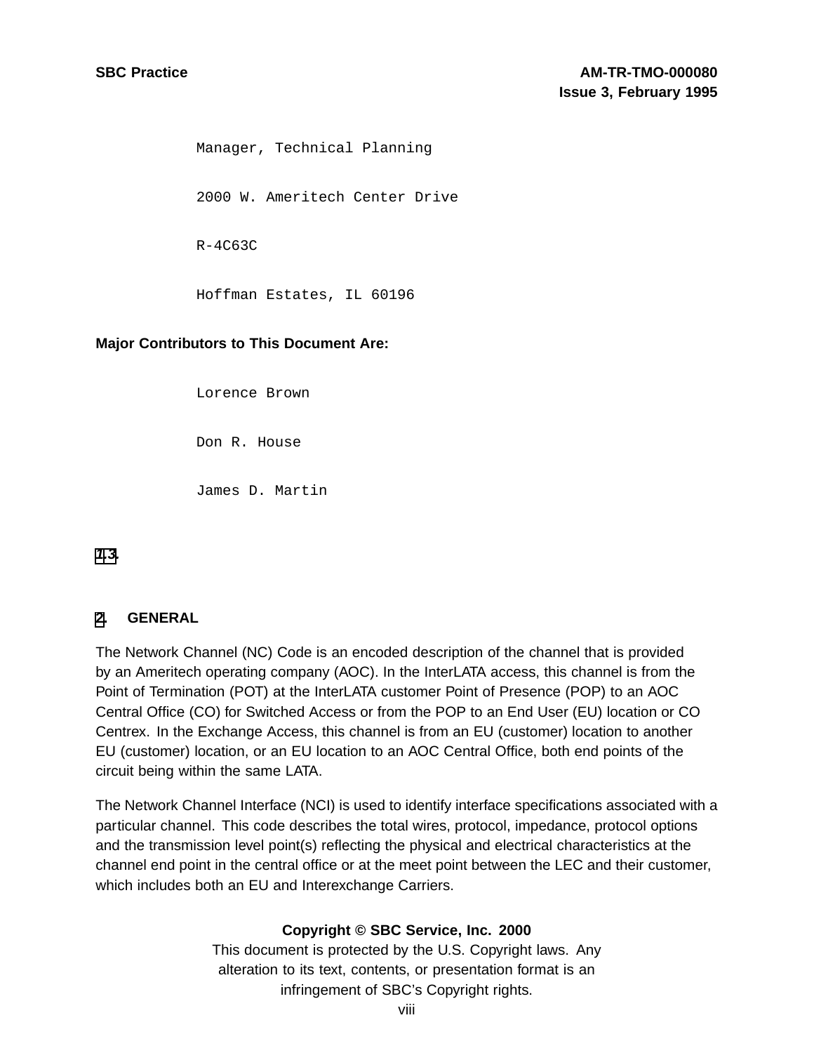Manager, Technical Planning

2000 W. Ameritech Center Drive

R-4C63C

Hoffman Estates, IL 60196

**Major Contributors to This Document Are:**

Lorence Brown

Don R. House

James D. Martin

**1.3.**

## 2. GENERAL

The Network Channel (NC) Code is an encoded description of the channel that is provided by an Ameritech operating company (AOC). In the InterLATA access, this channel is from the Point of Termination (POT) at the InterLATA customer Point of Presence (POP) to an AOC Central Office (CO) for Switched Access or from the POP to an End User (EU) location or CO Centrex. In the Exchange Access, this channel is from an EU (customer) location to another EU (customer) location, or an EU location to an AOC Central Office, both end points of the circuit being within the same LATA.

The Network Channel Interface (NCI) is used to identify interface specifications associated with a particular channel. This code describes the total wires, protocol, impedance, protocol options and the transmission level point(s) reflecting the physical and electrical characteristics at the channel end point in the central office or at the meet point between the LEC and their customer, which includes both an EU and Interexchange Carriers.

**Copyright © SBC Service, Inc. 2000**
This document is protected by the U.S. Copyright laws. Any alteration to its text, contents, or presentation format is an infringement of SBC's Copyright rights.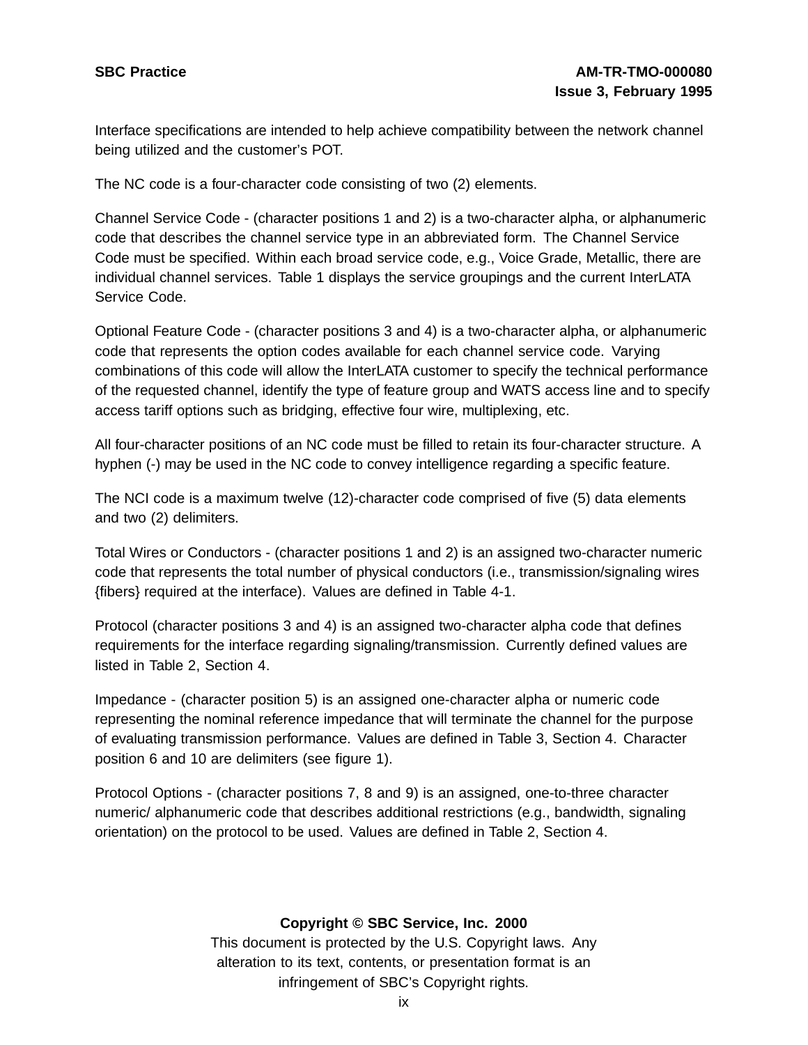Interface specifications are intended to help achieve compatibility between the network channel being utilized and the customer's POT.

The NC code is a four-character code consisting of two (2) elements.

Channel Service Code - (character positions 1 and 2) is a two-character alpha, or alphanumeric code that describes the channel service type in an abbreviated form. The Channel Service Code must be specified. Within each broad service code, e.g., Voice Grade, Metallic, there are individual channel services. Table 1 displays the service groupings and the current InterLATA Service Code.

Optional Feature Code - (character positions 3 and 4) is a two-character alpha, or alphanumeric code that represents the option codes available for each channel service code. Varying combinations of this code will allow the InterLATA customer to specify the technical performance of the requested channel, identify the type of feature group and WATS access line and to specify access tariff options such as bridging, effective four wire, multiplexing, etc.

All four-character positions of an NC code must be filled to retain its four-character structure. A hyphen (-) may be used in the NC code to convey intelligence regarding a specific feature.

The NCI code is a maximum twelve (12)-character code comprised of five (5) data elements and two (2) delimiters.

Total Wires or Conductors - (character positions 1 and 2) is an assigned two-character numeric code that represents the total number of physical conductors (i.e., transmission/signaling wires {fibers} required at the interface). Values are defined in Table 4-1.

Protocol (character positions 3 and 4) is an assigned two-character alpha code that defines requirements for the interface regarding signaling/transmission. Currently defined values are listed in Table 2, Section 4.

Impedance - (character position 5) is an assigned one-character alpha or numeric code representing the nominal reference impedance that will terminate the channel for the purpose of evaluating transmission performance. Values are defined in Table 3, Section 4. Character position 6 and 10 are delimiters (see figure 1).

Protocol Options - (character positions 7, 8 and 9) is an assigned, one-to-three character numeric/ alphanumeric code that describes additional restrictions (e.g., bandwidth, signaling orientation) on the protocol to be used. Values are defined in Table 2, Section 4.

**Copyright © SBC Service, Inc. 2000**
This document is protected by the U.S. Copyright laws. Any alteration to its text, contents, or presentation format is an infringement of SBC's Copyright rights.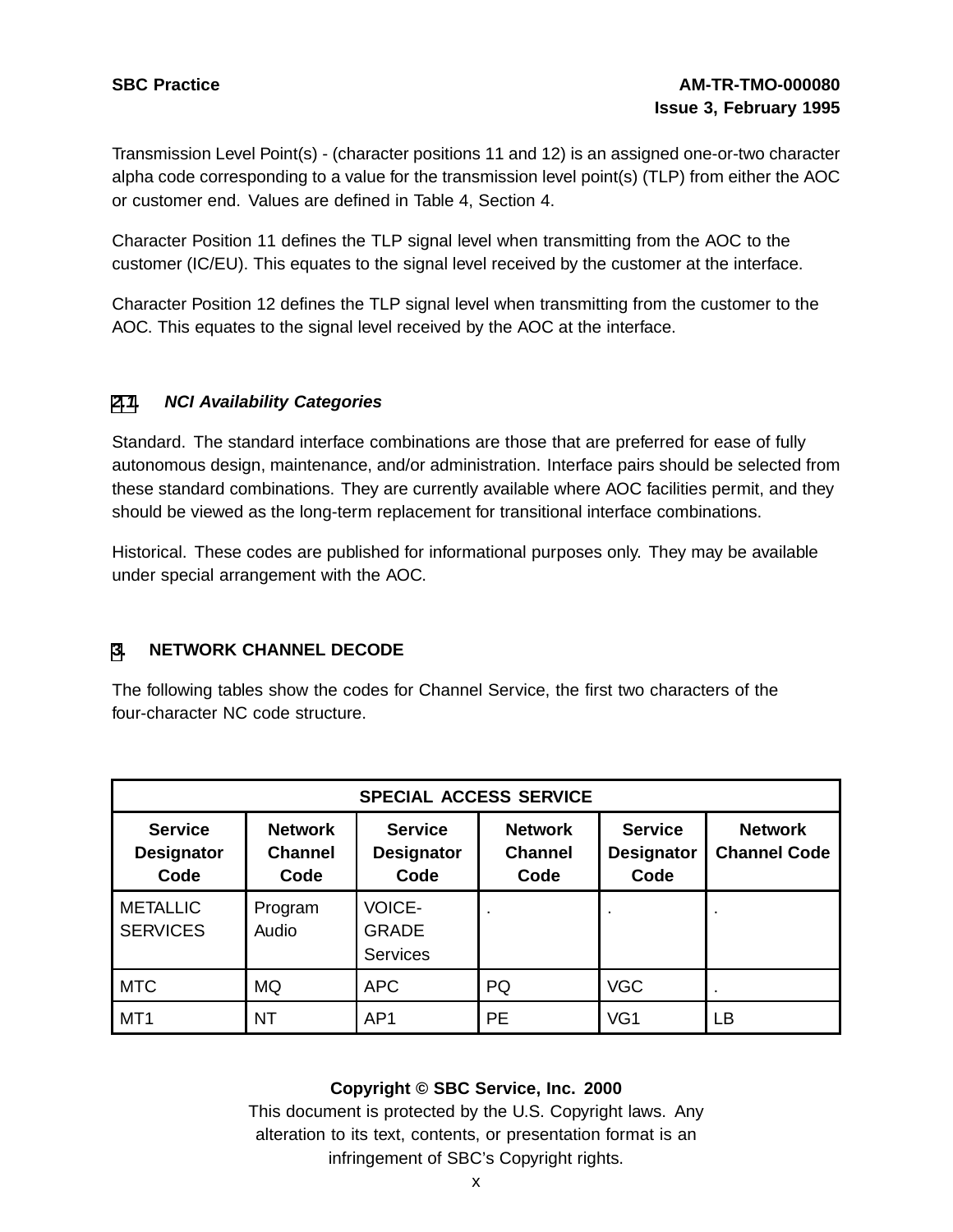Transmission Level Point(s) - (character positions 11 and 12) is an assigned one-or-two character alpha code corresponding to a value for the transmission level point(s) (TLP) from either the AOC or customer end. Values are defined in Table 4, Section 4.

Character Position 11 defines the TLP signal level when transmitting from the AOC to the customer (IC/EU). This equates to the signal level received by the customer at the interface.

Character Position 12 defines the TLP signal level when transmitting from the customer to the AOC. This equates to the signal level received by the AOC at the interface.

### 2.1 *NCI Availability Categories*

Standard. The standard interface combinations are those that are preferred for ease of fully autonomous design, maintenance, and/or administration. Interface pairs should be selected from these standard combinations. They are currently available where AOC facilities permit, and they should be viewed as the long-term replacement for transitional interface combinations.

Historical. These codes are published for informational purposes only. They may be available under special arrangement with the AOC.

## 3. NETWORK CHANNEL DECODE

The following tables show the codes for Channel Service, the first two characters of the four-character NC code structure.

| SPECIAL ACCESS SERVICE | | | | | |
|---|---|---|---|---|---|
| **Service Designator Code** | **Network Channel Code** | **Service Designator Code** | **Network Channel Code** | **Service Designator Code** | **Network Channel Code** |
| METALLIC SERVICES | Program Audio | VOICE-GRADE Services | . | . | . |
| MTC | MQ | APC | PQ | VGC | . |
| MT1 | NT | AP1 | PE | VG1 | LB |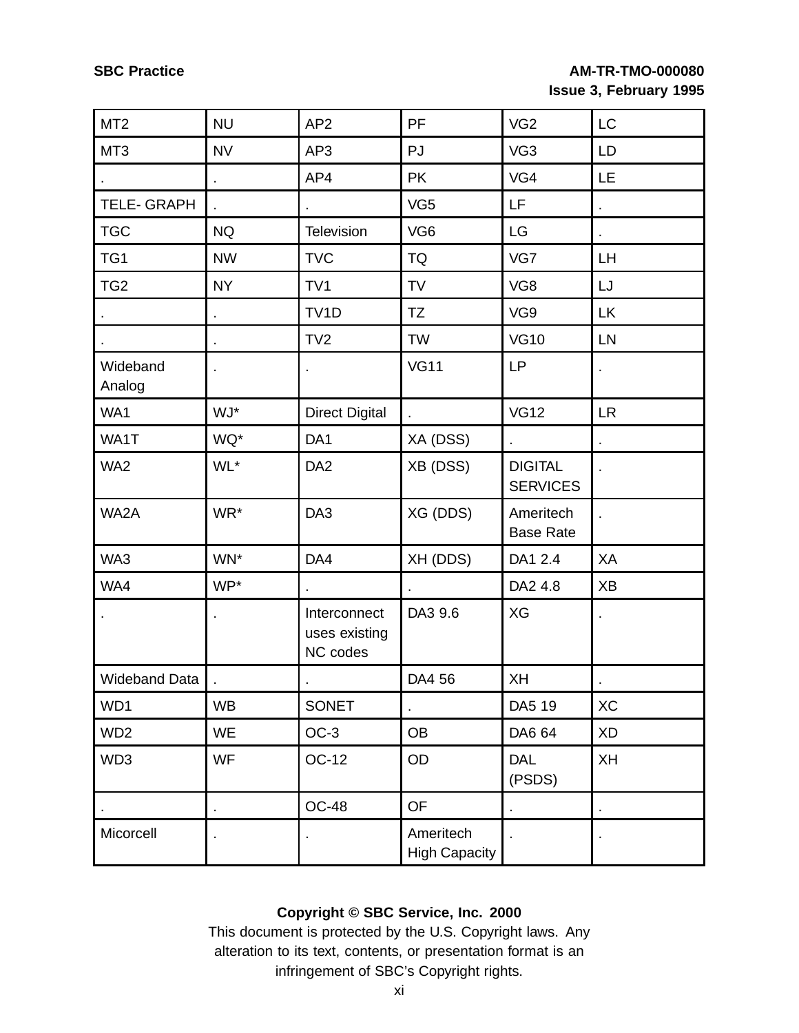| MT2 | NU | AP2 | PF | VG2 | LC |
|---|---|---|---|---|---|
| MT3 | NV | AP3 | PJ | VG3 | LD |
| . | . | AP4 | PK | VG4 | LE |
| TELE- GRAPH | . | . | VG5 | LF | . |
| TGC | NQ | Television | VG6 | LG | . |
| TG1 | NW | TVC | TQ | VG7 | LH |
| TG2 | NY | TV1 | TV | VG8 | LJ |
| . | . | TV1D | TZ | VG9 | LK |
| . | . | TV2 | TW | VG10 | LN |
| Wideband Analog | . | . | VG11 | LP | . |
| WA1 | WJ* | Direct Digital | . | VG12 | LR |
| WA1T | WQ* | DA1 | XA (DSS) | . | . |
| WA2 | WL* | DA2 | XB (DSS) | DIGITAL SERVICES | . |
| WA2A | WR* | DA3 | XG (DDS) | Ameritech Base Rate | . |
| WA3 | WN* | DA4 | XH (DDS) | DA1 2.4 | XA |
| WA4 | WP* | . | . | DA2 4.8 | XB |
| . | . | Interconnect uses existing NC codes | DA3 9.6 | XG | . |
| Wideband Data | . | . | DA4 56 | XH | . |
| WD1 | WB | SONET | . | DA5 19 | XC |
| WD2 | WE | OC-3 | OB | DA6 64 | XD |
| WD3 | WF | OC-12 | OD | DAL (PSDS) | XH |
| . | . | OC-48 | OF | . | . |
| Micorcell | . | . | Ameritech High Capacity | . | . |

**Copyright © SBC Service, Inc. 2000**

This document is protected by the U.S. Copyright laws. Any alteration to its text, contents, or presentation format is an infringement of SBC's Copyright rights.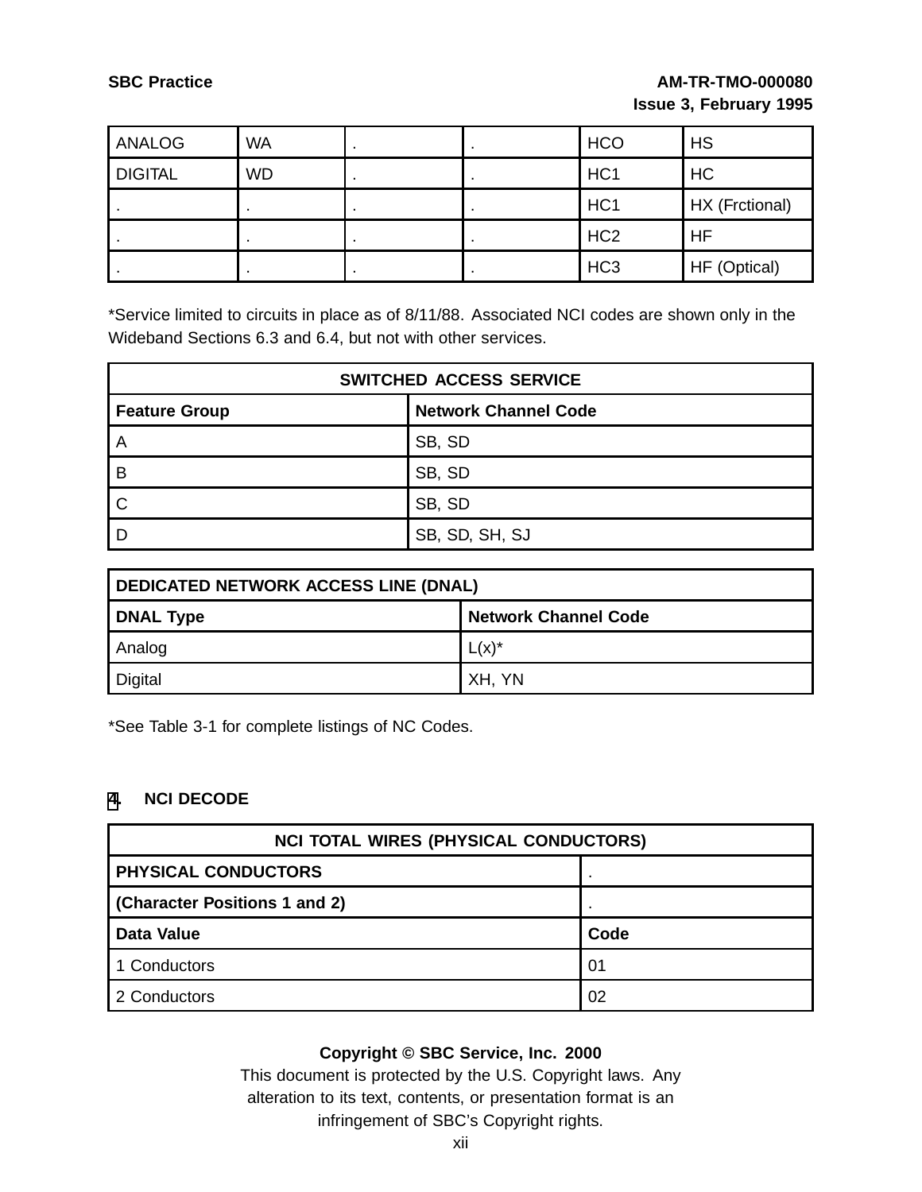| ANALOG | WA | . | . | HCO | HS |
|---|---|---|---|---|---|
| DIGITAL | WD | . | . | HC1 | HC |
| . | . | . | . | HC1 | HX (Frctional) |
| . | . | . | . | HC2 | HF |
| . | . | . | . | HC3 | HF (Optical) |

*Service limited to circuits in place as of 8/11/88. Associated NCI codes are shown only in the Wideband Sections 6.3 and 6.4, but not with other services.

| SWITCHED ACCESS SERVICE | |
|---|---|
| **Feature Group** | **Network Channel Code** |
| A | SB, SD |
| B | SB, SD |
| C | SB, SD |
| D | SB, SD, SH, SJ |

| DEDICATED NETWORK ACCESS LINE (DNAL) | |
|---|---|
| **DNAL Type** | **Network Channel Code** |
| Analog | L(x)* |
| Digital | XH, YN |

*See Table 3-1 for complete listings of NC Codes.

## 4. NCI DECODE

| NCI TOTAL WIRES (PHYSICAL CONDUCTORS) | |
|---|---|
| **PHYSICAL CONDUCTORS** | . |
| **(Character Positions 1 and 2)** | . |
| **Data Value** | **Code** |
| 1 Conductors | 01 |
| 2 Conductors | 02 |

**Copyright © SBC Service, Inc. 2000**
This document is protected by the U.S. Copyright laws. Any alteration to its text, contents, or presentation format is an infringement of SBC's Copyright rights.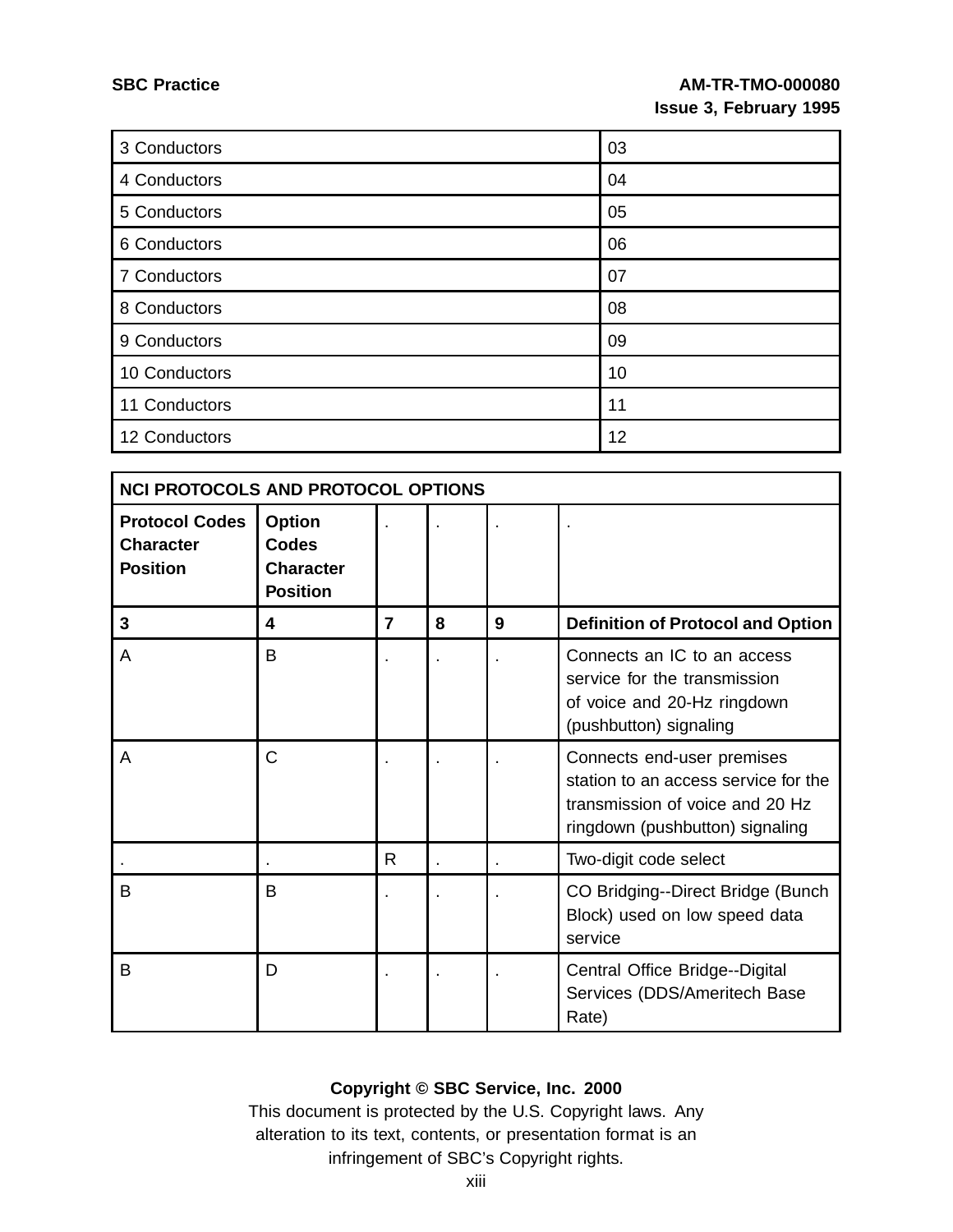| 3 Conductors | 03 |
|---|---|
| 4 Conductors | 04 |
| 5 Conductors | 05 |
| 6 Conductors | 06 |
| 7 Conductors | 07 |
| 8 Conductors | 08 |
| 9 Conductors | 09 |
| 10 Conductors | 10 |
| 11 Conductors | 11 |
| 12 Conductors | 12 |

| NCI PROTOCOLS AND PROTOCOL OPTIONS | | | | | |
|---|---|---|---|---|---|
| **Protocol Codes Character Position** | **Option Codes Character Position** | . | . | . | . |
| **3** | **4** | **7** | **8** | **9** | **Definition of Protocol and Option** |
| A | B | . | . | . | Connects an IC to an access service for the transmission of voice and 20-Hz ringdown (pushbutton) signaling |
| A | C | . | . | . | Connects end-user premises station to an access service for the transmission of voice and 20 Hz ringdown (pushbutton) signaling |
| . | . | R | . | . | Two-digit code select |
| B | B | . | . | . | CO Bridging--Direct Bridge (Bunch Block) used on low speed data service |
| B | D | . | . | . | Central Office Bridge--Digital Services (DDS/Ameritech Base Rate) |

**Copyright © SBC Service, Inc. 2000**

This document is protected by the U.S. Copyright laws. Any alteration to its text, contents, or presentation format is an infringement of SBC's Copyright rights.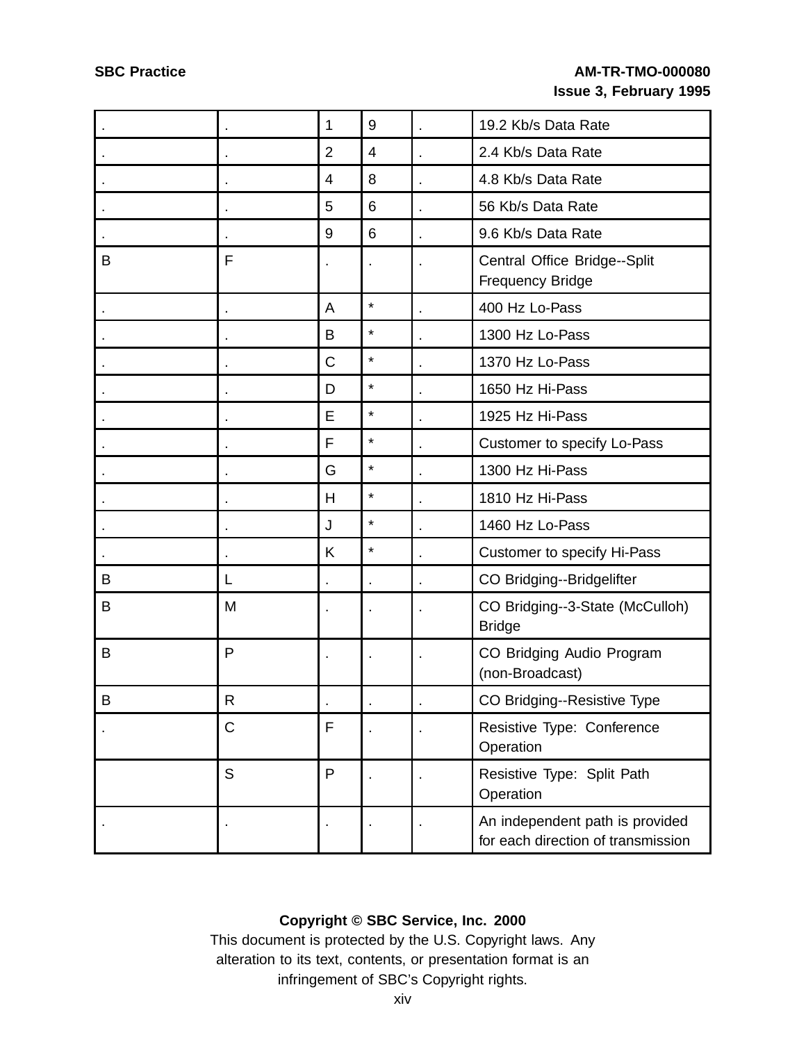| . | . | 1 | 9 | . | 19.2 Kb/s Data Rate |
|---|---|---|---|---|---|
| . | . | 2 | 4 | . | 2.4 Kb/s Data Rate |
| . | . | 4 | 8 | . | 4.8 Kb/s Data Rate |
| . | . | 5 | 6 | . | 56 Kb/s Data Rate |
| . | . | 9 | 6 | . | 9.6 Kb/s Data Rate |
| B | F | . | . | . | Central Office Bridge--Split Frequency Bridge |
| . | . | A | * | . | 400 Hz Lo-Pass |
| . | . | B | * | . | 1300 Hz Lo-Pass |
| . | . | C | * | . | 1370 Hz Lo-Pass |
| . | . | D | * | . | 1650 Hz Hi-Pass |
| . | . | E | * | . | 1925 Hz Hi-Pass |
| . | . | F | * | . | Customer to specify Lo-Pass |
| . | . | G | * | . | 1300 Hz Hi-Pass |
| . | . | H | * | . | 1810 Hz Hi-Pass |
| . | . | J | * | . | 1460 Hz Lo-Pass |
| . | . | K | * | . | Customer to specify Hi-Pass |
| B | L | . | . | . | CO Bridging--Bridgelifter |
| B | M | . | . | . | CO Bridging--3-State (McCulloh) Bridge |
| B | P | . | . | . | CO Bridging Audio Program (non-Broadcast) |
| B | R | . | . | . | CO Bridging--Resistive Type |
| . | C | F | . | . | Resistive Type: Conference Operation |
| | S | P | . | . | Resistive Type: Split Path Operation |
| . | . | . | . | . | An independent path is provided for each direction of transmission |

**Copyright © SBC Service, Inc. 2000**

This document is protected by the U.S. Copyright laws. Any alteration to its text, contents, or presentation format is an infringement of SBC's Copyright rights.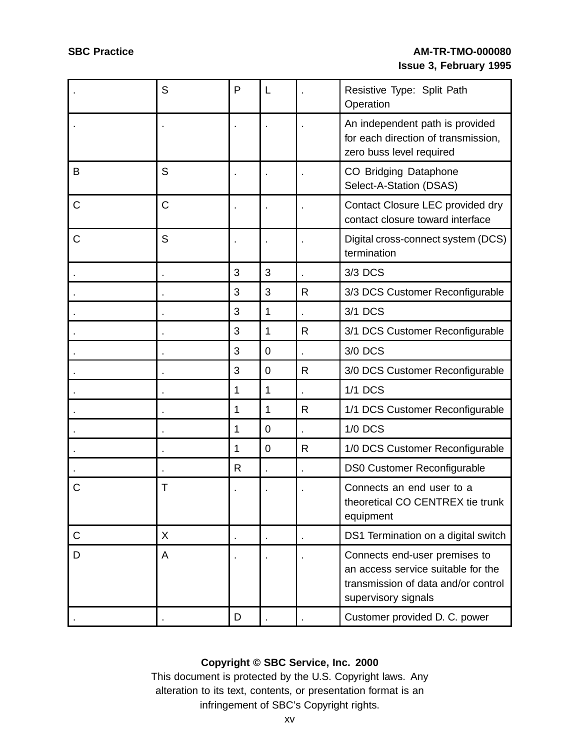| . | S | P | L | . | Resistive Type: Split Path Operation |
|---|---|---|---|---|---|
| . | . | . | . | . | An independent path is provided for each direction of transmission, zero buss level required |
| B | S | . | . | . | CO Bridging Dataphone Select-A-Station (DSAS) |
| C | C | . | . | . | Contact Closure LEC provided dry contact closure toward interface |
| C | S | . | . | . | Digital cross-connect system (DCS) termination |
| . | . | 3 | 3 | . | 3/3 DCS |
| . | . | 3 | 3 | R | 3/3 DCS Customer Reconfigurable |
| . | . | 3 | 1 | . | 3/1 DCS |
| . | . | 3 | 1 | R | 3/1 DCS Customer Reconfigurable |
| . | . | 3 | 0 | . | 3/0 DCS |
| . | . | 3 | 0 | R | 3/0 DCS Customer Reconfigurable |
| . | . | 1 | 1 | . | 1/1 DCS |
| . | . | 1 | 1 | R | 1/1 DCS Customer Reconfigurable |
| . | . | 1 | 0 | . | 1/0 DCS |
| . | . | 1 | 0 | R | 1/0 DCS Customer Reconfigurable |
| . | . | R | . | . | DS0 Customer Reconfigurable |
| C | T | . | . | . | Connects an end user to a theoretical CO CENTREX tie trunk equipment |
| C | X | . | . | . | DS1 Termination on a digital switch |
| D | A | . | . | . | Connects end-user premises to an access service suitable for the transmission of data and/or control supervisory signals |
| . | . | D | . | . | Customer provided D. C. power |

**Copyright © SBC Service, Inc. 2000**
This document is protected by the U.S. Copyright laws. Any alteration to its text, contents, or presentation format is an infringement of SBC's Copyright rights.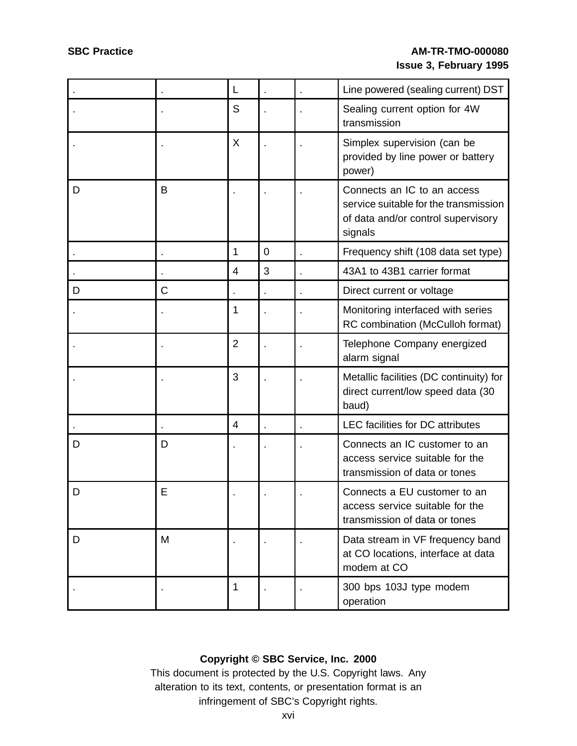| . | . | L | . | . | Line powered (sealing current) DST |
|---|---|---|---|---|---|
| . | . | S | . | . | Sealing current option for 4W transmission |
| . | . | X | . | . | Simplex supervision (can be provided by line power or battery power) |
| D | B | . | . | . | Connects an IC to an access service suitable for the transmission of data and/or control supervisory signals |
| . | . | 1 | 0 | . | Frequency shift (108 data set type) |
| . | . | 4 | 3 | . | 43A1 to 43B1 carrier format |
| D | C | . | . | . | Direct current or voltage |
| . | . | 1 | . | . | Monitoring interfaced with series RC combination (McCulloh format) |
| . | . | 2 | . | . | Telephone Company energized alarm signal |
| . | . | 3 | . | . | Metallic facilities (DC continuity) for direct current/low speed data (30 baud) |
| . | . | 4 | . | . | LEC facilities for DC attributes |
| D | D | . | . | . | Connects an IC customer to an access service suitable for the transmission of data or tones |
| D | E | . | . | . | Connects a EU customer to an access service suitable for the transmission of data or tones |
| D | M | . | . | . | Data stream in VF frequency band at CO locations, interface at data modem at CO |
| . | . | 1 | . | . | 300 bps 103J type modem operation |

**Copyright © SBC Service, Inc. 2000**
This document is protected by the U.S. Copyright laws. Any alteration to its text, contents, or presentation format is an infringement of SBC's Copyright rights.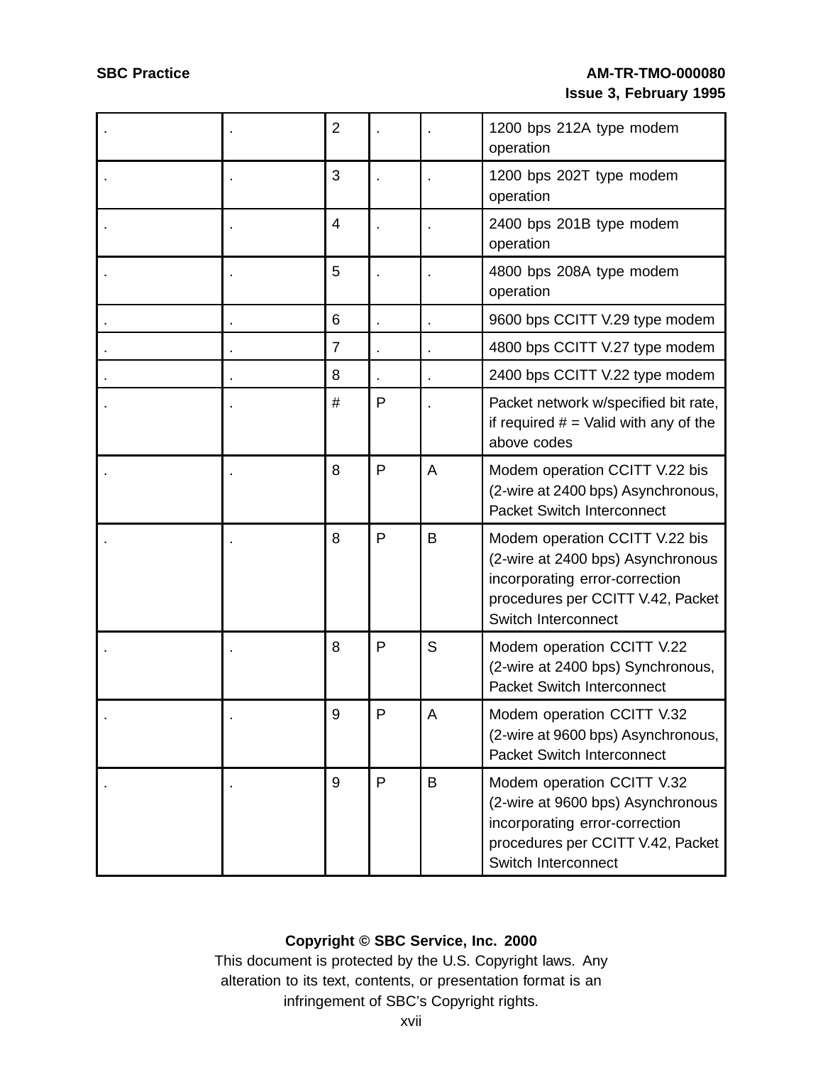| . | . | 2 | . | . | 1200 bps 212A type modem operation |
|---|---|---|---|---|---|
| . | . | 3 | . | . | 1200 bps 202T type modem operation |
| . | . | 4 | . | . | 2400 bps 201B type modem operation |
| . | . | 5 | . | . | 4800 bps 208A type modem operation |
| . | . | 6 | . | . | 9600 bps CCITT V.29 type modem |
| . | . | 7 | . | . | 4800 bps CCITT V.27 type modem |
| . | . | 8 | . | . | 2400 bps CCITT V.22 type modem |
| . | . | # | P | . | Packet network w/specified bit rate, if required # = Valid with any of the above codes |
| . | . | 8 | P | A | Modem operation CCITT V.22 bis (2-wire at 2400 bps) Asynchronous, Packet Switch Interconnect |
| . | . | 8 | P | B | Modem operation CCITT V.22 bis (2-wire at 2400 bps) Asynchronous incorporating error-correction procedures per CCITT V.42, Packet Switch Interconnect |
| . | . | 8 | P | S | Modem operation CCITT V.22 (2-wire at 2400 bps) Synchronous, Packet Switch Interconnect |
| . | . | 9 | P | A | Modem operation CCITT V.32 (2-wire at 9600 bps) Asynchronous, Packet Switch Interconnect |
| . | . | 9 | P | B | Modem operation CCITT V.32 (2-wire at 9600 bps) Asynchronous incorporating error-correction procedures per CCITT V.42, Packet Switch Interconnect |

**Copyright © SBC Service, Inc. 2000**
This document is protected by the U.S. Copyright laws. Any alteration to its text, contents, or presentation format is an infringement of SBC's Copyright rights.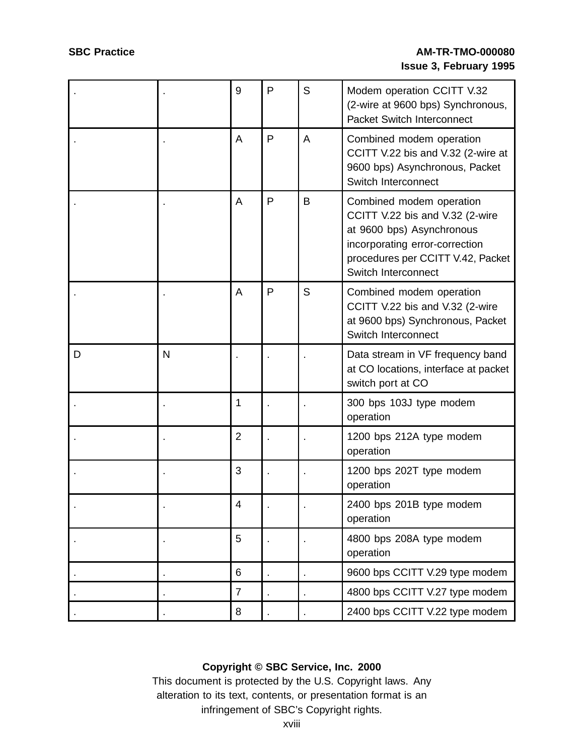| . | . | 9 | P | S | Modem operation CCITT V.32 (2-wire at 9600 bps) Synchronous, Packet Switch Interconnect |
|---|---|---|---|---|---|
| . | . | A | P | A | Combined modem operation CCITT V.22 bis and V.32 (2-wire at 9600 bps) Asynchronous, Packet Switch Interconnect |
| . | . | A | P | B | Combined modem operation CCITT V.22 bis and V.32 (2-wire at 9600 bps) Asynchronous incorporating error-correction procedures per CCITT V.42, Packet Switch Interconnect |
| . | . | A | P | S | Combined modem operation CCITT V.22 bis and V.32 (2-wire at 9600 bps) Synchronous, Packet Switch Interconnect |
| D | N | . | . | . | Data stream in VF frequency band at CO locations, interface at packet switch port at CO |
| . | . | 1 | . | . | 300 bps 103J type modem operation |
| . | . | 2 | . | . | 1200 bps 212A type modem operation |
| . | . | 3 | . | . | 1200 bps 202T type modem operation |
| . | . | 4 | . | . | 2400 bps 201B type modem operation |
| . | . | 5 | . | . | 4800 bps 208A type modem operation |
| . | . | 6 | . | . | 9600 bps CCITT V.29 type modem |
| . | . | 7 | . | . | 4800 bps CCITT V.27 type modem |
| . | . | 8 | . | . | 2400 bps CCITT V.22 type modem |

**Copyright © SBC Service, Inc. 2000**
This document is protected by the U.S. Copyright laws. Any alteration to its text, contents, or presentation format is an infringement of SBC's Copyright rights.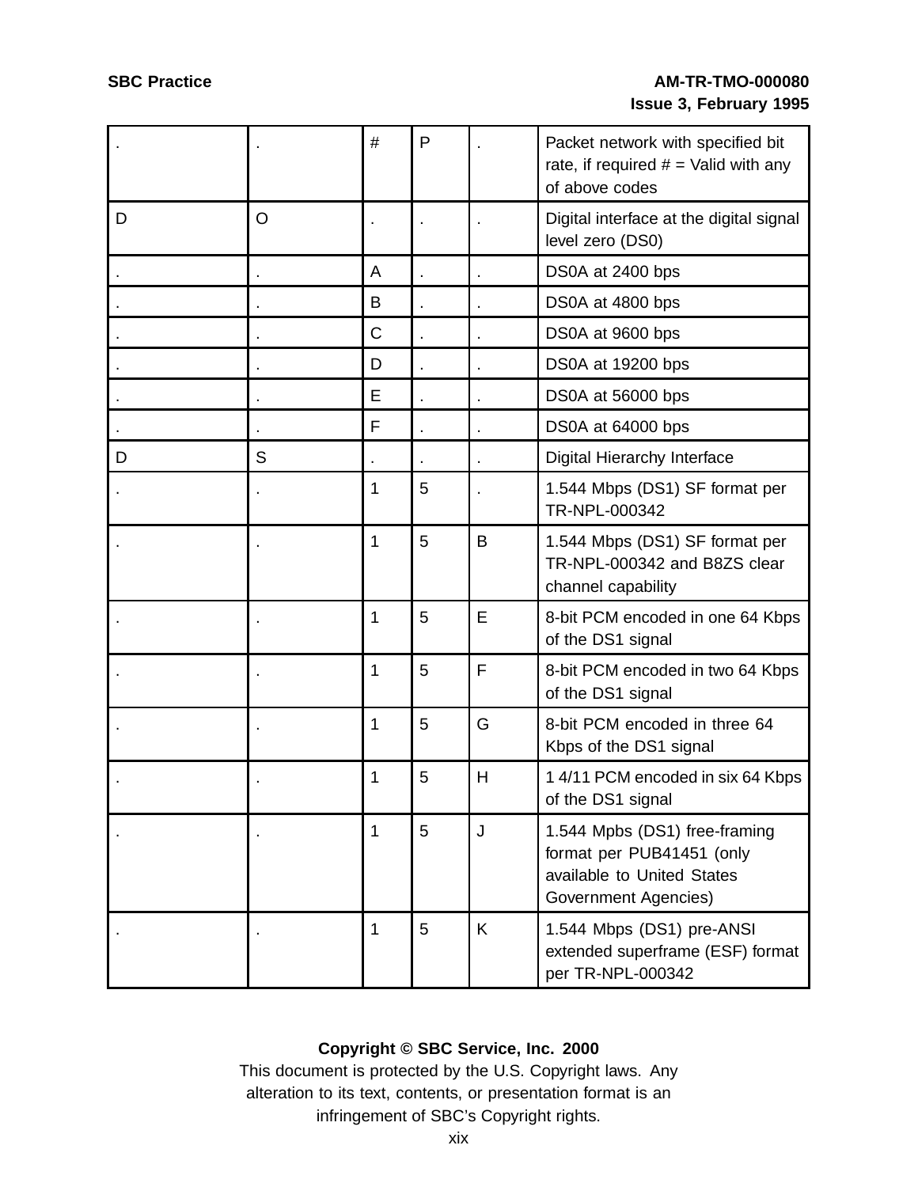| | | | | | |
|---|---|---|---|---|---|
| . | . | # | P | . | Packet network with specified bit rate, if required # = Valid with any of above codes |
| D | O | . | . | . | Digital interface at the digital signal level zero (DS0) |
| . | . | A | . | . | DS0A at 2400 bps |
| . | . | B | . | . | DS0A at 4800 bps |
| . | . | C | . | . | DS0A at 9600 bps |
| . | . | D | . | . | DS0A at 19200 bps |
| . | . | E | . | . | DS0A at 56000 bps |
| . | . | F | . | . | DS0A at 64000 bps |
| D | S | . | . | . | Digital Hierarchy Interface |
| . | . | 1 | 5 | . | 1.544 Mbps (DS1) SF format per TR-NPL-000342 |
| . | . | 1 | 5 | B | 1.544 Mbps (DS1) SF format per TR-NPL-000342 and B8ZS clear channel capability |
| . | . | 1 | 5 | E | 8-bit PCM encoded in one 64 Kbps of the DS1 signal |
| . | . | 1 | 5 | F | 8-bit PCM encoded in two 64 Kbps of the DS1 signal |
| . | . | 1 | 5 | G | 8-bit PCM encoded in three 64 Kbps of the DS1 signal |
| . | . | 1 | 5 | H | 1 4/11 PCM encoded in six 64 Kbps of the DS1 signal |
| . | . | 1 | 5 | J | 1.544 Mpbs (DS1) free-framing format per PUB41451 (only available to United States Government Agencies) |
| . | . | 1 | 5 | K | 1.544 Mbps (DS1) pre-ANSI extended superframe (ESF) format per TR-NPL-000342 |

**Copyright © SBC Service, Inc. 2000**

This document is protected by the U.S. Copyright laws. Any alteration to its text, contents, or presentation format is an infringement of SBC's Copyright rights.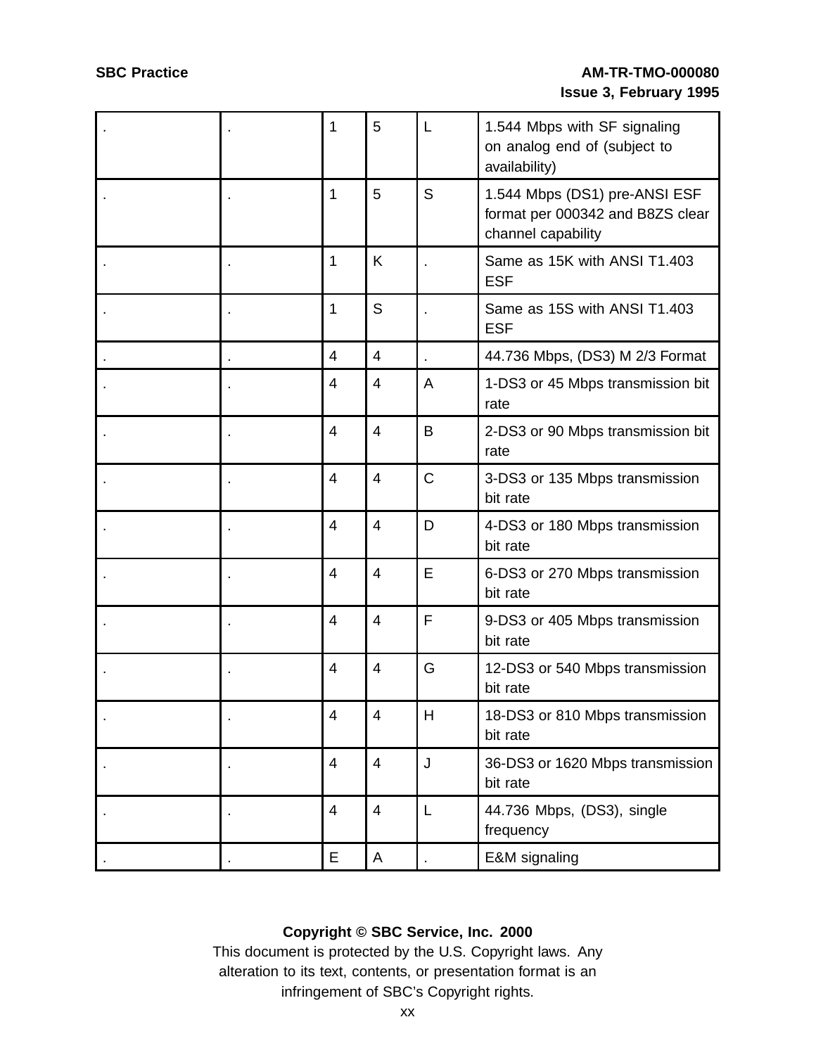| . | . | 1 | 5 | L | 1.544 Mbps with SF signaling on analog end of (subject to availability) |
|---|---|---|---|---|---|
| . | . | 1 | 5 | S | 1.544 Mbps (DS1) pre-ANSI ESF format per 000342 and B8ZS clear channel capability |
| . | . | 1 | K | . | Same as 15K with ANSI T1.403 ESF |
| . | . | 1 | S | . | Same as 15S with ANSI T1.403 ESF |
| . | . | 4 | 4 | . | 44.736 Mbps, (DS3) M 2/3 Format |
| . | . | 4 | 4 | A | 1-DS3 or 45 Mbps transmission bit rate |
| . | . | 4 | 4 | B | 2-DS3 or 90 Mbps transmission bit rate |
| . | . | 4 | 4 | C | 3-DS3 or 135 Mbps transmission bit rate |
| . | . | 4 | 4 | D | 4-DS3 or 180 Mbps transmission bit rate |
| . | . | 4 | 4 | E | 6-DS3 or 270 Mbps transmission bit rate |
| . | . | 4 | 4 | F | 9-DS3 or 405 Mbps transmission bit rate |
| . | . | 4 | 4 | G | 12-DS3 or 540 Mbps transmission bit rate |
| . | . | 4 | 4 | H | 18-DS3 or 810 Mbps transmission bit rate |
| . | . | 4 | 4 | J | 36-DS3 or 1620 Mbps transmission bit rate |
| . | . | 4 | 4 | L | 44.736 Mbps, (DS3), single frequency |
| . | . | E | A | . | E&M signaling |

**Copyright © SBC Service, Inc. 2000**
This document is protected by the U.S. Copyright laws. Any alteration to its text, contents, or presentation format is an infringement of SBC's Copyright rights.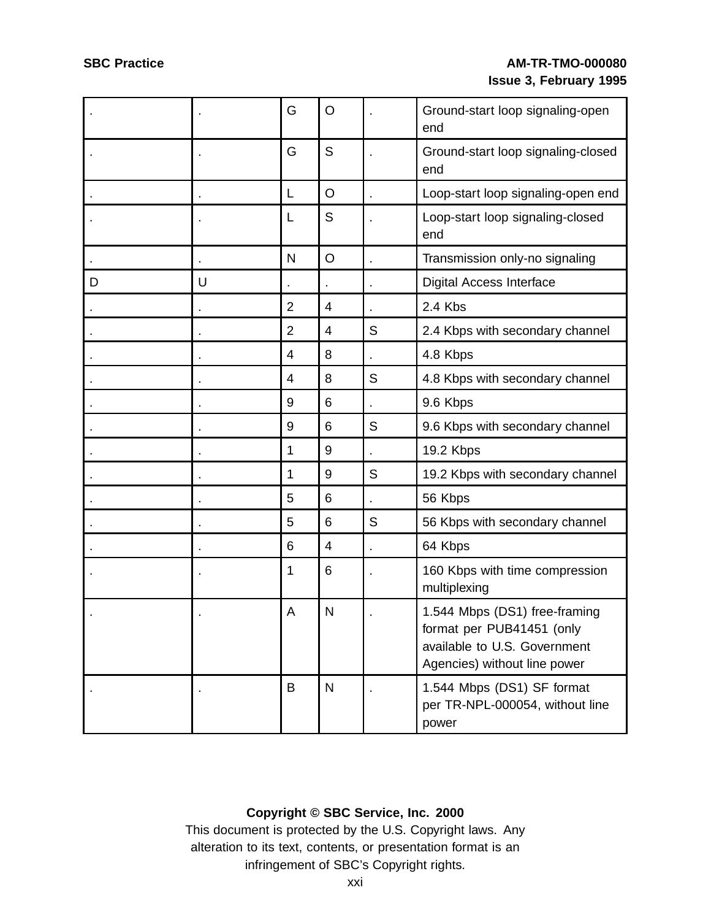| . | . | G | O | . | Ground-start loop signaling-open end |
|---|---|---|---|---|---|
| . | . | G | S | . | Ground-start loop signaling-closed end |
| . | . | L | O | . | Loop-start loop signaling-open end |
| . | . | L | S | . | Loop-start loop signaling-closed end |
| . | . | N | O | . | Transmission only-no signaling |
| D | U | . | . | . | Digital Access Interface |
| . | . | 2 | 4 | . | 2.4 Kbs |
| . | . | 2 | 4 | S | 2.4 Kbps with secondary channel |
| . | . | 4 | 8 | . | 4.8 Kbps |
| . | . | 4 | 8 | S | 4.8 Kbps with secondary channel |
| . | . | 9 | 6 | . | 9.6 Kbps |
| . | . | 9 | 6 | S | 9.6 Kbps with secondary channel |
| . | . | 1 | 9 | . | 19.2 Kbps |
| . | . | 1 | 9 | S | 19.2 Kbps with secondary channel |
| . | . | 5 | 6 | . | 56 Kbps |
| . | . | 5 | 6 | S | 56 Kbps with secondary channel |
| . | . | 6 | 4 | . | 64 Kbps |
| . | . | 1 | 6 | . | 160 Kbps with time compression multiplexing |
| . | . | A | N | . | 1.544 Mbps (DS1) free-framing format per PUB41451 (only available to U.S. Government Agencies) without line power |
| . | . | B | N | . | 1.544 Mbps (DS1) SF format per TR-NPL-000054, without line power |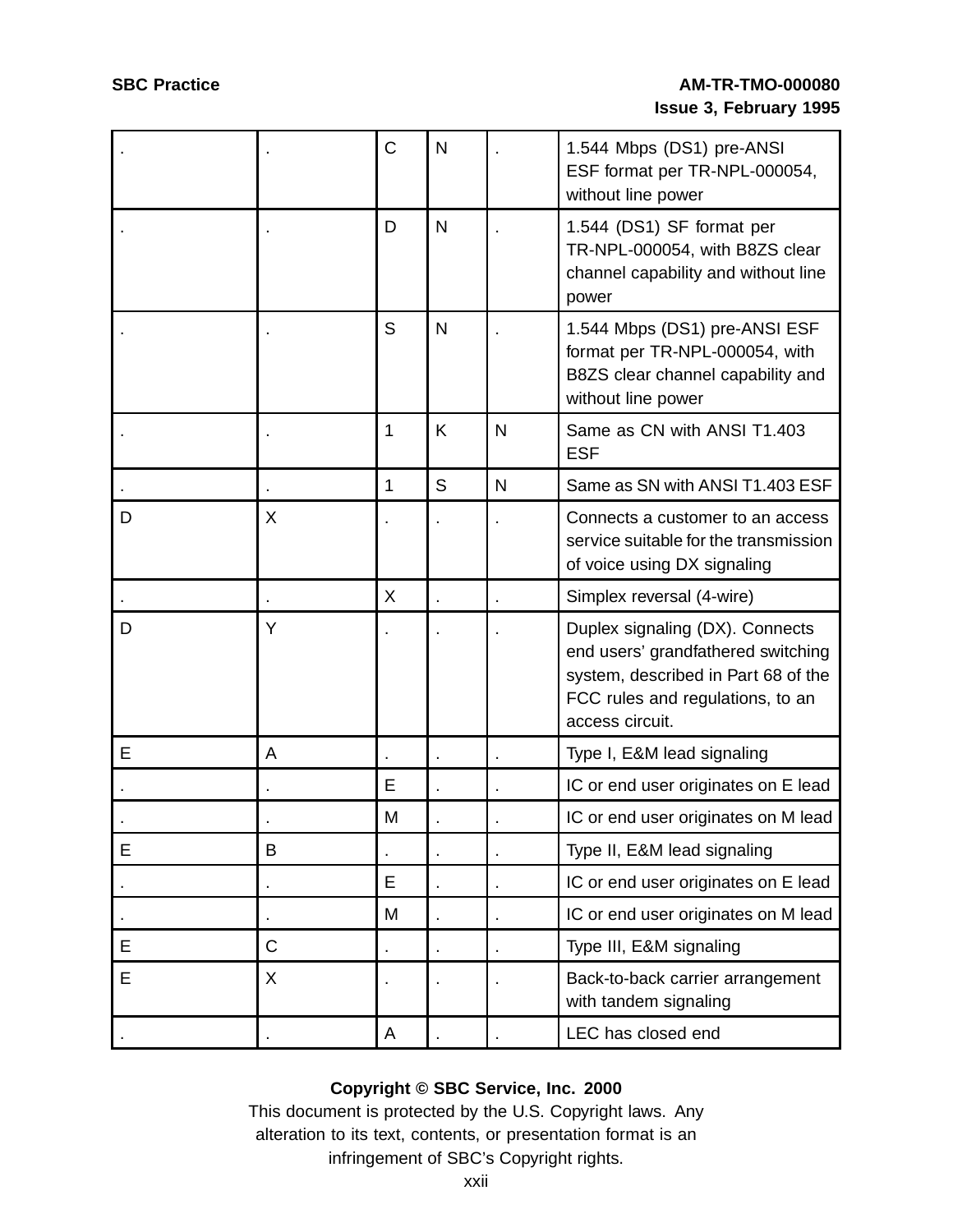| . | . | C | N | . | 1.544 Mbps (DS1) pre-ANSI ESF format per TR-NPL-000054, without line power |
|---|---|---|---|---|---|
| . | . | D | N | . | 1.544 (DS1) SF format per TR-NPL-000054, with B8ZS clear channel capability and without line power |
| . | . | S | N | . | 1.544 Mbps (DS1) pre-ANSI ESF format per TR-NPL-000054, with B8ZS clear channel capability and without line power |
| . | . | 1 | K | N | Same as CN with ANSI T1.403 ESF |
| . | . | 1 | S | N | Same as SN with ANSI T1.403 ESF |
| D | X | . | . | . | Connects a customer to an access service suitable for the transmission of voice using DX signaling |
| . | . | X | . | . | Simplex reversal (4-wire) |
| D | Y | . | . | . | Duplex signaling (DX). Connects end users' grandfathered switching system, described in Part 68 of the FCC rules and regulations, to an access circuit. |
| E | A | . | . | . | Type I, E&M lead signaling |
| . | . | E | . | . | IC or end user originates on E lead |
| . | . | M | . | . | IC or end user originates on M lead |
| E | B | . | . | . | Type II, E&M lead signaling |
| . | . | E | . | . | IC or end user originates on E lead |
| . | . | M | . | . | IC or end user originates on M lead |
| E | C | . | . | . | Type III, E&M signaling |
| E | X | . | . | . | Back-to-back carrier arrangement with tandem signaling |
| . | . | A | . | . | LEC has closed end |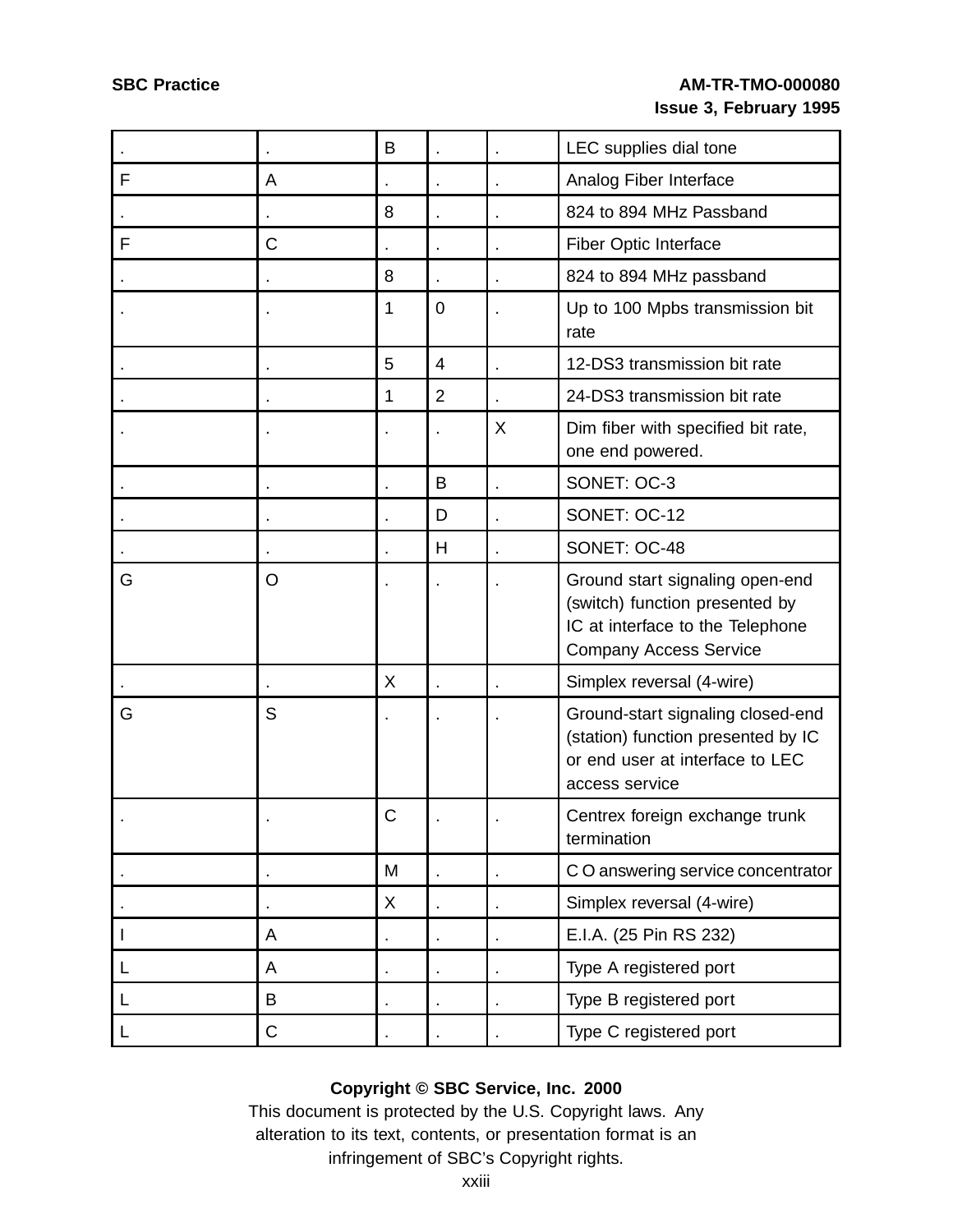| . | . | B | . | . | LEC supplies dial tone |
|---|---|---|---|---|---|
| F | A | . | . | . | Analog Fiber Interface |
| . | . | 8 | . | . | 824 to 894 MHz Passband |
| F | C | . | . | . | Fiber Optic Interface |
| . | . | 8 | . | . | 824 to 894 MHz passband |
| . | . | 1 | 0 | . | Up to 100 Mpbs transmission bit rate |
| . | . | 5 | 4 | . | 12-DS3 transmission bit rate |
| . | . | 1 | 2 | . | 24-DS3 transmission bit rate |
| . | . | . | . | X | Dim fiber with specified bit rate, one end powered. |
| . | . | . | B | . | SONET: OC-3 |
| . | . | . | D | . | SONET: OC-12 |
| . | . | . | H | . | SONET: OC-48 |
| G | O | . | . | . | Ground start signaling open-end (switch) function presented by IC at interface to the Telephone Company Access Service |
| . | . | X | . | . | Simplex reversal (4-wire) |
| G | S | . | . | . | Ground-start signaling closed-end (station) function presented by IC or end user at interface to LEC access service |
| . | . | C | . | . | Centrex foreign exchange trunk termination |
| . | . | M | . | . | C O answering service concentrator |
| . | . | X | . | . | Simplex reversal (4-wire) |
| I | A | . | . | . | E.I.A. (25 Pin RS 232) |
| L | A | . | . | . | Type A registered port |
| L | B | . | . | . | Type B registered port |
| L | C | . | . | . | Type C registered port |

**Copyright © SBC Service, Inc. 2000**

This document is protected by the U.S. Copyright laws. Any alteration to its text, contents, or presentation format is an infringement of SBC's Copyright rights.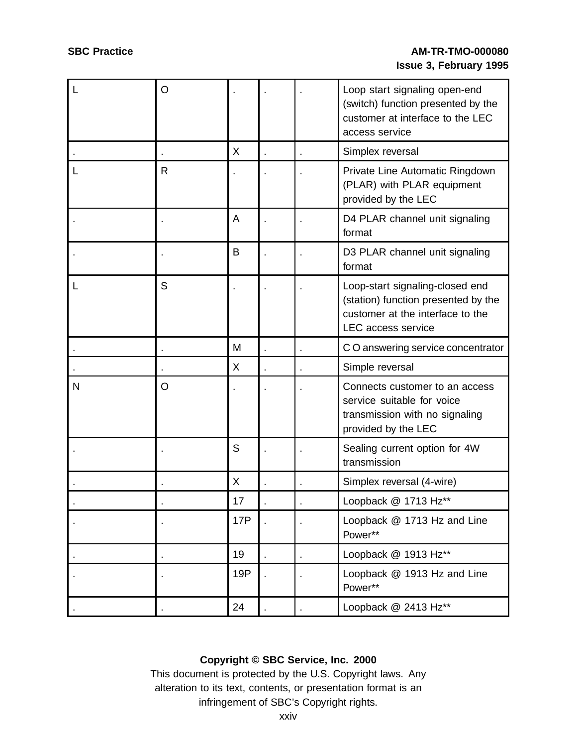| | | | | | |
|---|---|---|---|---|---|
| L | O | . | . | . | Loop start signaling open-end (switch) function presented by the customer at interface to the LEC access service |
| . | . | X | . | . | Simplex reversal |
| L | R | . | . | . | Private Line Automatic Ringdown (PLAR) with PLAR equipment provided by the LEC |
| . | . | A | . | . | D4 PLAR channel unit signaling format |
| . | . | B | . | . | D3 PLAR channel unit signaling format |
| L | S | . | . | . | Loop-start signaling-closed end (station) function presented by the customer at the interface to the LEC access service |
| . | . | M | . | . | C O answering service concentrator |
| . | . | X | . | . | Simple reversal |
| N | O | . | . | . | Connects customer to an access service suitable for voice transmission with no signaling provided by the LEC |
| . | . | S | . | . | Sealing current option for 4W transmission |
| . | . | X | . | . | Simplex reversal (4-wire) |
| . | . | 17 | . | . | Loopback @ 1713 Hz** |
| . | . | 17P | . | . | Loopback @ 1713 Hz and Line Power** |
| . | . | 19 | . | . | Loopback @ 1913 Hz** |
| . | . | 19P | . | . | Loopback @ 1913 Hz and Line Power** |
| . | . | 24 | . | . | Loopback @ 2413 Hz** |

**Copyright © SBC Service, Inc. 2000**
This document is protected by the U.S. Copyright laws. Any alteration to its text, contents, or presentation format is an infringement of SBC's Copyright rights.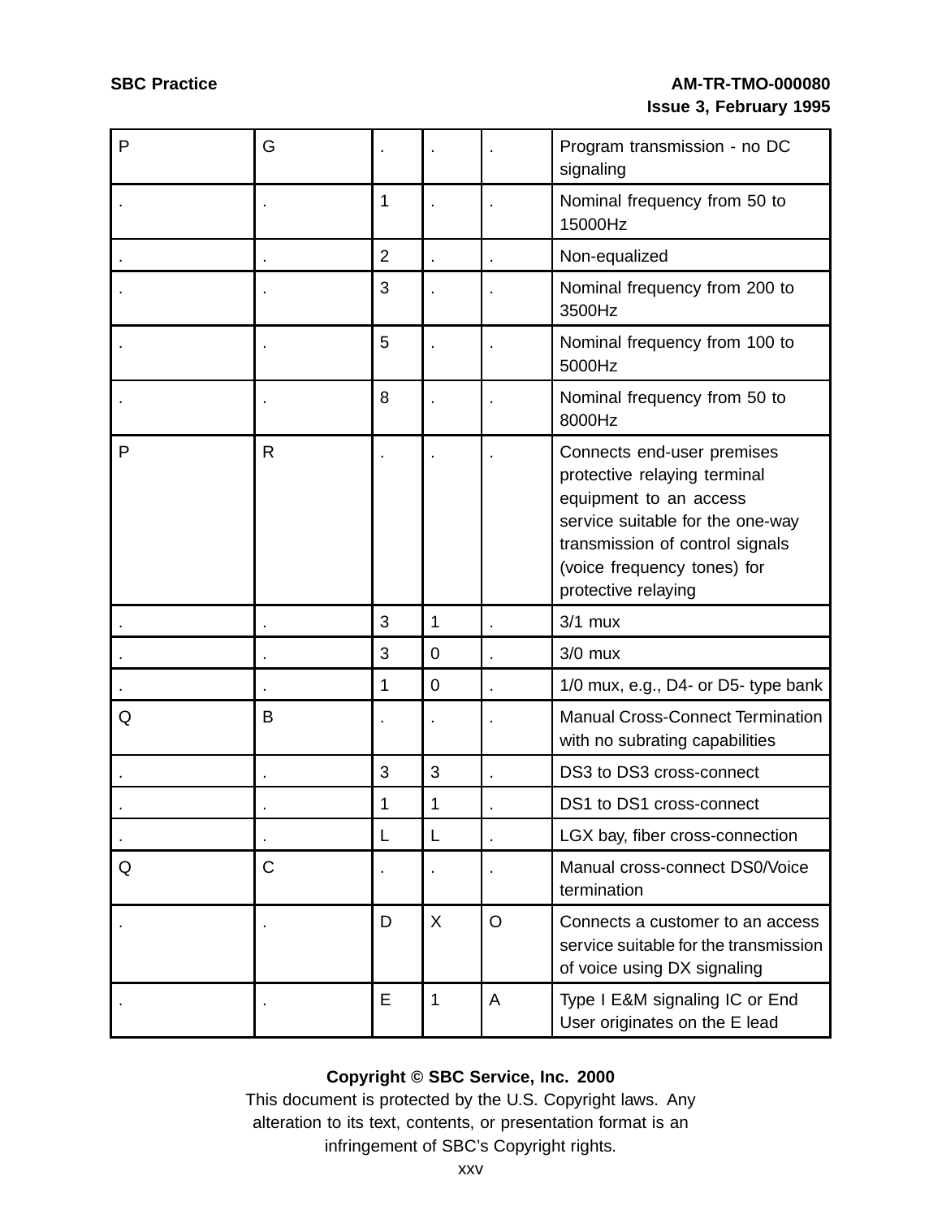| | | | | | |
|---|---|---|---|---|---|
| P | G | . | . | . | Program transmission - no DC signaling |
| . | . | 1 | . | . | Nominal frequency from 50 to 15000Hz |
| . | . | 2 | . | . | Non-equalized |
| . | . | 3 | . | . | Nominal frequency from 200 to 3500Hz |
| . | . | 5 | . | . | Nominal frequency from 100 to 5000Hz |
| . | . | 8 | . | . | Nominal frequency from 50 to 8000Hz |
| P | R | . | . | . | Connects end-user premises protective relaying terminal equipment to an access service suitable for the one-way transmission of control signals (voice frequency tones) for protective relaying |
| . | . | 3 | 1 | . | 3/1 mux |
| . | . | 3 | 0 | . | 3/0 mux |
| . | . | 1 | 0 | . | 1/0 mux, e.g., D4- or D5- type bank |
| Q | B | . | . | . | Manual Cross-Connect Termination with no subrating capabilities |
| . | . | 3 | 3 | . | DS3 to DS3 cross-connect |
| . | . | 1 | 1 | . | DS1 to DS1 cross-connect |
| . | . | L | L | . | LGX bay, fiber cross-connection |
| Q | C | . | . | . | Manual cross-connect DS0/Voice termination |
| . | . | D | X | O | Connects a customer to an access service suitable for the transmission of voice using DX signaling |
| . | . | E | 1 | A | Type I E&M signaling IC or End User originates on the E lead |

**Copyright © SBC Service, Inc. 2000**
This document is protected by the U.S. Copyright laws. Any alteration to its text, contents, or presentation format is an infringement of SBC's Copyright rights.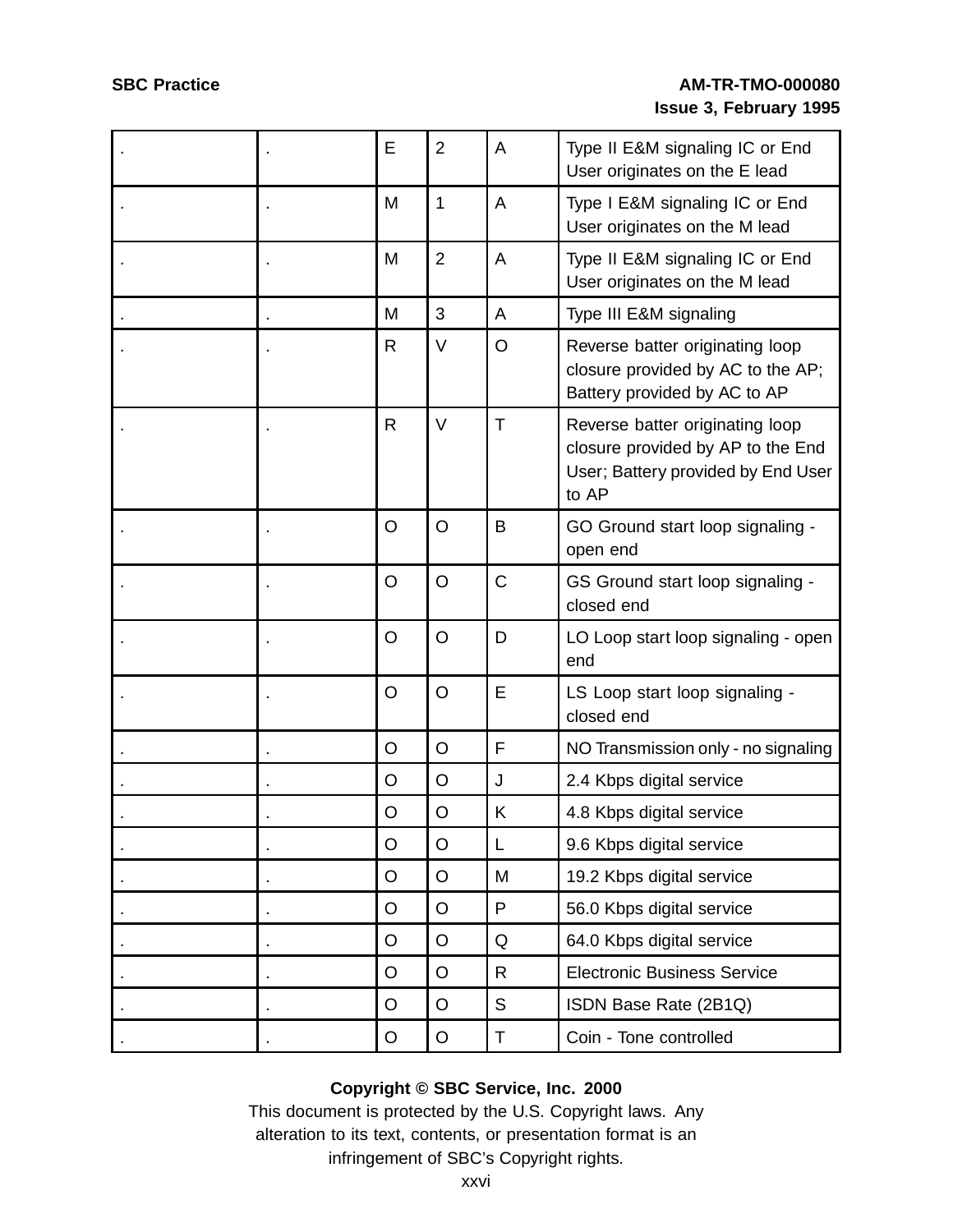| . | . | E | 2 | A | Type II E&M signaling IC or End User originates on the E lead |
|---|---|---|---|---|---|
| . | . | M | 1 | A | Type I E&M signaling IC or End User originates on the M lead |
| . | . | M | 2 | A | Type II E&M signaling IC or End User originates on the M lead |
| . | . | M | 3 | A | Type III E&M signaling |
| . | . | R | V | O | Reverse batter originating loop closure provided by AC to the AP; Battery provided by AC to AP |
| . | . | R | V | T | Reverse batter originating loop closure provided by AP to the End User; Battery provided by End User to AP |
| . | . | O | O | B | GO Ground start loop signaling - open end |
| . | . | O | O | C | GS Ground start loop signaling - closed end |
| . | . | O | O | D | LO Loop start loop signaling - open end |
| . | . | O | O | E | LS Loop start loop signaling - closed end |
| . | . | O | O | F | NO Transmission only - no signaling |
| . | . | O | O | J | 2.4 Kbps digital service |
| . | . | O | O | K | 4.8 Kbps digital service |
| . | . | O | O | L | 9.6 Kbps digital service |
| . | . | O | O | M | 19.2 Kbps digital service |
| . | . | O | O | P | 56.0 Kbps digital service |
| . | . | O | O | Q | 64.0 Kbps digital service |
| . | . | O | O | R | Electronic Business Service |
| . | . | O | O | S | ISDN Base Rate (2B1Q) |
| . | . | O | O | T | Coin - Tone controlled |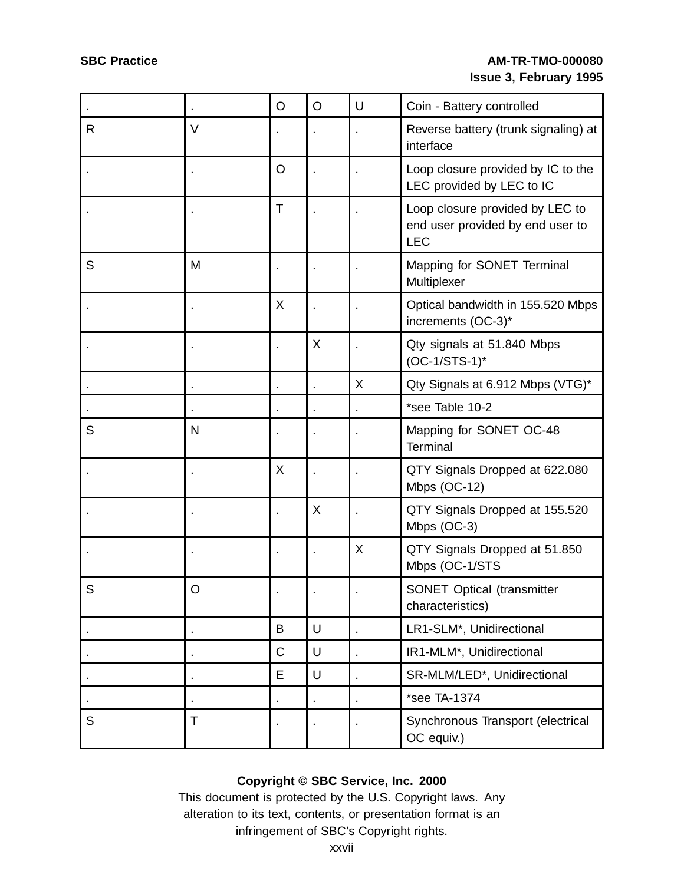| . | . | O | O | U | Coin - Battery controlled |
|---|---|---|---|---|---|
| R | V | . | . | . | Reverse battery (trunk signaling) at interface |
| . | . | O | . | . | Loop closure provided by IC to the LEC provided by LEC to IC |
| . | . | T | . | . | Loop closure provided by LEC to end user provided by end user to LEC |
| S | M | . | . | . | Mapping for SONET Terminal Multiplexer |
| . | . | X | . | . | Optical bandwidth in 155.520 Mbps increments (OC-3)* |
| . | . | . | X | . | Qty signals at 51.840 Mbps (OC-1/STS-1)* |
| . | . | . | . | X | Qty Signals at 6.912 Mbps (VTG)* |
| . | . | . | . | . | *see Table 10-2 |
| S | N | . | . | . | Mapping for SONET OC-48 Terminal |
| . | . | X | . | . | QTY Signals Dropped at 622.080 Mbps (OC-12) |
| . | . | . | X | . | QTY Signals Dropped at 155.520 Mbps (OC-3) |
| . | . | . | . | X | QTY Signals Dropped at 51.850 Mbps (OC-1/STS |
| S | O | . | . | . | SONET Optical (transmitter characteristics) |
| . | . | B | U | . | LR1-SLM*, Unidirectional |
| . | . | C | U | . | IR1-MLM*, Unidirectional |
| . | . | E | U | . | SR-MLM/LED*, Unidirectional |
| . | . | . | . | . | *see TA-1374 |
| S | T | . | . | . | Synchronous Transport (electrical OC equiv.) |

**Copyright © SBC Service, Inc. 2000**
This document is protected by the U.S. Copyright laws. Any alteration to its text, contents, or presentation format is an infringement of SBC's Copyright rights.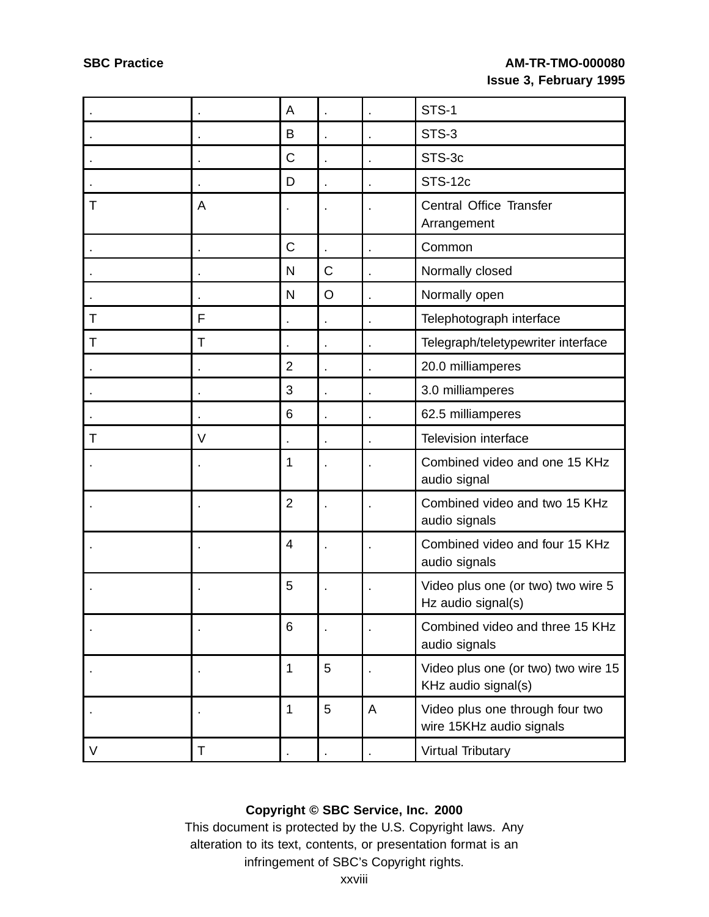| . | . | A | . | . | STS-1 |
|---|---|---|---|---|---|
| . | . | B | . | . | STS-3 |
| . | . | C | . | . | STS-3c |
| . | . | D | . | . | STS-12c |
| T | A | . | . | . | Central Office Transfer Arrangement |
| . | . | C | . | . | Common |
| . | . | N | C | . | Normally closed |
| . | . | N | O | . | Normally open |
| T | F | . | . | . | Telephotograph interface |
| T | T | . | . | . | Telegraph/teletypewriter interface |
| . | . | 2 | . | . | 20.0 milliamperes |
| . | . | 3 | . | . | 3.0 milliamperes |
| . | . | 6 | . | . | 62.5 milliamperes |
| T | V | . | . | . | Television interface |
| . | . | 1 | . | . | Combined video and one 15 KHz audio signal |
| . | . | 2 | . | . | Combined video and two 15 KHz audio signals |
| . | . | 4 | . | . | Combined video and four 15 KHz audio signals |
| . | . | 5 | . | . | Video plus one (or two) two wire 5 Hz audio signal(s) |
| . | . | 6 | . | . | Combined video and three 15 KHz audio signals |
| . | . | 1 | 5 | . | Video plus one (or two) two wire 15 KHz audio signal(s) |
| . | . | 1 | 5 | A | Video plus one through four two wire 15KHz audio signals |
| V | T | . | . | . | Virtual Tributary |

**Copyright © SBC Service, Inc. 2000**

This document is protected by the U.S. Copyright laws. Any alteration to its text, contents, or presentation format is an infringement of SBC's Copyright rights.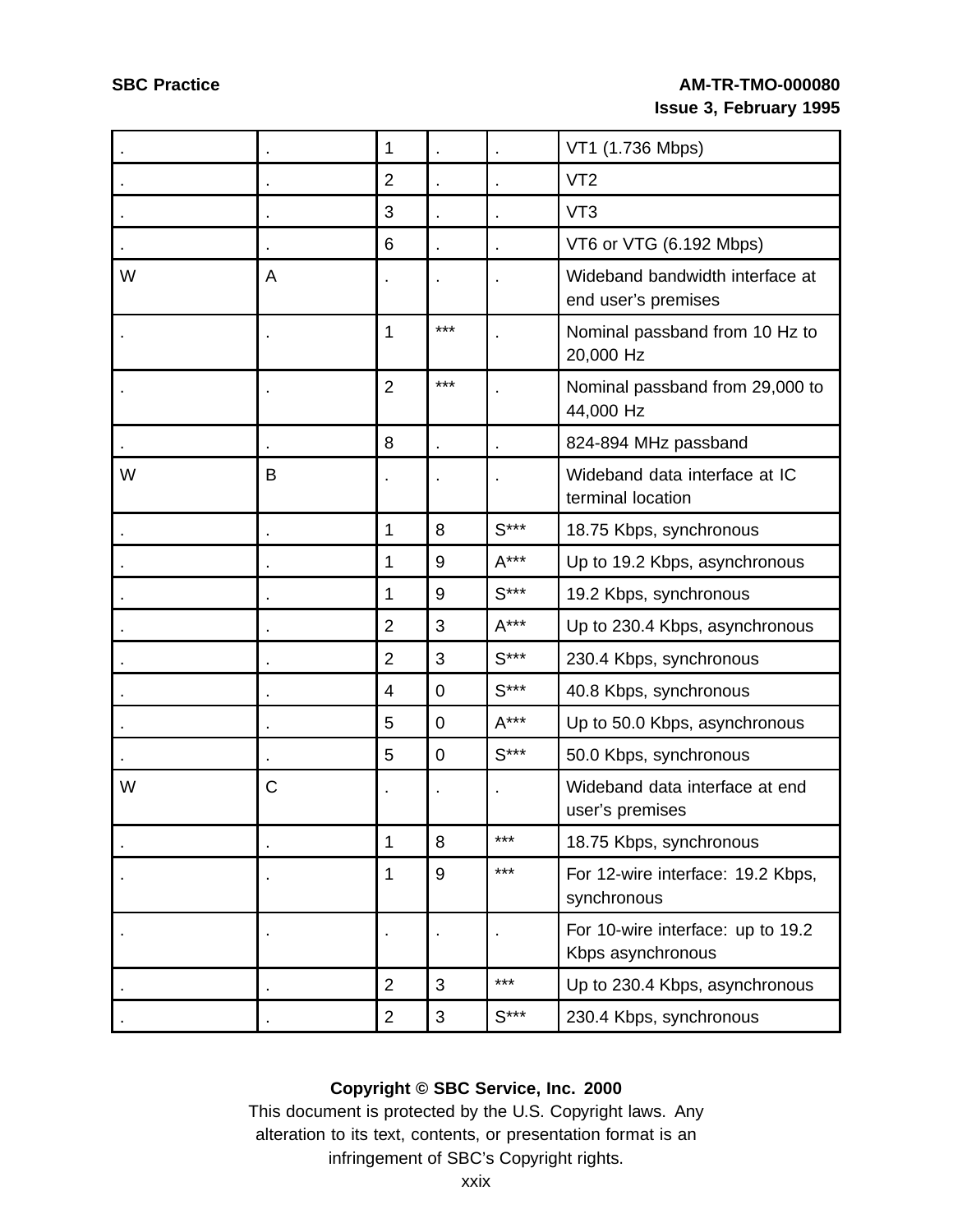| . | . | 1 | . | . | VT1 (1.736 Mbps) |
|---|---|---|---|---|---|
| . | . | 2 | . | . | VT2 |
| . | . | 3 | . | . | VT3 |
| . | . | 6 | . | . | VT6 or VTG (6.192 Mbps) |
| W | A | . | . | . | Wideband bandwidth interface at end user’s premises |
| . | . | 1 | *** | . | Nominal passband from 10 Hz to 20,000 Hz |
| . | . | 2 | *** | . | Nominal passband from 29,000 to 44,000 Hz |
| . | . | 8 | . | . | 824-894 MHz passband |
| W | B | . | . | . | Wideband data interface at IC terminal location |
| . | . | 1 | 8 | S*** | 18.75 Kbps, synchronous |
| . | . | 1 | 9 | A*** | Up to 19.2 Kbps, asynchronous |
| . | . | 1 | 9 | S*** | 19.2 Kbps, synchronous |
| . | . | 2 | 3 | A*** | Up to 230.4 Kbps, asynchronous |
| . | . | 2 | 3 | S*** | 230.4 Kbps, synchronous |
| . | . | 4 | 0 | S*** | 40.8 Kbps, synchronous |
| . | . | 5 | 0 | A*** | Up to 50.0 Kbps, asynchronous |
| . | . | 5 | 0 | S*** | 50.0 Kbps, synchronous |
| W | C | . | . | . | Wideband data interface at end user’s premises |
| . | . | 1 | 8 | *** | 18.75 Kbps, synchronous |
| . | . | 1 | 9 | *** | For 12-wire interface: 19.2 Kbps, synchronous |
| . | . | . | . | . | For 10-wire interface: up to 19.2 Kbps asynchronous |
| . | . | 2 | 3 | *** | Up to 230.4 Kbps, asynchronous |
| . | . | 2 | 3 | S*** | 230.4 Kbps, synchronous |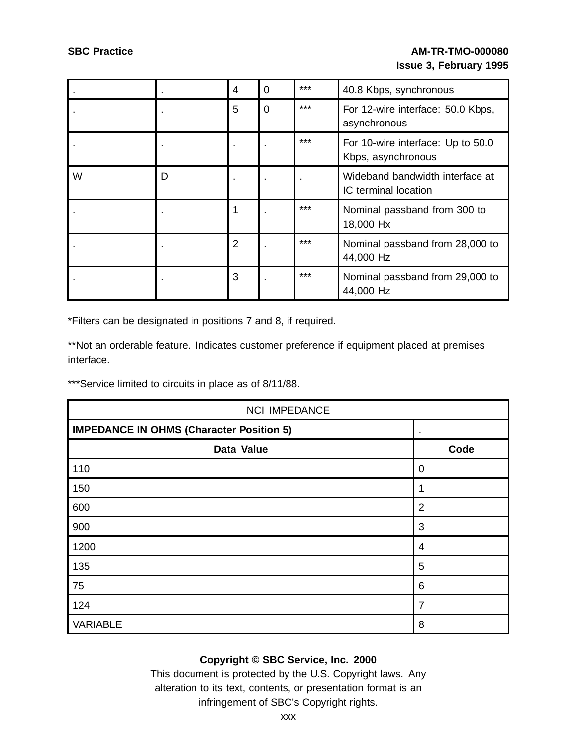| . | . | 4 | 0 | *** | 40.8 Kbps, synchronous |
|---|---|---|---|---|---|
| . | . | 5 | 0 | *** | For 12-wire interface: 50.0 Kbps, asynchronous |
| . | . | . | . | *** | For 10-wire interface: Up to 50.0 Kbps, asynchronous |
| W | D | . | . | . | Wideband bandwidth interface at IC terminal location |
| . | . | 1 | . | *** | Nominal passband from 300 to 18,000 Hx |
| . | . | 2 | . | *** | Nominal passband from 28,000 to 44,000 Hz |
| . | . | 3 | . | *** | Nominal passband from 29,000 to 44,000 Hz |

*Filters can be designated in positions 7 and 8, if required.

**Not an orderable feature. Indicates customer preference if equipment placed at premises interface.

***Service limited to circuits in place as of 8/11/88.

| NCI IMPEDANCE | |
|---|---|
| **IMPEDANCE IN OHMS (Character Position 5)** | . |
| **Data Value** | **Code** |
| 110 | 0 |
| 150 | 1 |
| 600 | 2 |
| 900 | 3 |
| 1200 | 4 |
| 135 | 5 |
| 75 | 6 |
| 124 | 7 |
| VARIABLE | 8 |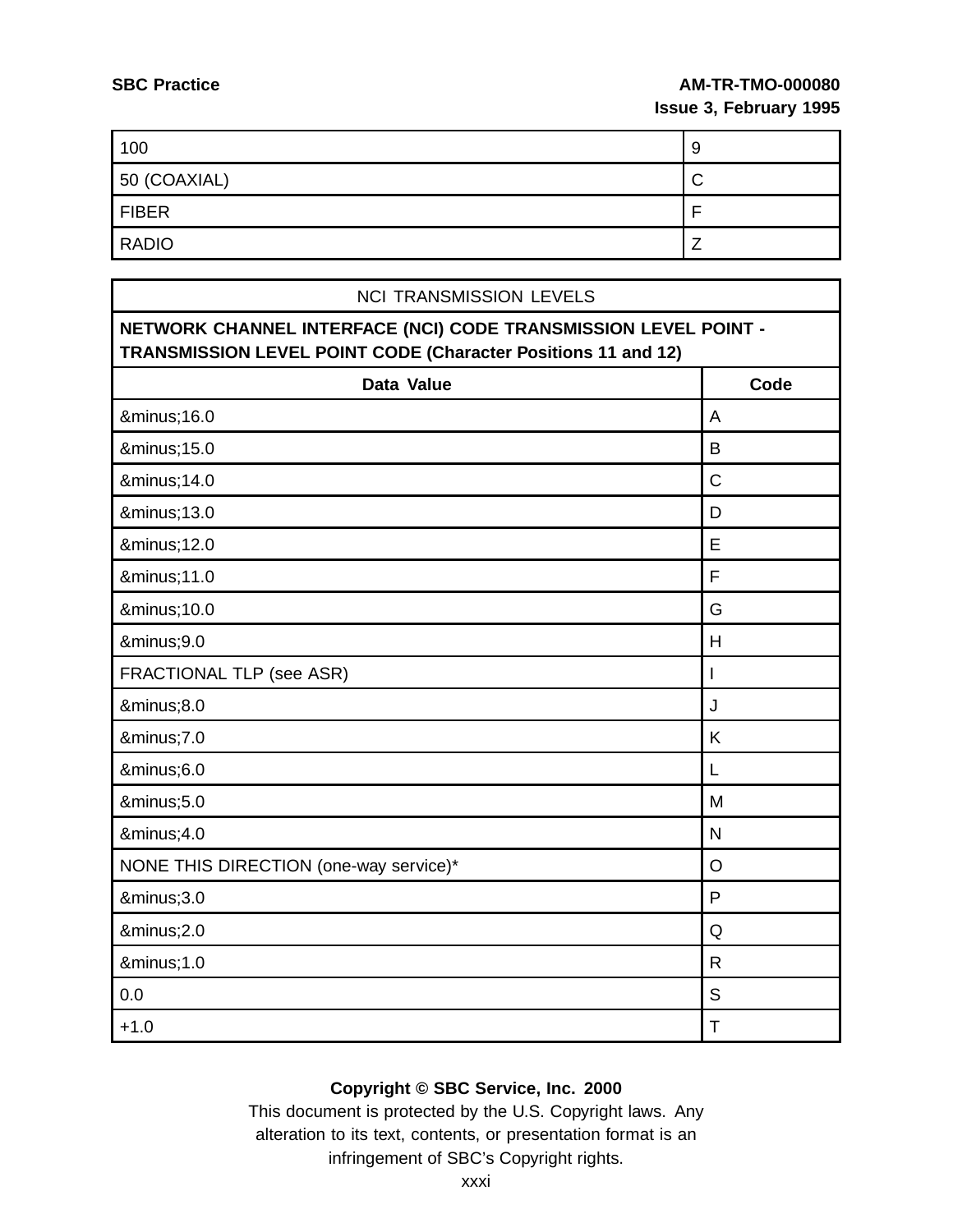| | |
|---|---|
| 100 | 9 |
| 50 (COAXIAL) | C |
| FIBER | F |
| RADIO | Z |

| NCI TRANSMISSION LEVELS | |
|---|---|
| **NETWORK CHANNEL INTERFACE (NCI) CODE TRANSMISSION LEVEL POINT - TRANSMISSION LEVEL POINT CODE (Character Positions 11 and 12)** | |
| **Data Value** | **Code** |
| &minus;16.0 | A |
| &minus;15.0 | B |
| &minus;14.0 | C |
| &minus;13.0 | D |
| &minus;12.0 | E |
| &minus;11.0 | F |
| &minus;10.0 | G |
| &minus;9.0 | H |
| FRACTIONAL TLP (see ASR) | I |
| &minus;8.0 | J |
| &minus;7.0 | K |
| &minus;6.0 | L |
| &minus;5.0 | M |
| &minus;4.0 | N |
| NONE THIS DIRECTION (one-way service)* | O |
| &minus;3.0 | P |
| &minus;2.0 | Q |
| &minus;1.0 | R |
| 0.0 | S |
| +1.0 | T |

**Copyright © SBC Service, Inc. 2000**

This document is protected by the U.S. Copyright laws. Any alteration to its text, contents, or presentation format is an infringement of SBC's Copyright rights.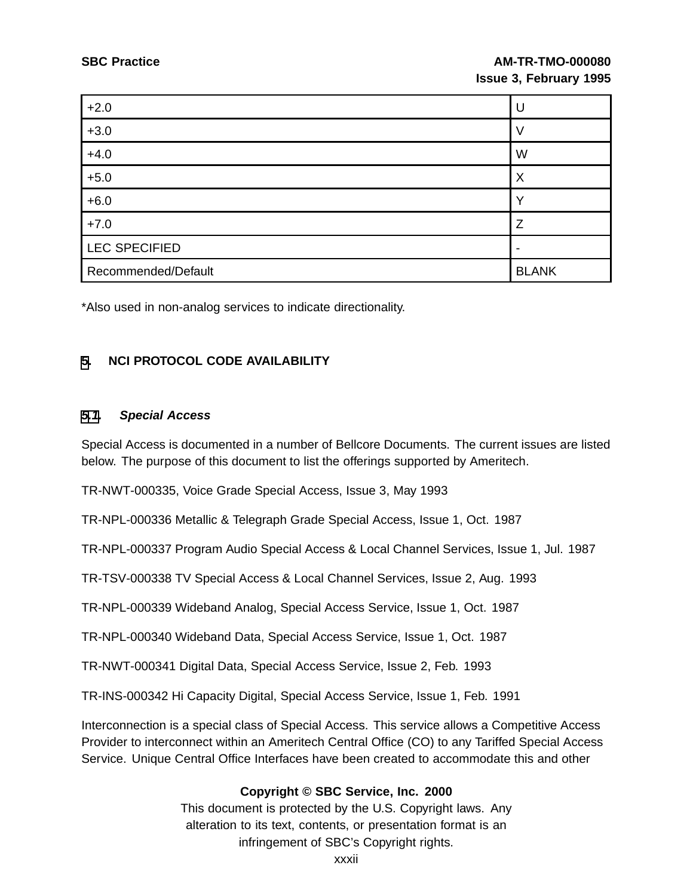| +2.0 | U |
|---|---|
| +3.0 | V |
| +4.0 | W |
| +5.0 | X |
| +6.0 | Y |
| +7.0 | Z |
| LEC SPECIFIED | - |
| Recommended/Default | BLANK |

*Also used in non-analog services to indicate directionality.

# 5. NCI PROTOCOL CODE AVAILABILITY

## 5.1 *Special Access*

Special Access is documented in a number of Bellcore Documents. The current issues are listed below. The purpose of this document to list the offerings supported by Ameritech.

TR-NWT-000335, Voice Grade Special Access, Issue 3, May 1993

TR-NPL-000336 Metallic & Telegraph Grade Special Access, Issue 1, Oct. 1987

TR-NPL-000337 Program Audio Special Access & Local Channel Services, Issue 1, Jul. 1987

TR-TSV-000338 TV Special Access & Local Channel Services, Issue 2, Aug. 1993

TR-NPL-000339 Wideband Analog, Special Access Service, Issue 1, Oct. 1987

TR-NPL-000340 Wideband Data, Special Access Service, Issue 1, Oct. 1987

TR-NWT-000341 Digital Data, Special Access Service, Issue 2, Feb. 1993

TR-INS-000342 Hi Capacity Digital, Special Access Service, Issue 1, Feb. 1991

Interconnection is a special class of Special Access. This service allows a Competitive Access Provider to interconnect within an Ameritech Central Office (CO) to any Tariffed Special Access Service. Unique Central Office Interfaces have been created to accommodate this and other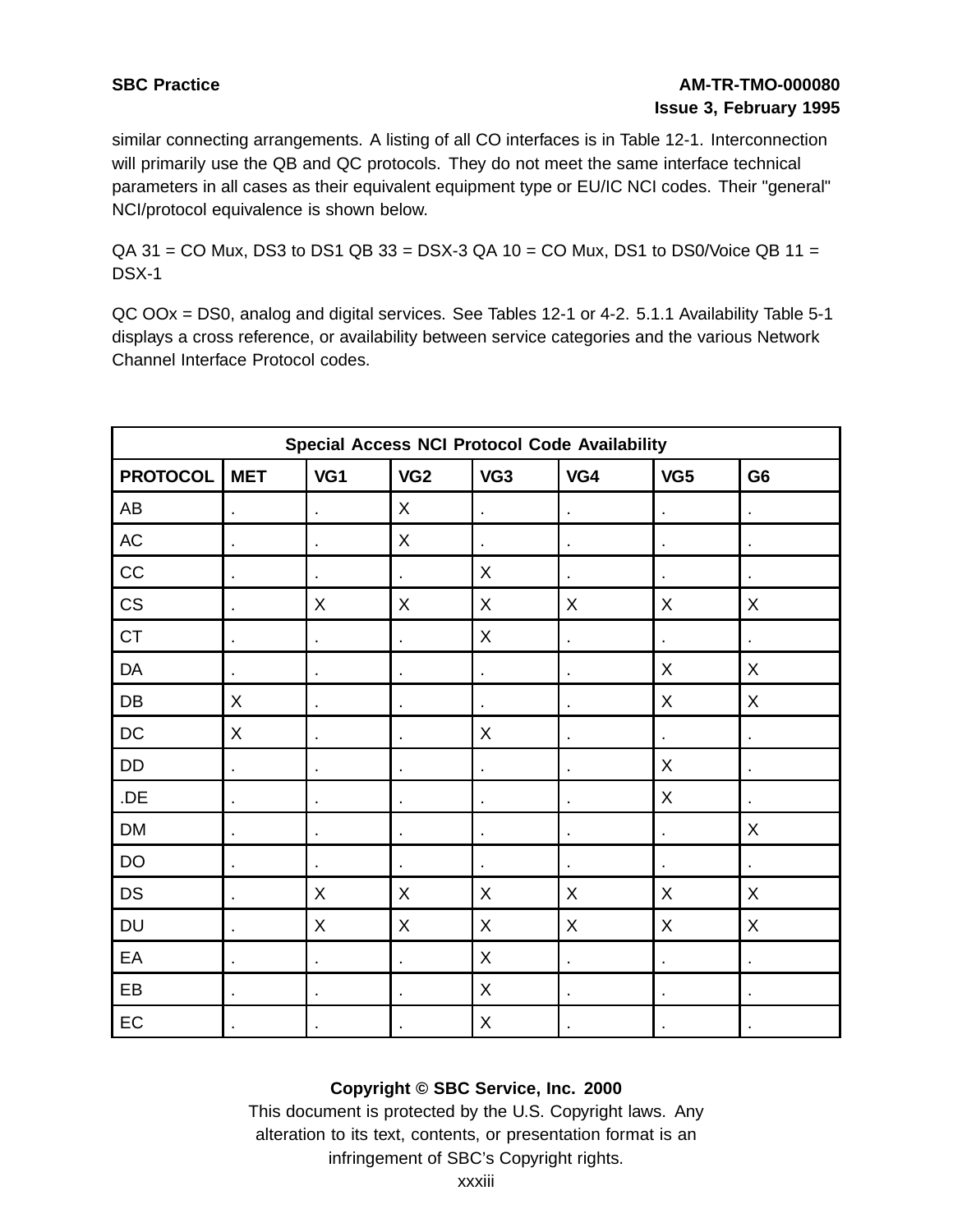similar connecting arrangements. A listing of all CO interfaces is in Table 12-1. Interconnection will primarily use the QB and QC protocols. They do not meet the same interface technical parameters in all cases as their equivalent equipment type or EU/IC NCI codes. Their "general" NCI/protocol equivalence is shown below.

QA 31 = CO Mux, DS3 to DS1 QB 33 = DSX-3 QA 10 = CO Mux, DS1 to DS0/Voice QB 11 = DSX-1

QC OOx = DS0, analog and digital services. See Tables 12-1 or 4-2. 5.1.1 Availability Table 5-1 displays a cross reference, or availability between service categories and the various Network Channel Interface Protocol codes.

| Special Access NCI Protocol Code Availability | | | | | | | |
|---|---|---|---|---|---|---|---|
| **PROTOCOL** | **MET** | **VG1** | **VG2** | **VG3** | **VG4** | **VG5** | **G6** |
| AB | . | . | X | . | . | . | . |
| AC | . | . | X | . | . | . | . |
| CC | . | . | . | X | . | . | . |
| CS | . | X | X | X | X | X | X |
| CT | . | . | . | X | . | . | . |
| DA | . | . | . | . | . | X | X |
| DB | X | . | . | . | . | X | X |
| DC | X | . | . | X | . | . | . |
| DD | . | . | . | . | . | X | . |
| .DE | . | . | . | . | . | X | . |
| DM | . | . | . | . | . | . | X |
| DO | . | . | . | . | . | . | . |
| DS | . | X | X | X | X | X | X |
| DU | . | X | X | X | X | X | X |
| EA | . | . | . | X | . | . | . |
| EB | . | . | . | X | . | . | . |
| EC | . | . | . | X | . | . | . |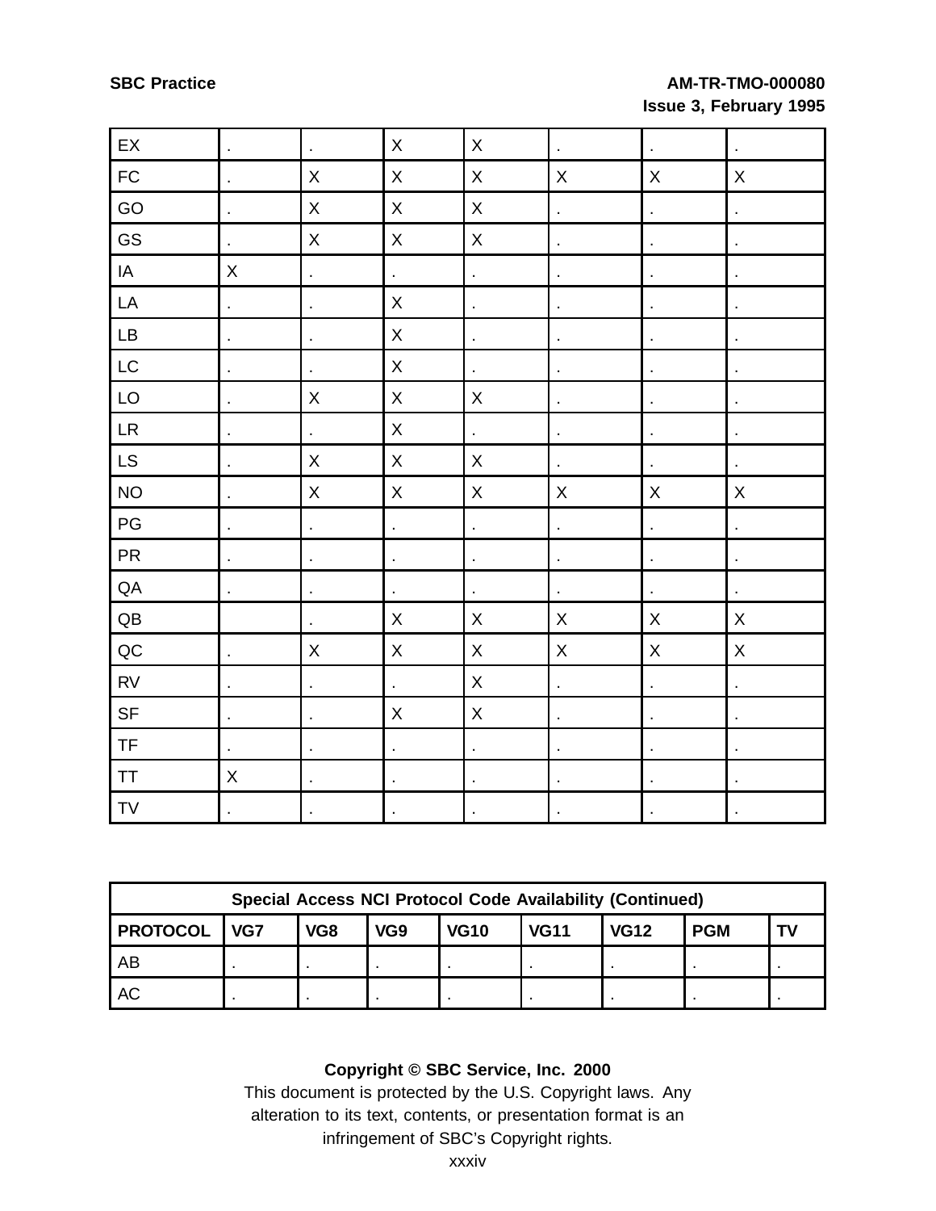| | | | | | | | |
|---|---|---|---|---|---|---|---|
| EX | . | . | X | X | . | . | . |
| FC | . | X | X | X | X | X | X |
| GO | . | X | X | X | . | . | . |
| GS | . | X | X | X | . | . | . |
| IA | X | . | . | . | . | . | . |
| LA | . | . | X | . | . | . | . |
| LB | . | . | X | . | . | . | . |
| LC | . | . | X | . | . | . | . |
| LO | . | X | X | X | . | . | . |
| LR | . | . | X | . | . | . | . |
| LS | . | X | X | X | . | . | . |
| NO | . | X | X | X | X | X | X |
| PG | . | . | . | . | . | . | . |
| PR | . | . | . | . | . | . | . |
| QA | . | . | . | . | . | . | . |
| QB | | . | X | X | X | X | X |
| QC | . | X | X | X | X | X | X |
| RV | . | . | . | X | . | . | . |
| SF | . | . | X | X | . | . | . |
| TF | . | . | . | . | . | . | . |
| TT | X | . | . | . | . | . | . |
| TV | . | . | . | . | . | . | . |

| Special Access NCI Protocol Code Availability (Continued) | | | | | | | | |
|---|---|---|---|---|---|---|---|---|
| **PROTOCOL** | **VG7** | **VG8** | **VG9** | **VG10** | **VG11** | **VG12** | **PGM** | **TV** |
| AB | . | . | . | . | . | . | . | . |
| AC | . | . | . | . | . | . | . | . |

**Copyright © SBC Service, Inc. 2000**

This document is protected by the U.S. Copyright laws. Any alteration to its text, contents, or presentation format is an infringement of SBC's Copyright rights.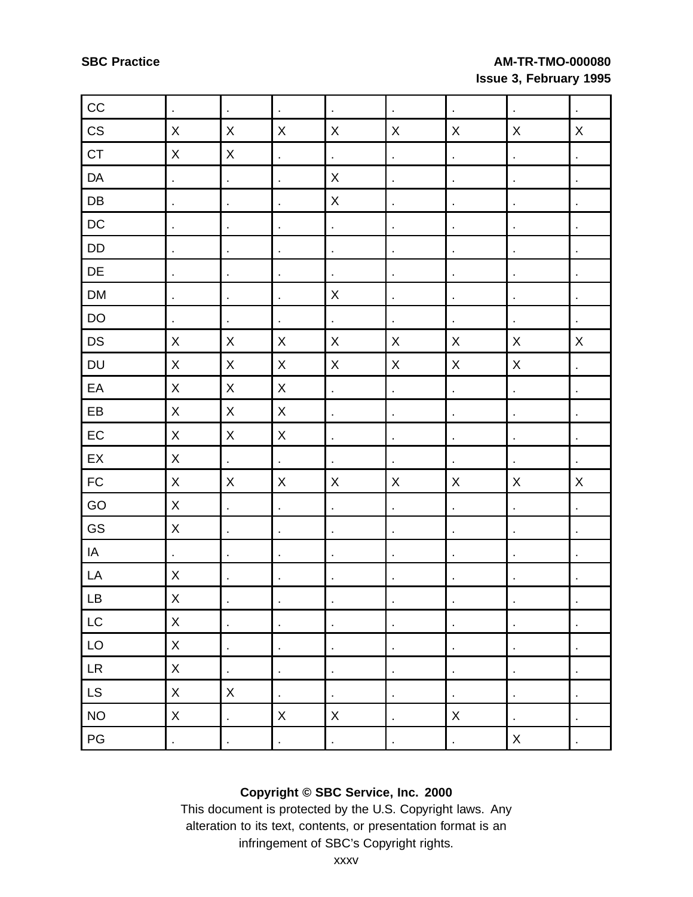| | | | | | | | | |
|---|---|---|---|---|---|---|---|---|
| CC | . | . | . | . | . | . | . | . |
| CS | X | X | X | X | X | X | X | X |
| CT | X | X | . | . | . | . | . | . |
| DA | . | . | . | X | . | . | . | . |
| DB | . | . | . | X | . | . | . | . |
| DC | . | . | . | . | . | . | . | . |
| DD | . | . | . | . | . | . | . | . |
| DE | . | . | . | . | . | . | . | . |
| DM | . | . | . | X | . | . | . | . |
| DO | . | . | . | . | . | . | . | . |
| DS | X | X | X | X | X | X | X | X |
| DU | X | X | X | X | X | X | X | . |
| EA | X | X | X | . | . | . | . | . |
| EB | X | X | X | . | . | . | . | . |
| EC | X | X | X | . | . | . | . | . |
| EX | X | . | . | . | . | . | . | . |
| FC | X | X | X | X | X | X | X | X |
| GO | X | . | . | . | . | . | . | . |
| GS | X | . | . | . | . | . | . | . |
| IA | . | . | . | . | . | . | . | . |
| LA | X | . | . | . | . | . | . | . |
| LB | X | . | . | . | . | . | . | . |
| LC | X | . | . | . | . | . | . | . |
| LO | X | . | . | . | . | . | . | . |
| LR | X | . | . | . | . | . | . | . |
| LS | X | X | . | . | . | . | . | . |
| NO | X | . | X | X | . | X | . | . |
| PG | . | . | . | . | . | . | X | . |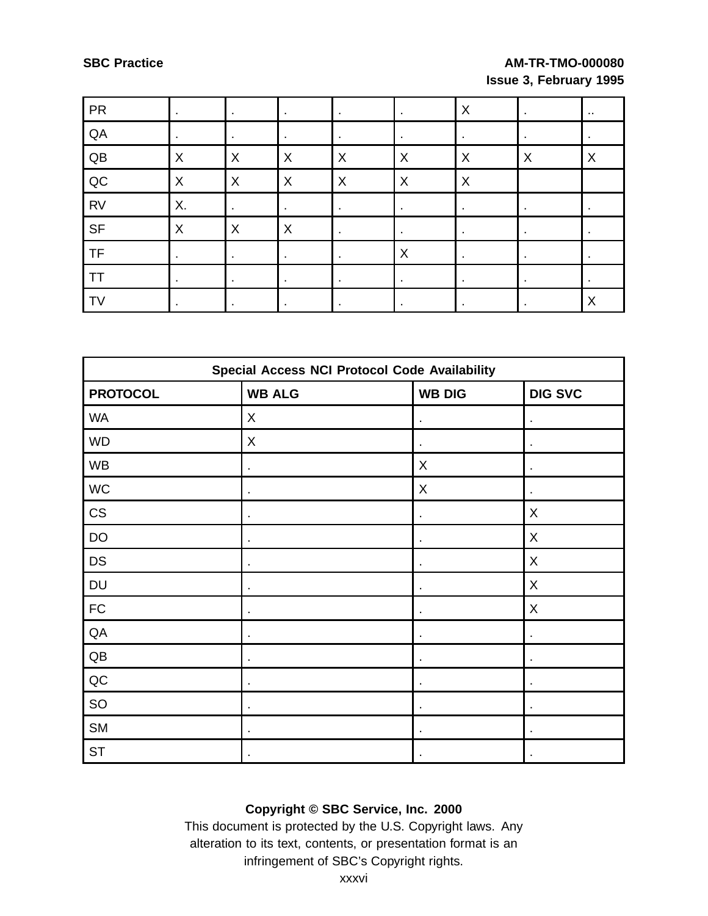| | | | | | | | | |
|---|---|---|---|---|---|---|---|---|
| PR | . | . | . | . | . | X | . | .. |
| QA | . | . | . | . | . | . | . | . |
| QB | X | X | X | X | X | X | X | X |
| QC | X | X | X | X | X | X | | |
| RV | X. | . | . | . | . | . | . | . |
| SF | X | X | X | . | . | . | . | . |
| TF | . | . | . | . | X | . | . | . |
| TT | . | . | . | . | . | . | . | . |
| TV | . | . | . | . | . | . | . | X |

| Special Access NCI Protocol Code Availability | | | |
|---|---|---|---|
| **PROTOCOL** | **WB ALG** | **WB DIG** | **DIG SVC** |
| WA | X | . | . |
| WD | X | . | . |
| WB | . | X | . |
| WC | . | X | . |
| CS | . | . | X |
| DO | . | . | X |
| DS | . | . | X |
| DU | . | . | X |
| FC | . | . | X |
| QA | . | . | . |
| QB | . | . | . |
| QC | . | . | . |
| SO | . | . | . |
| SM | . | . | . |
| ST | . | . | . |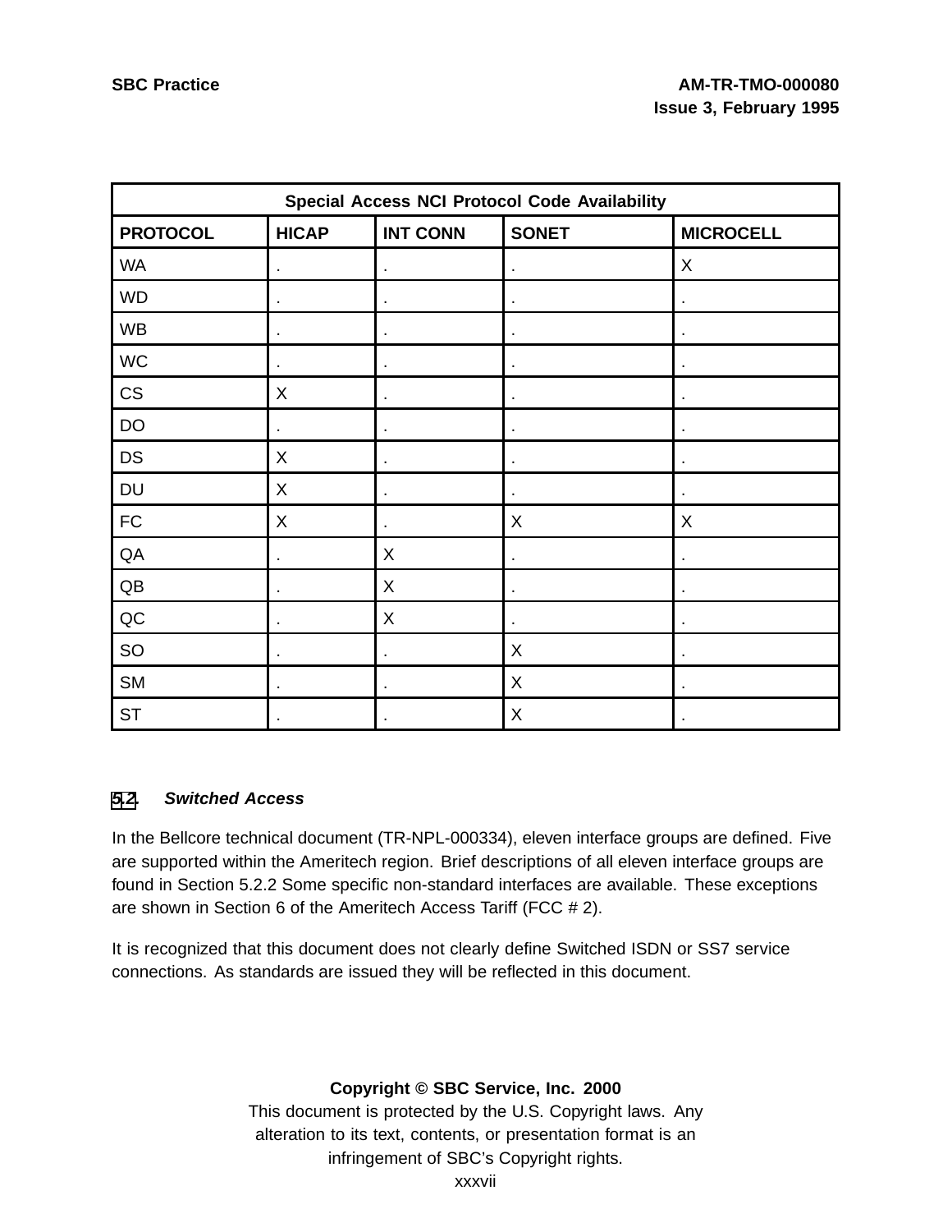| Special Access NCI Protocol Code Availability | | | | |
|---|---|---|---|---|
| **PROTOCOL** | **HICAP** | **INT CONN** | **SONET** | **MICROCELL** |
| WA | . | . | . | X |
| WD | . | . | . | . |
| WB | . | . | . | . |
| WC | . | . | . | . |
| CS | X | . | . | . |
| DO | . | . | . | . |
| DS | X | . | . | . |
| DU | X | . | . | . |
| FC | X | . | X | X |
| QA | . | X | . | . |
| QB | . | X | . | . |
| QC | . | X | . | . |
| SO | . | . | X | . |
| SM | . | . | X | . |
| ST | . | . | X | . |

### 5.2. *Switched Access*

In the Bellcore technical document (TR-NPL-000334), eleven interface groups are defined. Five are supported within the Ameritech region. Brief descriptions of all eleven interface groups are found in Section 5.2.2 Some specific non-standard interfaces are available. These exceptions are shown in Section 6 of the Ameritech Access Tariff (FCC # 2).

It is recognized that this document does not clearly define Switched ISDN or SS7 service connections. As standards are issued they will be reflected in this document.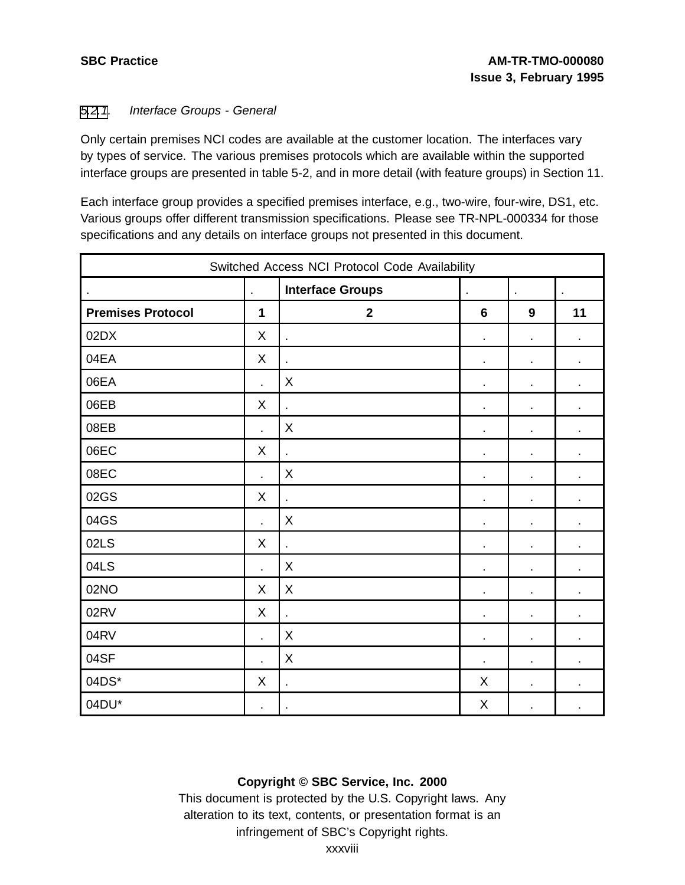### 5.2.1. *Interface Groups - General*

Only certain premises NCI codes are available at the customer location. The interfaces vary by types of service. The various premises protocols which are available within the supported interface groups are presented in table 5-2, and in more detail (with feature groups) in Section 11.

Each interface group provides a specified premises interface, e.g., two-wire, four-wire, DS1, etc. Various groups offer different transmission specifications. Please see TR-NPL-000334 for those specifications and any details on interface groups not presented in this document.

| Switched Access NCI Protocol Code Availability | | | | | |
|---|---|---|---|---|---|
| . | . | **Interface Groups** | . | . | . |
| **Premises Protocol** | **1** | **2** | **6** | **9** | **11** |
| 02DX | X | . | . | . | . |
| 04EA | X | . | . | . | . |
| 06EA | . | X | . | . | . |
| 06EB | X | . | . | . | . |
| 08EB | . | X | . | . | . |
| 06EC | X | . | . | . | . |
| 08EC | . | X | . | . | . |
| 02GS | X | . | . | . | . |
| 04GS | . | X | . | . | . |
| 02LS | X | . | . | . | . |
| 04LS | . | X | . | . | . |
| 02NO | X | X | . | . | . |
| 02RV | X | . | . | . | . |
| 04RV | . | X | . | . | . |
| 04SF | . | X | . | . | . |
| 04DS* | X | . | X | . | . |
| 04DU* | . | . | X | . | . |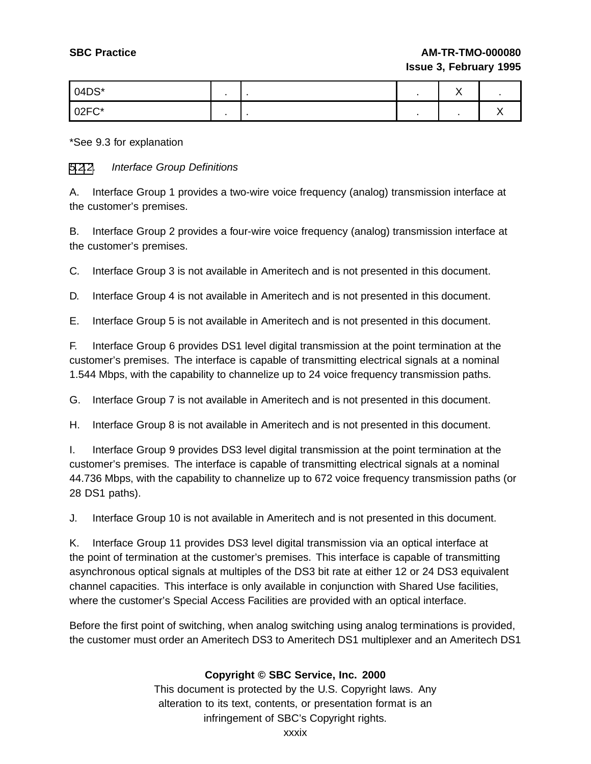| 04DS* | . | . | . | X | . |
|---|---|---|---|---|---|
| 02FC* | . | . | . | . | X |

*See 9.3 for explanation

5.2.2. *Interface Group Definitions*

A. Interface Group 1 provides a two-wire voice frequency (analog) transmission interface at the customer's premises.

B. Interface Group 2 provides a four-wire voice frequency (analog) transmission interface at the customer's premises.

C. Interface Group 3 is not available in Ameritech and is not presented in this document.

D. Interface Group 4 is not available in Ameritech and is not presented in this document.

E. Interface Group 5 is not available in Ameritech and is not presented in this document.

F. Interface Group 6 provides DS1 level digital transmission at the point termination at the customer's premises. The interface is capable of transmitting electrical signals at a nominal 1.544 Mbps, with the capability to channelize up to 24 voice frequency transmission paths.

G. Interface Group 7 is not available in Ameritech and is not presented in this document.

H. Interface Group 8 is not available in Ameritech and is not presented in this document.

I. Interface Group 9 provides DS3 level digital transmission at the point termination at the customer's premises. The interface is capable of transmitting electrical signals at a nominal 44.736 Mbps, with the capability to channelize up to 672 voice frequency transmission paths (or 28 DS1 paths).

J. Interface Group 10 is not available in Ameritech and is not presented in this document.

K. Interface Group 11 provides DS3 level digital transmission via an optical interface at the point of termination at the customer's premises. This interface is capable of transmitting asynchronous optical signals at multiples of the DS3 bit rate at either 12 or 24 DS3 equivalent channel capacities. This interface is only available in conjunction with Shared Use facilities, where the customer's Special Access Facilities are provided with an optical interface.

Before the first point of switching, when analog switching using analog terminations is provided, the customer must order an Ameritech DS3 to Ameritech DS1 multiplexer and an Ameritech DS1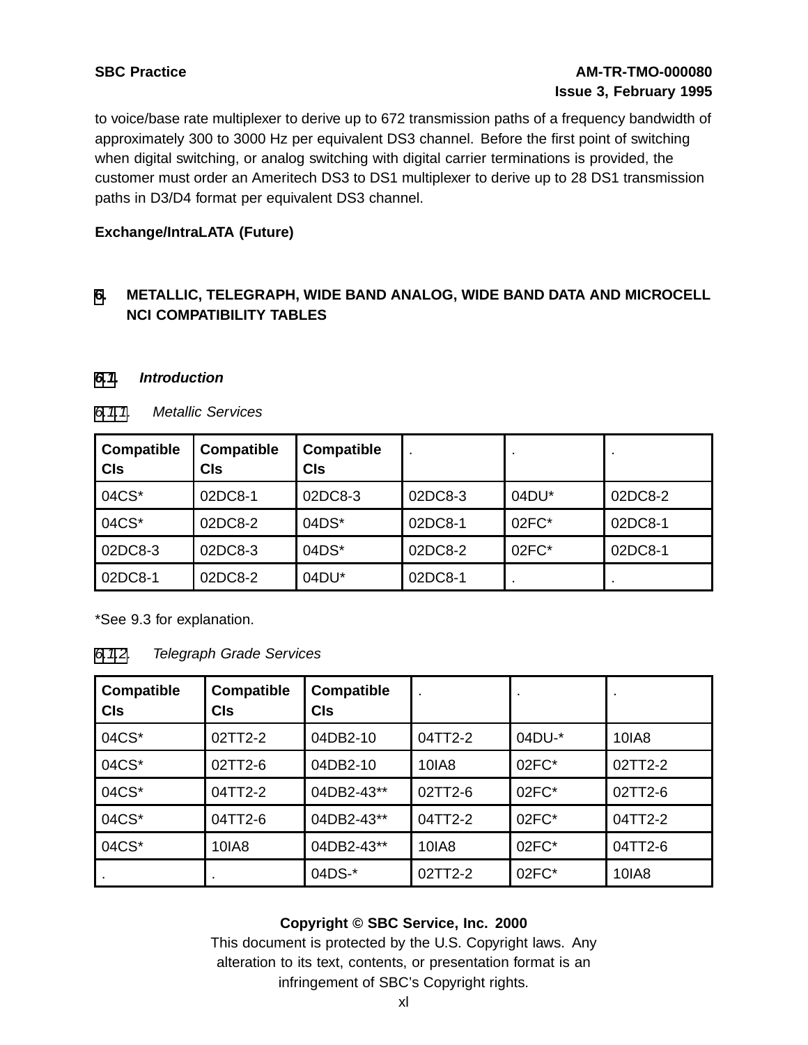to voice/base rate multiplexer to derive up to 672 transmission paths of a frequency bandwidth of approximately 300 to 3000 Hz per equivalent DS3 channel. Before the first point of switching when digital switching, or analog switching with digital carrier terminations is provided, the customer must order an Ameritech DS3 to DS1 multiplexer to derive up to 28 DS1 transmission paths in D3/D4 format per equivalent DS3 channel.

**Exchange/IntraLATA (Future)**

## 6. METALLIC, TELEGRAPH, WIDE BAND ANALOG, WIDE BAND DATA AND MICROCELL NCI COMPATIBILITY TABLES

### 6.1. *Introduction*

#### 6.1.1. *Metallic Services*

| Compatible CIs | Compatible CIs | Compatible CIs | . | . | . |
|---|---|---|---|---|---|
| 04CS* | 02DC8-1 | 02DC8-3 | 02DC8-3 | 04DU* | 02DC8-2 |
| 04CS* | 02DC8-2 | 04DS* | 02DC8-1 | 02FC* | 02DC8-1 |
| 02DC8-3 | 02DC8-3 | 04DS* | 02DC8-2 | 02FC* | 02DC8-1 |
| 02DC8-1 | 02DC8-2 | 04DU* | 02DC8-1 | . | . |

*See 9.3 for explanation.

#### 6.1.2. *Telegraph Grade Services*

| Compatible CIs | Compatible CIs | Compatible CIs | . | . | . |
|---|---|---|---|---|---|
| 04CS* | 02TT2-2 | 04DB2-10 | 04TT2-2 | 04DU-* | 10IA8 |
| 04CS* | 02TT2-6 | 04DB2-10 | 10IA8 | 02FC* | 02TT2-2 |
| 04CS* | 04TT2-2 | 04DB2-43** | 02TT2-6 | 02FC* | 02TT2-6 |
| 04CS* | 04TT2-6 | 04DB2-43** | 04TT2-2 | 02FC* | 04TT2-2 |
| 04CS* | 10IA8 | 04DB2-43** | 10IA8 | 02FC* | 04TT2-6 |
| . | . | 04DS-* | 02TT2-2 | 02FC* | 10IA8 |

**Copyright © SBC Service, Inc. 2000**
This document is protected by the U.S. Copyright laws. Any alteration to its text, contents, or presentation format is an infringement of SBC's Copyright rights.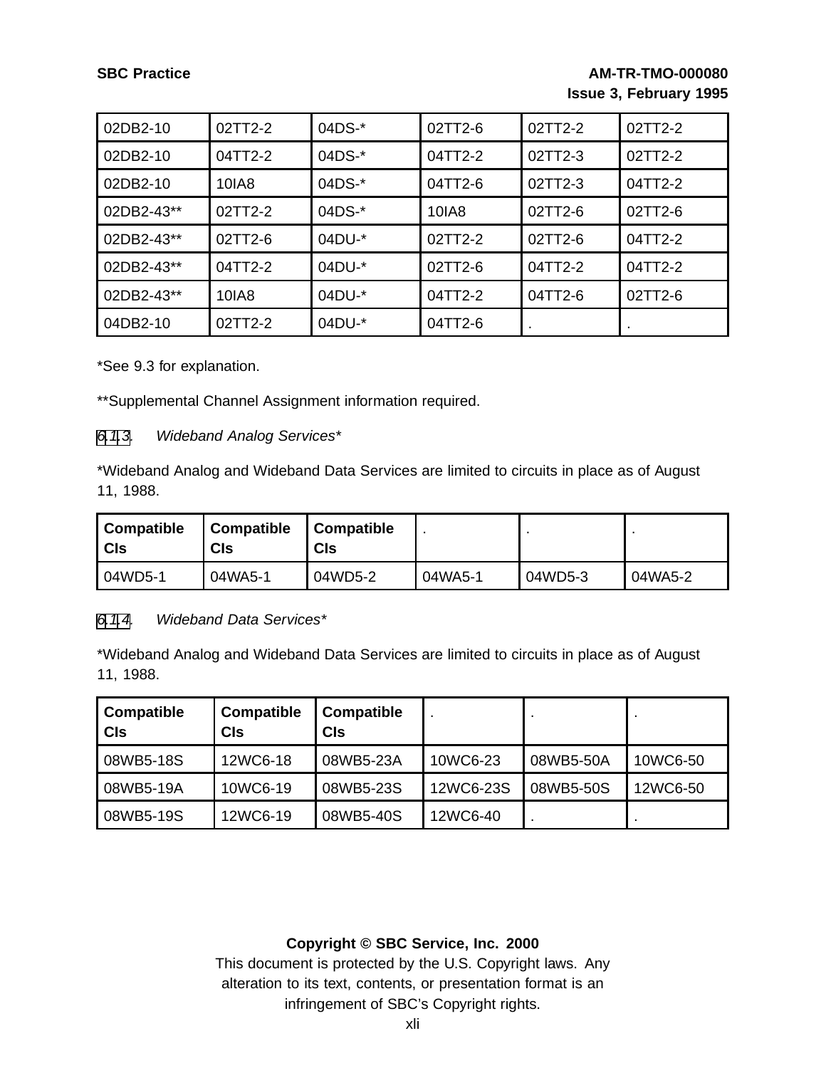| 02DB2-10 | 02TT2-2 | 04DS-* | 02TT2-6 | 02TT2-2 | 02TT2-2 |
|---|---|---|---|---|---|
| 02DB2-10 | 04TT2-2 | 04DS-* | 04TT2-2 | 02TT2-3 | 02TT2-2 |
| 02DB2-10 | 10IA8 | 04DS-* | 04TT2-6 | 02TT2-3 | 04TT2-2 |
| 02DB2-43** | 02TT2-2 | 04DS-* | 10IA8 | 02TT2-6 | 02TT2-6 |
| 02DB2-43** | 02TT2-6 | 04DU-* | 02TT2-2 | 02TT2-6 | 04TT2-2 |
| 02DB2-43** | 04TT2-2 | 04DU-* | 02TT2-6 | 04TT2-2 | 04TT2-2 |
| 02DB2-43** | 10IA8 | 04DU-* | 04TT2-2 | 04TT2-6 | 02TT2-6 |
| 04DB2-10 | 02TT2-2 | 04DU-* | 04TT2-6 | . | . |

*See 9.3 for explanation.

**Supplemental Channel Assignment information required.

### 6.1.3. *Wideband Analog Services**

*Wideband Analog and Wideband Data Services are limited to circuits in place as of August 11, 1988.

| Compatible CIs | Compatible CIs | Compatible CIs | . | . | . |
|---|---|---|---|---|---|
| 04WD5-1 | 04WA5-1 | 04WD5-2 | 04WA5-1 | 04WD5-3 | 04WA5-2 |

### 6.1.4. *Wideband Data Services**

*Wideband Analog and Wideband Data Services are limited to circuits in place as of August 11, 1988.

| Compatible CIs | Compatible CIs | Compatible CIs | . | . | . |
|---|---|---|---|---|---|
| 08WB5-18S | 12WC6-18 | 08WB5-23A | 10WC6-23 | 08WB5-50A | 10WC6-50 |
| 08WB5-19A | 10WC6-19 | 08WB5-23S | 12WC6-23S | 08WB5-50S | 12WC6-50 |
| 08WB5-19S | 12WC6-19 | 08WB5-40S | 12WC6-40 | . | . |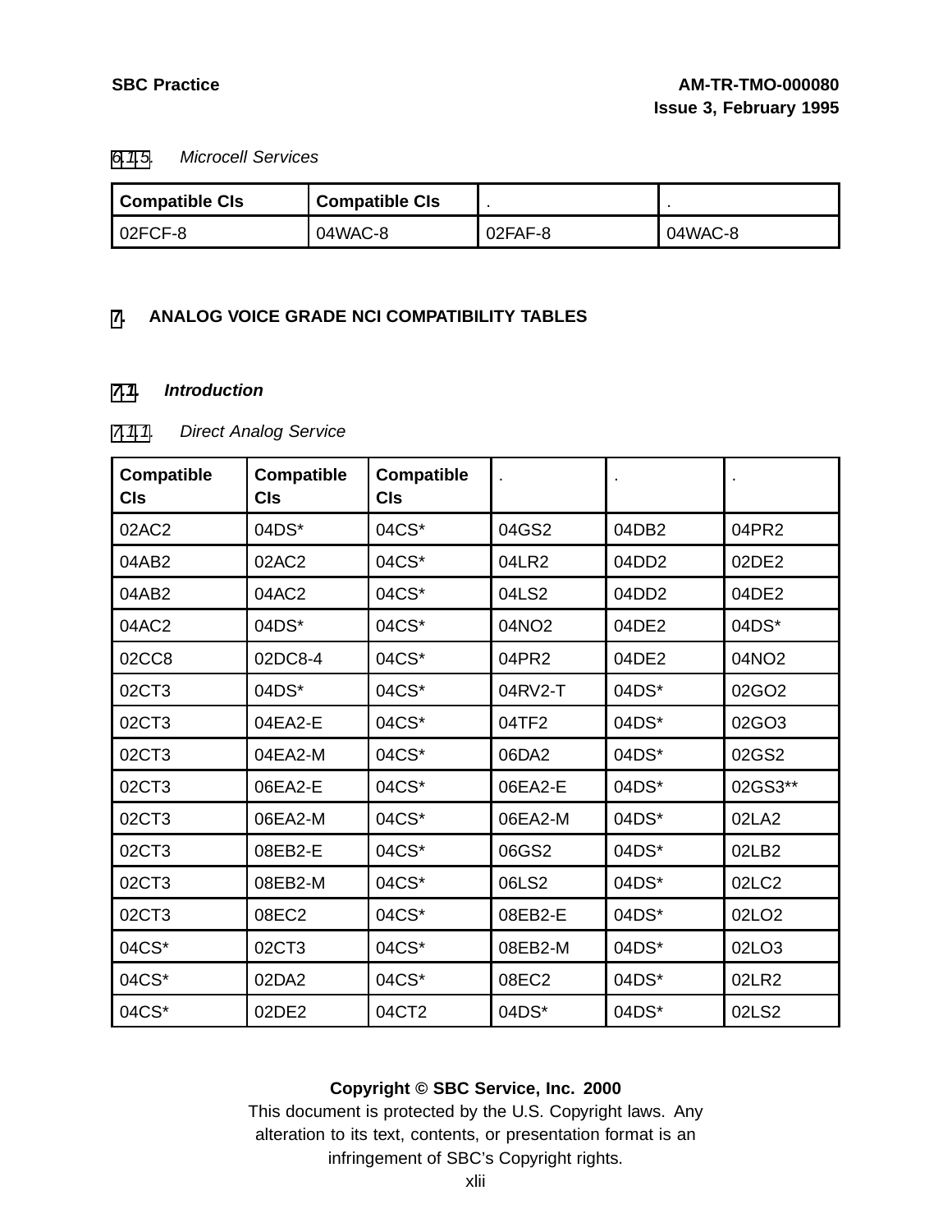#### 6.1.5. *Microcell Services*

| Compatible CIs | Compatible CIs | . | . |
|---|---|---|---|
| 02FCF-8 | 04WAC-8 | 02FAF-8 | 04WAC-8 |

# 7. ANALOG VOICE GRADE NCI COMPATIBILITY TABLES

## 7.1. *Introduction*

#### 7.1.1. *Direct Analog Service*

| Compatible CIs | Compatible CIs | Compatible CIs | . | . | . |
|---|---|---|---|---|---|
| 02AC2 | 04DS* | 04CS* | 04GS2 | 04DB2 | 04PR2 |
| 04AB2 | 02AC2 | 04CS* | 04LR2 | 04DD2 | 02DE2 |
| 04AB2 | 04AC2 | 04CS* | 04LS2 | 04DD2 | 04DE2 |
| 04AC2 | 04DS* | 04CS* | 04NO2 | 04DE2 | 04DS* |
| 02CC8 | 02DC8-4 | 04CS* | 04PR2 | 04DE2 | 04NO2 |
| 02CT3 | 04DS* | 04CS* | 04RV2-T | 04DS* | 02GO2 |
| 02CT3 | 04EA2-E | 04CS* | 04TF2 | 04DS* | 02GO3 |
| 02CT3 | 04EA2-M | 04CS* | 06DA2 | 04DS* | 02GS2 |
| 02CT3 | 06EA2-E | 04CS* | 06EA2-E | 04DS* | 02GS3** |
| 02CT3 | 06EA2-M | 04CS* | 06EA2-M | 04DS* | 02LA2 |
| 02CT3 | 08EB2-E | 04CS* | 06GS2 | 04DS* | 02LB2 |
| 02CT3 | 08EB2-M | 04CS* | 06LS2 | 04DS* | 02LC2 |
| 02CT3 | 08EC2 | 04CS* | 08EB2-E | 04DS* | 02LO2 |
| 04CS* | 02CT3 | 04CS* | 08EB2-M | 04DS* | 02LO3 |
| 04CS* | 02DA2 | 04CS* | 08EC2 | 04DS* | 02LR2 |
| 04CS* | 02DE2 | 04CT2 | 04DS* | 04DS* | 02LS2 |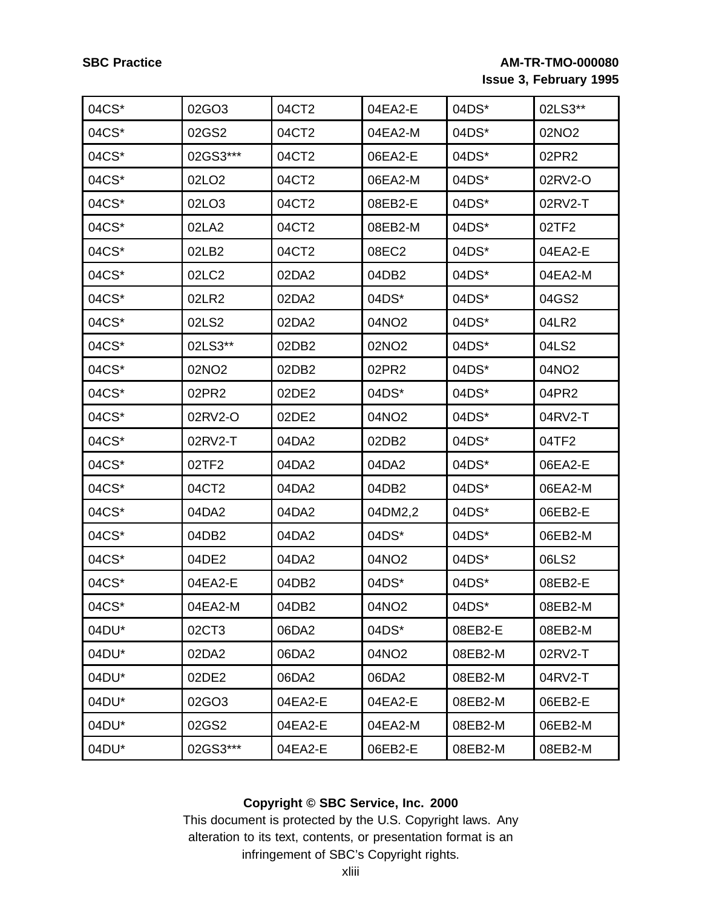| 04CS* | 02GO3 | 04CT2 | 04EA2-E | 04DS* | 02LS3** |
|---|---|---|---|---|---|
| 04CS* | 02GS2 | 04CT2 | 04EA2-M | 04DS* | 02NO2 |
| 04CS* | 02GS3*** | 04CT2 | 06EA2-E | 04DS* | 02PR2 |
| 04CS* | 02LO2 | 04CT2 | 06EA2-M | 04DS* | 02RV2-O |
| 04CS* | 02LO3 | 04CT2 | 08EB2-E | 04DS* | 02RV2-T |
| 04CS* | 02LA2 | 04CT2 | 08EB2-M | 04DS* | 02TF2 |
| 04CS* | 02LB2 | 04CT2 | 08EC2 | 04DS* | 04EA2-E |
| 04CS* | 02LC2 | 02DA2 | 04DB2 | 04DS* | 04EA2-M |
| 04CS* | 02LR2 | 02DA2 | 04DS* | 04DS* | 04GS2 |
| 04CS* | 02LS2 | 02DA2 | 04NO2 | 04DS* | 04LR2 |
| 04CS* | 02LS3** | 02DB2 | 02NO2 | 04DS* | 04LS2 |
| 04CS* | 02NO2 | 02DB2 | 02PR2 | 04DS* | 04NO2 |
| 04CS* | 02PR2 | 02DE2 | 04DS* | 04DS* | 04PR2 |
| 04CS* | 02RV2-O | 02DE2 | 04NO2 | 04DS* | 04RV2-T |
| 04CS* | 02RV2-T | 04DA2 | 02DB2 | 04DS* | 04TF2 |
| 04CS* | 02TF2 | 04DA2 | 04DA2 | 04DS* | 06EA2-E |
| 04CS* | 04CT2 | 04DA2 | 04DB2 | 04DS* | 06EA2-M |
| 04CS* | 04DA2 | 04DA2 | 04DM2,2 | 04DS* | 06EB2-E |
| 04CS* | 04DB2 | 04DA2 | 04DS* | 04DS* | 06EB2-M |
| 04CS* | 04DE2 | 04DA2 | 04NO2 | 04DS* | 06LS2 |
| 04CS* | 04EA2-E | 04DB2 | 04DS* | 04DS* | 08EB2-E |
| 04CS* | 04EA2-M | 04DB2 | 04NO2 | 04DS* | 08EB2-M |
| 04DU* | 02CT3 | 06DA2 | 04DS* | 08EB2-E | 08EB2-M |
| 04DU* | 02DA2 | 06DA2 | 04NO2 | 08EB2-M | 02RV2-T |
| 04DU* | 02DE2 | 06DA2 | 06DA2 | 08EB2-M | 04RV2-T |
| 04DU* | 02GO3 | 04EA2-E | 04EA2-E | 08EB2-M | 06EB2-E |
| 04DU* | 02GS2 | 04EA2-E | 04EA2-M | 08EB2-M | 06EB2-M |
| 04DU* | 02GS3*** | 04EA2-E | 06EB2-E | 08EB2-M | 08EB2-M |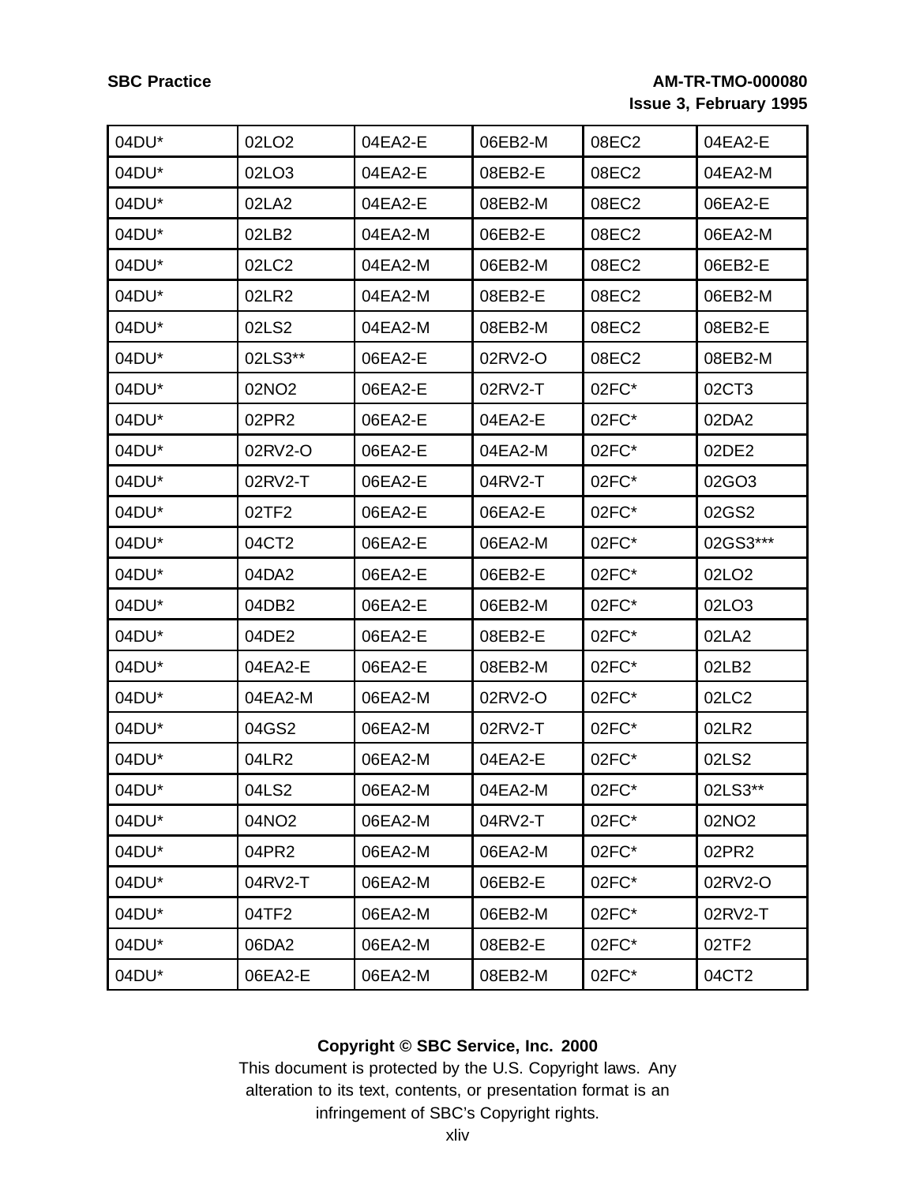| | | | | | |
|---|---|---|---|---|---|
| 04DU* | 02LO2 | 04EA2-E | 06EB2-M | 08EC2 | 04EA2-E |
| 04DU* | 02LO3 | 04EA2-E | 08EB2-E | 08EC2 | 04EA2-M |
| 04DU* | 02LA2 | 04EA2-E | 08EB2-M | 08EC2 | 06EA2-E |
| 04DU* | 02LB2 | 04EA2-M | 06EB2-E | 08EC2 | 06EA2-M |
| 04DU* | 02LC2 | 04EA2-M | 06EB2-M | 08EC2 | 06EB2-E |
| 04DU* | 02LR2 | 04EA2-M | 08EB2-E | 08EC2 | 06EB2-M |
| 04DU* | 02LS2 | 04EA2-M | 08EB2-M | 08EC2 | 08EB2-E |
| 04DU* | 02LS3** | 06EA2-E | 02RV2-O | 08EC2 | 08EB2-M |
| 04DU* | 02NO2 | 06EA2-E | 02RV2-T | 02FC* | 02CT3 |
| 04DU* | 02PR2 | 06EA2-E | 04EA2-E | 02FC* | 02DA2 |
| 04DU* | 02RV2-O | 06EA2-E | 04EA2-M | 02FC* | 02DE2 |
| 04DU* | 02RV2-T | 06EA2-E | 04RV2-T | 02FC* | 02GO3 |
| 04DU* | 02TF2 | 06EA2-E | 06EA2-E | 02FC* | 02GS2 |
| 04DU* | 04CT2 | 06EA2-E | 06EA2-M | 02FC* | 02GS3*** |
| 04DU* | 04DA2 | 06EA2-E | 06EB2-E | 02FC* | 02LO2 |
| 04DU* | 04DB2 | 06EA2-E | 06EB2-M | 02FC* | 02LO3 |
| 04DU* | 04DE2 | 06EA2-E | 08EB2-E | 02FC* | 02LA2 |
| 04DU* | 04EA2-E | 06EA2-E | 08EB2-M | 02FC* | 02LB2 |
| 04DU* | 04EA2-M | 06EA2-M | 02RV2-O | 02FC* | 02LC2 |
| 04DU* | 04GS2 | 06EA2-M | 02RV2-T | 02FC* | 02LR2 |
| 04DU* | 04LR2 | 06EA2-M | 04EA2-E | 02FC* | 02LS2 |
| 04DU* | 04LS2 | 06EA2-M | 04EA2-M | 02FC* | 02LS3** |
| 04DU* | 04NO2 | 06EA2-M | 04RV2-T | 02FC* | 02NO2 |
| 04DU* | 04PR2 | 06EA2-M | 06EA2-M | 02FC* | 02PR2 |
| 04DU* | 04RV2-T | 06EA2-M | 06EB2-E | 02FC* | 02RV2-O |
| 04DU* | 04TF2 | 06EA2-M | 06EB2-M | 02FC* | 02RV2-T |
| 04DU* | 06DA2 | 06EA2-M | 08EB2-E | 02FC* | 02TF2 |
| 04DU* | 06EA2-E | 06EA2-M | 08EB2-M | 02FC* | 04CT2 |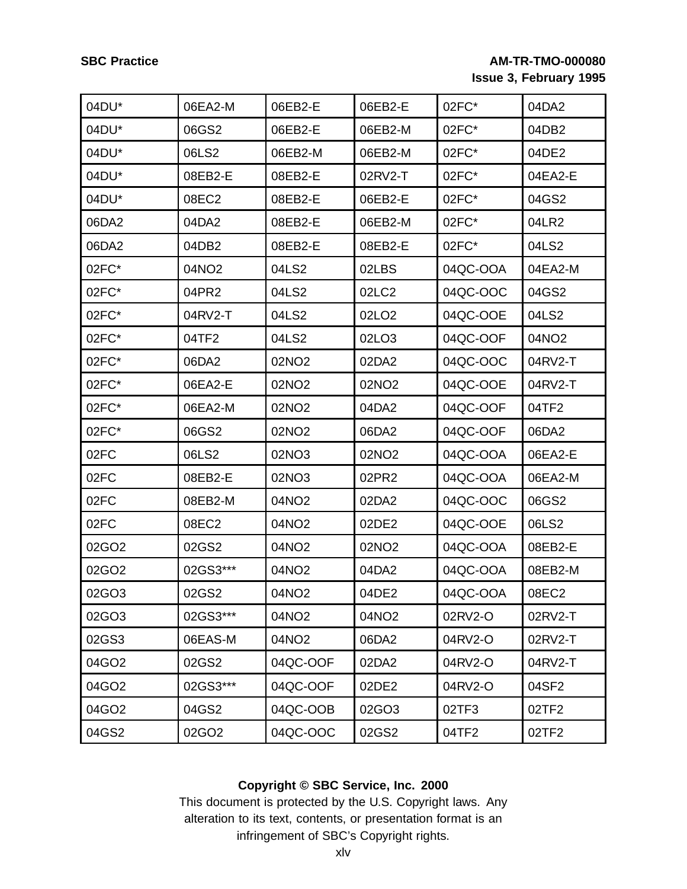| 04DU* | 06EA2-M | 06EB2-E | 06EB2-E | 02FC* | 04DA2 |
|---|---|---|---|---|---|
| 04DU* | 06GS2 | 06EB2-E | 06EB2-M | 02FC* | 04DB2 |
| 04DU* | 06LS2 | 06EB2-M | 06EB2-M | 02FC* | 04DE2 |
| 04DU* | 08EB2-E | 08EB2-E | 02RV2-T | 02FC* | 04EA2-E |
| 04DU* | 08EC2 | 08EB2-E | 06EB2-E | 02FC* | 04GS2 |
| 06DA2 | 04DA2 | 08EB2-E | 06EB2-M | 02FC* | 04LR2 |
| 06DA2 | 04DB2 | 08EB2-E | 08EB2-E | 02FC* | 04LS2 |
| 02FC* | 04NO2 | 04LS2 | 02LBS | 04QC-OOA | 04EA2-M |
| 02FC* | 04PR2 | 04LS2 | 02LC2 | 04QC-OOC | 04GS2 |
| 02FC* | 04RV2-T | 04LS2 | 02LO2 | 04QC-OOE | 04LS2 |
| 02FC* | 04TF2 | 04LS2 | 02LO3 | 04QC-OOF | 04NO2 |
| 02FC* | 06DA2 | 02NO2 | 02DA2 | 04QC-OOC | 04RV2-T |
| 02FC* | 06EA2-E | 02NO2 | 02NO2 | 04QC-OOE | 04RV2-T |
| 02FC* | 06EA2-M | 02NO2 | 04DA2 | 04QC-OOF | 04TF2 |
| 02FC* | 06GS2 | 02NO2 | 06DA2 | 04QC-OOF | 06DA2 |
| 02FC | 06LS2 | 02NO3 | 02NO2 | 04QC-OOA | 06EA2-E |
| 02FC | 08EB2-E | 02NO3 | 02PR2 | 04QC-OOA | 06EA2-M |
| 02FC | 08EB2-M | 04NO2 | 02DA2 | 04QC-OOC | 06GS2 |
| 02FC | 08EC2 | 04NO2 | 02DE2 | 04QC-OOE | 06LS2 |
| 02GO2 | 02GS2 | 04NO2 | 02NO2 | 04QC-OOA | 08EB2-E |
| 02GO2 | 02GS3*** | 04NO2 | 04DA2 | 04QC-OOA | 08EB2-M |
| 02GO3 | 02GS2 | 04NO2 | 04DE2 | 04QC-OOA | 08EC2 |
| 02GO3 | 02GS3*** | 04NO2 | 04NO2 | 02RV2-O | 02RV2-T |
| 02GS3 | 06EAS-M | 04NO2 | 06DA2 | 04RV2-O | 02RV2-T |
| 04GO2 | 02GS2 | 04QC-OOF | 02DA2 | 04RV2-O | 04RV2-T |
| 04GO2 | 02GS3*** | 04QC-OOF | 02DE2 | 04RV2-O | 04SF2 |
| 04GO2 | 04GS2 | 04QC-OOB | 02GO3 | 02TF3 | 02TF2 |
| 04GS2 | 02GO2 | 04QC-OOC | 02GS2 | 04TF2 | 02TF2 |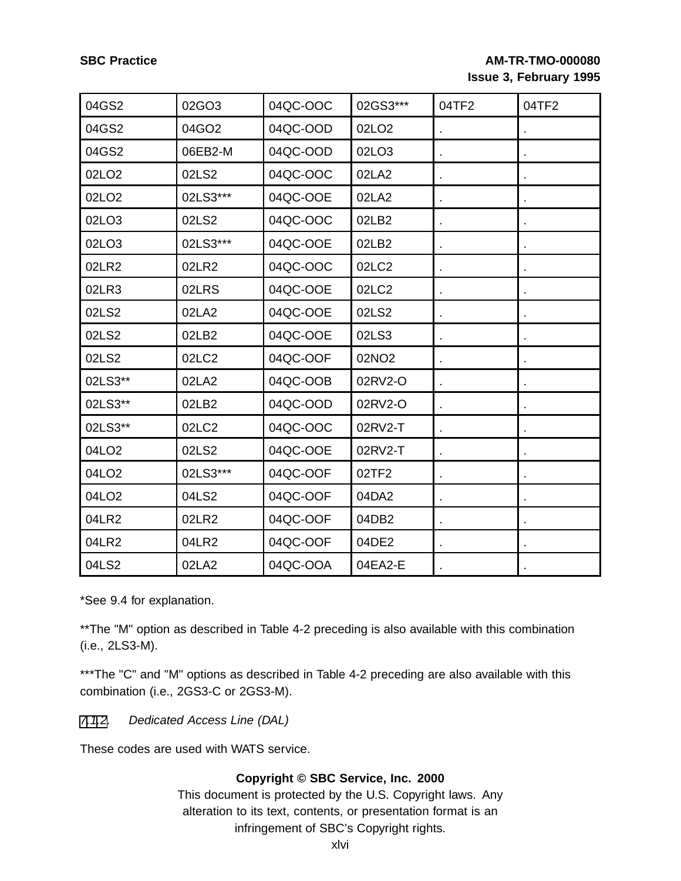| 04GS2 | 02GO3 | 04QC-OOC | 02GS3*** | 04TF2 | 04TF2 |
|---|---|---|---|---|---|
| 04GS2 | 04GO2 | 04QC-OOD | 02LO2 | . | . |
| 04GS2 | 06EB2-M | 04QC-OOD | 02LO3 | . | . |
| 02LO2 | 02LS2 | 04QC-OOC | 02LA2 | . | . |
| 02LO2 | 02LS3*** | 04QC-OOE | 02LA2 | . | . |
| 02LO3 | 02LS2 | 04QC-OOC | 02LB2 | . | . |
| 02LO3 | 02LS3*** | 04QC-OOE | 02LB2 | . | . |
| 02LR2 | 02LR2 | 04QC-OOC | 02LC2 | . | . |
| 02LR3 | 02LRS | 04QC-OOE | 02LC2 | . | . |
| 02LS2 | 02LA2 | 04QC-OOE | 02LS2 | . | . |
| 02LS2 | 02LB2 | 04QC-OOE | 02LS3 | . | . |
| 02LS2 | 02LC2 | 04QC-OOF | 02NO2 | . | . |
| 02LS3** | 02LA2 | 04QC-OOB | 02RV2-O | . | . |
| 02LS3** | 02LB2 | 04QC-OOD | 02RV2-O | . | . |
| 02LS3** | 02LC2 | 04QC-OOC | 02RV2-T | . | . |
| 04LO2 | 02LS2 | 04QC-OOE | 02RV2-T | . | . |
| 04LO2 | 02LS3*** | 04QC-OOF | 02TF2 | . | . |
| 04LO2 | 04LS2 | 04QC-OOF | 04DA2 | . | . |
| 04LR2 | 02LR2 | 04QC-OOF | 04DB2 | . | . |
| 04LR2 | 04LR2 | 04QC-OOF | 04DE2 | . | . |
| 04LS2 | 02LA2 | 04QC-OOA | 04EA2-E | . | . |

*See 9.4 for explanation.

**The "M" option as described in Table 4-2 preceding is also available with this combination (i.e., 2LS3-M).

***The "C" and "M" options as described in Table 4-2 preceding are also available with this combination (i.e., 2GS3-C or 2GS3-M).

7.1.2. *Dedicated Access Line (DAL)*

These codes are used with WATS service.

**Copyright © SBC Service, Inc. 2000**
This document is protected by the U.S. Copyright laws. Any alteration to its text, contents, or presentation format is an infringement of SBC's Copyright rights.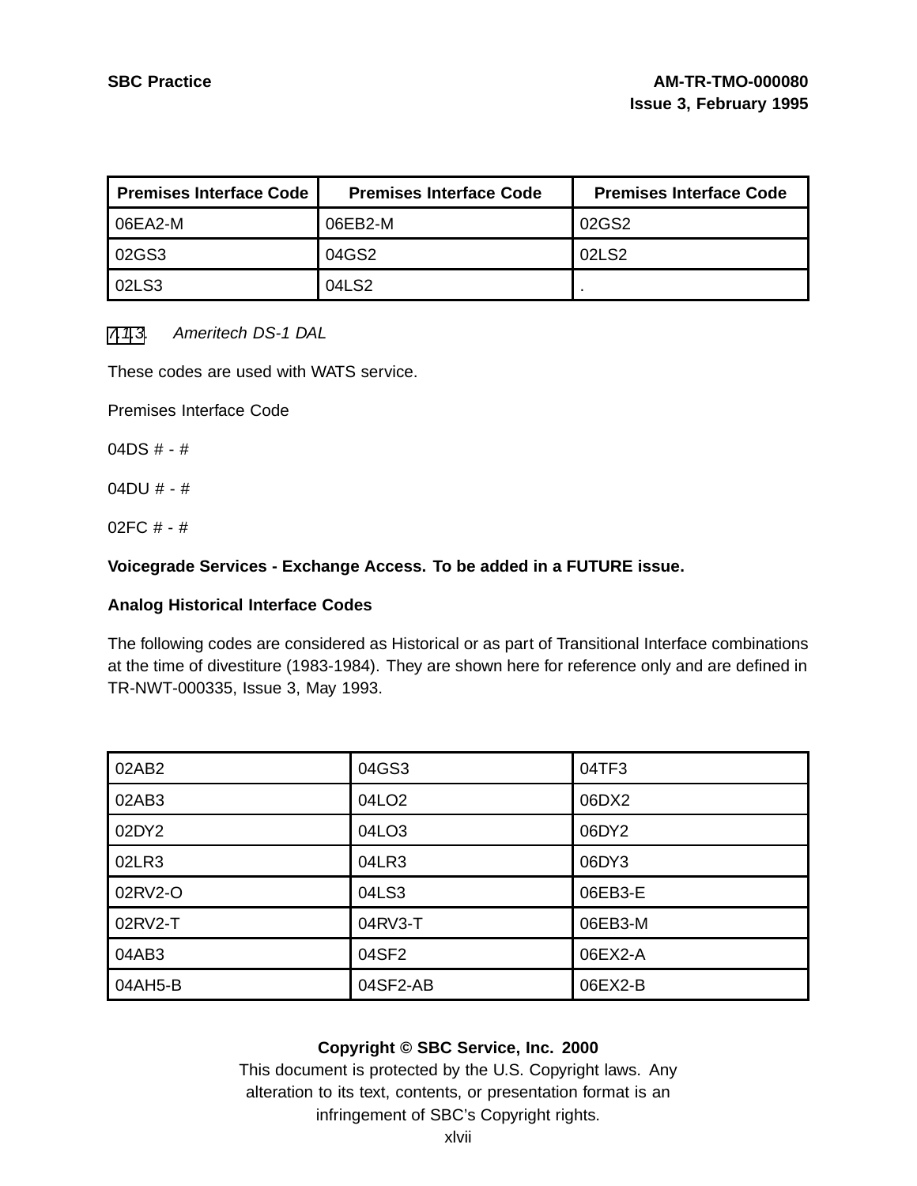| Premises Interface Code | Premises Interface Code | Premises Interface Code |
|---|---|---|
| 06EA2-M | 06EB2-M | 02GS2 |
| 02GS3 | 04GS2 | 02LS2 |
| 02LS3 | 04LS2 | . |

7.1.3. *Ameritech DS-1 DAL*

These codes are used with WATS service.

Premises Interface Code

04DS # - #

04DU # - #

02FC # - #

**Voicegrade Services - Exchange Access. To be added in a FUTURE issue.**

**Analog Historical Interface Codes**

The following codes are considered as Historical or as part of Transitional Interface combinations at the time of divestiture (1983-1984). They are shown here for reference only and are defined in TR-NWT-000335, Issue 3, May 1993.

| | | |
|---|---|---|
| 02AB2 | 04GS3 | 04TF3 |
| 02AB3 | 04LO2 | 06DX2 |
| 02DY2 | 04LO3 | 06DY2 |
| 02LR3 | 04LR3 | 06DY3 |
| 02RV2-O | 04LS3 | 06EB3-E |
| 02RV2-T | 04RV3-T | 06EB3-M |
| 04AB3 | 04SF2 | 06EX2-A |
| 04AH5-B | 04SF2-AB | 06EX2-B |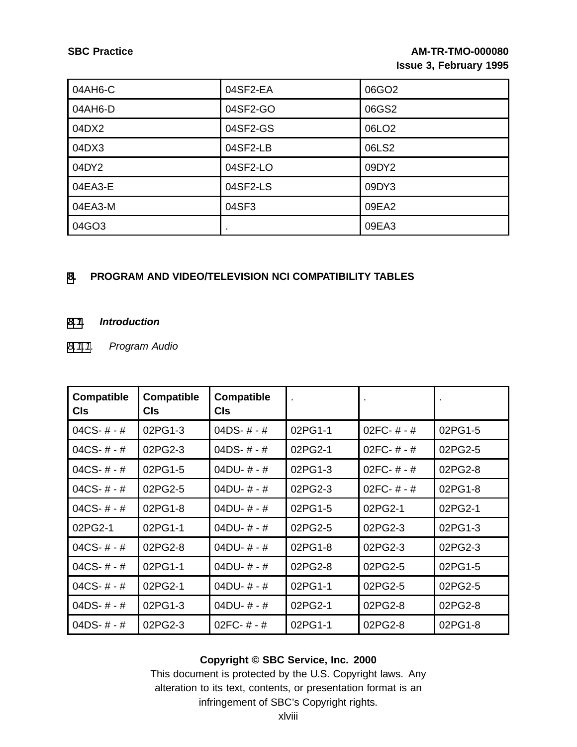| 04AH6-C | 04SF2-EA | 06GO2 |
|---|---|---|
| 04AH6-D | 04SF2-GO | 06GS2 |
| 04DX2 | 04SF2-GS | 06LO2 |
| 04DX3 | 04SF2-LB | 06LS2 |
| 04DY2 | 04SF2-LO | 09DY2 |
| 04EA3-E | 04SF2-LS | 09DY3 |
| 04EA3-M | 04SF3 | 09EA2 |
| 04GO3 | . | 09EA3 |

# 8. PROGRAM AND VIDEO/TELEVISION NCI COMPATIBILITY TABLES

## 8.1. *Introduction*

### 8.1.1. *Program Audio*

| Compatible CIs | Compatible CIs | Compatible CIs | . | . | . |
|---|---|---|---|---|---|
| 04CS- # - # | 02PG1-3 | 04DS- # - # | 02PG1-1 | 02FC- # - # | 02PG1-5 |
| 04CS- # - # | 02PG2-3 | 04DS- # - # | 02PG2-1 | 02FC- # - # | 02PG2-5 |
| 04CS- # - # | 02PG1-5 | 04DU- # - # | 02PG1-3 | 02FC- # - # | 02PG2-8 |
| 04CS- # - # | 02PG2-5 | 04DU- # - # | 02PG2-3 | 02FC- # - # | 02PG1-8 |
| 04CS- # - # | 02PG1-8 | 04DU- # - # | 02PG1-5 | 02PG2-1 | 02PG2-1 |
| 02PG2-1 | 02PG1-1 | 04DU- # - # | 02PG2-5 | 02PG2-3 | 02PG1-3 |
| 04CS- # - # | 02PG2-8 | 04DU- # - # | 02PG1-8 | 02PG2-3 | 02PG2-3 |
| 04CS- # - # | 02PG1-1 | 04DU- # - # | 02PG2-8 | 02PG2-5 | 02PG1-5 |
| 04CS- # - # | 02PG2-1 | 04DU- # - # | 02PG1-1 | 02PG2-5 | 02PG2-5 |
| 04DS- # - # | 02PG1-3 | 04DU- # - # | 02PG2-1 | 02PG2-8 | 02PG2-8 |
| 04DS- # - # | 02PG2-3 | 02FC- # - # | 02PG1-1 | 02PG2-8 | 02PG1-8 |

**Copyright © SBC Service, Inc. 2000**
This document is protected by the U.S. Copyright laws. Any alteration to its text, contents, or presentation format is an infringement of SBC's Copyright rights.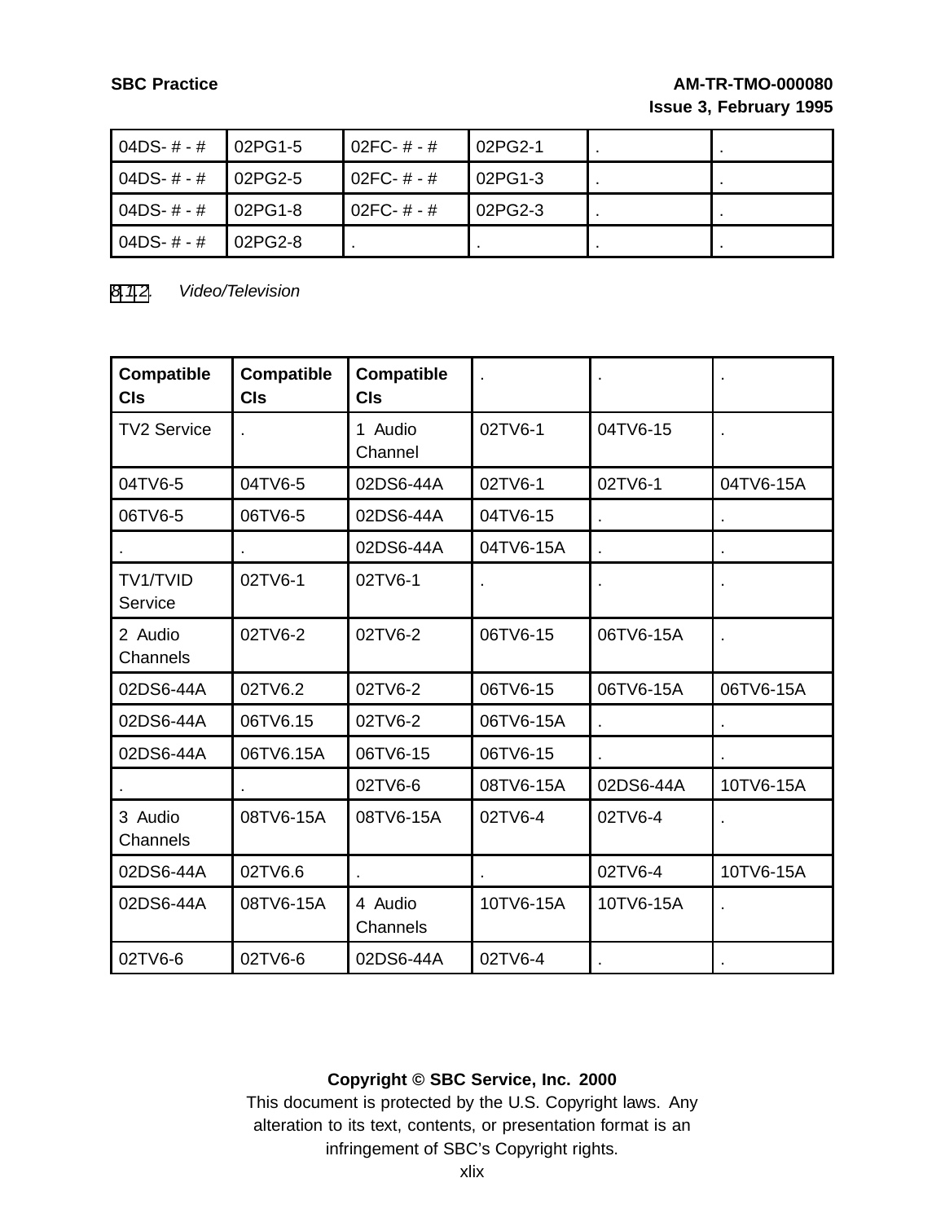| 04DS- # - # | 02PG1-5 | 02FC- # - # | 02PG2-1 | . | . |
|---|---|---|---|---|---|
| 04DS- # - # | 02PG2-5 | 02FC- # - # | 02PG1-3 | . | . |
| 04DS- # - # | 02PG1-8 | 02FC- # - # | 02PG2-3 | . | . |
| 04DS- # - # | 02PG2-8 | . | . | . | . |

8.1.2. *Video/Television*

| Compatible CIs | Compatible CIs | Compatible CIs | . | . | . |
|---|---|---|---|---|---|
| TV2 Service | . | 1 Audio Channel | 02TV6-1 | 04TV6-15 | . |
| 04TV6-5 | 04TV6-5 | 02DS6-44A | 02TV6-1 | 02TV6-1 | 04TV6-15A |
| 06TV6-5 | 06TV6-5 | 02DS6-44A | 04TV6-15 | . | . |
| . | . | 02DS6-44A | 04TV6-15A | . | . |
| TV1/TVID Service | 02TV6-1 | 02TV6-1 | . | . | . |
| 2 Audio Channels | 02TV6-2 | 02TV6-2 | 06TV6-15 | 06TV6-15A | . |
| 02DS6-44A | 02TV6.2 | 02TV6-2 | 06TV6-15 | 06TV6-15A | 06TV6-15A |
| 02DS6-44A | 06TV6.15 | 02TV6-2 | 06TV6-15A | . | . |
| 02DS6-44A | 06TV6.15A | 06TV6-15 | 06TV6-15 | . | . |
| . | . | 02TV6-6 | 08TV6-15A | 02DS6-44A | 10TV6-15A |
| 3 Audio Channels | 08TV6-15A | 08TV6-15A | 02TV6-4 | 02TV6-4 | . |
| 02DS6-44A | 02TV6.6 | . | . | 02TV6-4 | 10TV6-15A |
| 02DS6-44A | 08TV6-15A | 4 Audio Channels | 10TV6-15A | 10TV6-15A | . |
| 02TV6-6 | 02TV6-6 | 02DS6-44A | 02TV6-4 | . | . |

**Copyright © SBC Service, Inc. 2000**
This document is protected by the U.S. Copyright laws. Any alteration to its text, contents, or presentation format is an infringement of SBC's Copyright rights.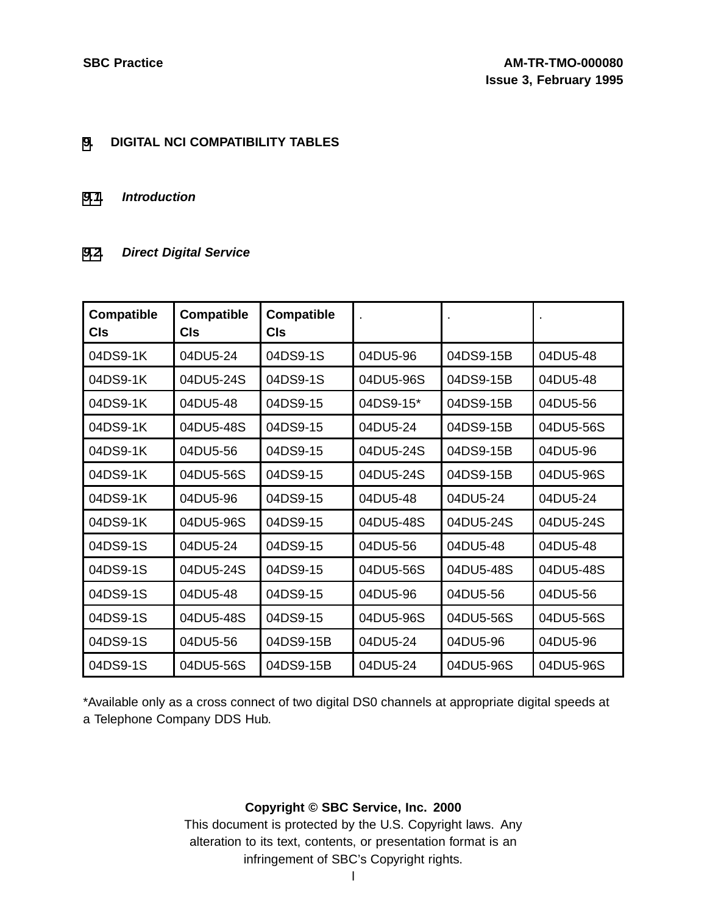# 9. DIGITAL NCI COMPATIBILITY TABLES

## 9.1. *Introduction*

## 9.2. *Direct Digital Service*

| Compatible CIs | Compatible CIs | Compatible CIs | . | . | . |
|---|---|---|---|---|---|
| 04DS9-1K | 04DU5-24 | 04DS9-1S | 04DU5-96 | 04DS9-15B | 04DU5-48 |
| 04DS9-1K | 04DU5-24S | 04DS9-1S | 04DU5-96S | 04DS9-15B | 04DU5-48 |
| 04DS9-1K | 04DU5-48 | 04DS9-15 | 04DS9-15* | 04DS9-15B | 04DU5-56 |
| 04DS9-1K | 04DU5-48S | 04DS9-15 | 04DU5-24 | 04DS9-15B | 04DU5-56S |
| 04DS9-1K | 04DU5-56 | 04DS9-15 | 04DU5-24S | 04DS9-15B | 04DU5-96 |
| 04DS9-1K | 04DU5-56S | 04DS9-15 | 04DU5-24S | 04DS9-15B | 04DU5-96S |
| 04DS9-1K | 04DU5-96 | 04DS9-15 | 04DU5-48 | 04DU5-24 | 04DU5-24 |
| 04DS9-1K | 04DU5-96S | 04DS9-15 | 04DU5-48S | 04DU5-24S | 04DU5-24S |
| 04DS9-1S | 04DU5-24 | 04DS9-15 | 04DU5-56 | 04DU5-48 | 04DU5-48 |
| 04DS9-1S | 04DU5-24S | 04DS9-15 | 04DU5-56S | 04DU5-48S | 04DU5-48S |
| 04DS9-1S | 04DU5-48 | 04DS9-15 | 04DU5-96 | 04DU5-56 | 04DU5-56 |
| 04DS9-1S | 04DU5-48S | 04DS9-15 | 04DU5-96S | 04DU5-56S | 04DU5-56S |
| 04DS9-1S | 04DU5-56 | 04DS9-15B | 04DU5-24 | 04DU5-96 | 04DU5-96 |
| 04DS9-1S | 04DU5-56S | 04DS9-15B | 04DU5-24 | 04DU5-96S | 04DU5-96S |

*Available only as a cross connect of two digital DS0 channels at appropriate digital speeds at a Telephone Company DDS Hub.

**Copyright © SBC Service, Inc. 2000**
This document is protected by the U.S. Copyright laws. Any alteration to its text, contents, or presentation format is an infringement of SBC's Copyright rights.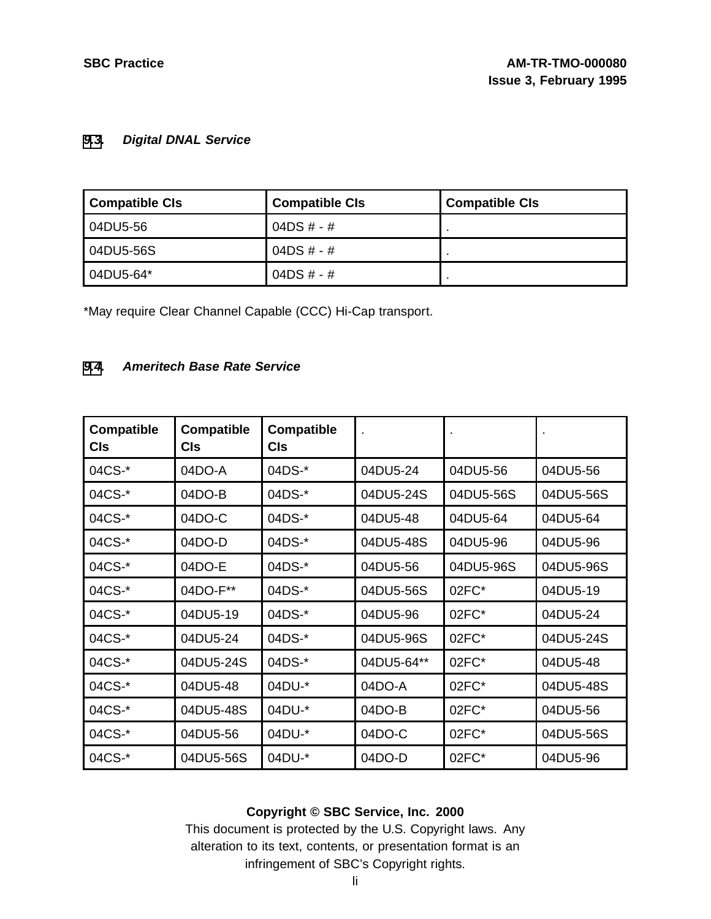## 9.3. *Digital DNAL Service*

| Compatible CIs | Compatible CIs | Compatible CIs |
|---|---|---|
| 04DU5-56 | 04DS # - # | . |
| 04DU5-56S | 04DS # - # | . |
| 04DU5-64* | 04DS # - # | . |

*May require Clear Channel Capable (CCC) Hi-Cap transport.

## 9.4. *Ameritech Base Rate Service*

| Compatible CIs | Compatible CIs | Compatible CIs | . | . | . |
|---|---|---|---|---|---|
| 04CS-* | 04DO-A | 04DS-* | 04DU5-24 | 04DU5-56 | 04DU5-56 |
| 04CS-* | 04DO-B | 04DS-* | 04DU5-24S | 04DU5-56S | 04DU5-56S |
| 04CS-* | 04DO-C | 04DS-* | 04DU5-48 | 04DU5-64 | 04DU5-64 |
| 04CS-* | 04DO-D | 04DS-* | 04DU5-48S | 04DU5-96 | 04DU5-96 |
| 04CS-* | 04DO-E | 04DS-* | 04DU5-56 | 04DU5-96S | 04DU5-96S |
| 04CS-* | 04DO-F** | 04DS-* | 04DU5-56S | 02FC* | 04DU5-19 |
| 04CS-* | 04DU5-19 | 04DS-* | 04DU5-96 | 02FC* | 04DU5-24 |
| 04CS-* | 04DU5-24 | 04DS-* | 04DU5-96S | 02FC* | 04DU5-24S |
| 04CS-* | 04DU5-24S | 04DS-* | 04DU5-64** | 02FC* | 04DU5-48 |
| 04CS-* | 04DU5-48 | 04DU-* | 04DO-A | 02FC* | 04DU5-48S |
| 04CS-* | 04DU5-48S | 04DU-* | 04DO-B | 02FC* | 04DU5-56 |
| 04CS-* | 04DU5-56 | 04DU-* | 04DO-C | 02FC* | 04DU5-56S |
| 04CS-* | 04DU5-56S | 04DU-* | 04DO-D | 02FC* | 04DU5-96 |

**Copyright © SBC Service, Inc. 2000**

This document is protected by the U.S. Copyright laws. Any alteration to its text, contents, or presentation format is an infringement of SBC's Copyright rights.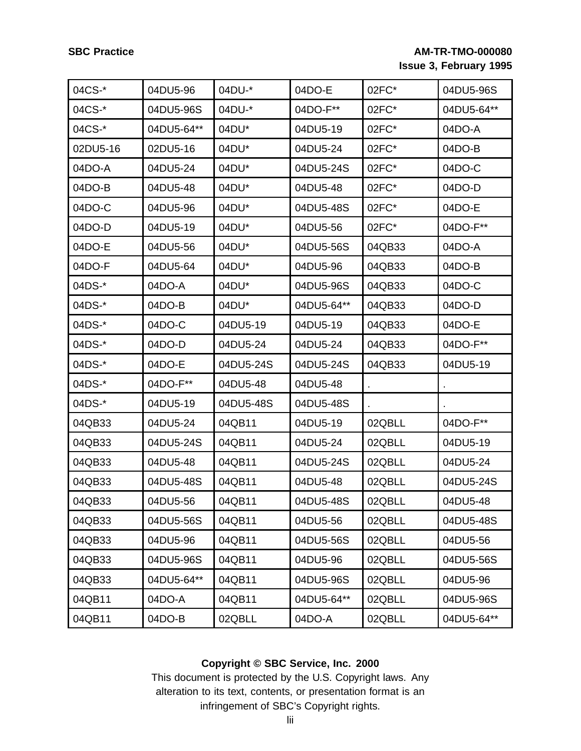| 04CS-* | 04DU5-96 | 04DU-* | 04DO-E | 02FC* | 04DU5-96S |
|---|---|---|---|---|---|
| 04CS-* | 04DU5-96S | 04DU-* | 04DO-F** | 02FC* | 04DU5-64** |
| 04CS-* | 04DU5-64** | 04DU* | 04DU5-19 | 02FC* | 04DO-A |
| 02DU5-16 | 02DU5-16 | 04DU* | 04DU5-24 | 02FC* | 04DO-B |
| 04DO-A | 04DU5-24 | 04DU* | 04DU5-24S | 02FC* | 04DO-C |
| 04DO-B | 04DU5-48 | 04DU* | 04DU5-48 | 02FC* | 04DO-D |
| 04DO-C | 04DU5-96 | 04DU* | 04DU5-48S | 02FC* | 04DO-E |
| 04DO-D | 04DU5-19 | 04DU* | 04DU5-56 | 02FC* | 04DO-F** |
| 04DO-E | 04DU5-56 | 04DU* | 04DU5-56S | 04QB33 | 04DO-A |
| 04DO-F | 04DU5-64 | 04DU* | 04DU5-96 | 04QB33 | 04DO-B |
| 04DS-* | 04DO-A | 04DU* | 04DU5-96S | 04QB33 | 04DO-C |
| 04DS-* | 04DO-B | 04DU* | 04DU5-64** | 04QB33 | 04DO-D |
| 04DS-* | 04DO-C | 04DU5-19 | 04DU5-19 | 04QB33 | 04DO-E |
| 04DS-* | 04DO-D | 04DU5-24 | 04DU5-24 | 04QB33 | 04DO-F** |
| 04DS-* | 04DO-E | 04DU5-24S | 04DU5-24S | 04QB33 | 04DU5-19 |
| 04DS-* | 04DO-F** | 04DU5-48 | 04DU5-48 | . | . |
| 04DS-* | 04DU5-19 | 04DU5-48S | 04DU5-48S | . | . |
| 04QB33 | 04DU5-24 | 04QB11 | 04DU5-19 | 02QBLL | 04DO-F** |
| 04QB33 | 04DU5-24S | 04QB11 | 04DU5-24 | 02QBLL | 04DU5-19 |
| 04QB33 | 04DU5-48 | 04QB11 | 04DU5-24S | 02QBLL | 04DU5-24 |
| 04QB33 | 04DU5-48S | 04QB11 | 04DU5-48 | 02QBLL | 04DU5-24S |
| 04QB33 | 04DU5-56 | 04QB11 | 04DU5-48S | 02QBLL | 04DU5-48 |
| 04QB33 | 04DU5-56S | 04QB11 | 04DU5-56 | 02QBLL | 04DU5-48S |
| 04QB33 | 04DU5-96 | 04QB11 | 04DU5-56S | 02QBLL | 04DU5-56 |
| 04QB33 | 04DU5-96S | 04QB11 | 04DU5-96 | 02QBLL | 04DU5-56S |
| 04QB33 | 04DU5-64** | 04QB11 | 04DU5-96S | 02QBLL | 04DU5-96 |
| 04QB11 | 04DO-A | 04QB11 | 04DU5-64** | 02QBLL | 04DU5-96S |
| 04QB11 | 04DO-B | 02QBLL | 04DO-A | 02QBLL | 04DU5-64** |

**Copyright © SBC Service, Inc. 2000**

This document is protected by the U.S. Copyright laws. Any alteration to its text, contents, or presentation format is an infringement of SBC's Copyright rights.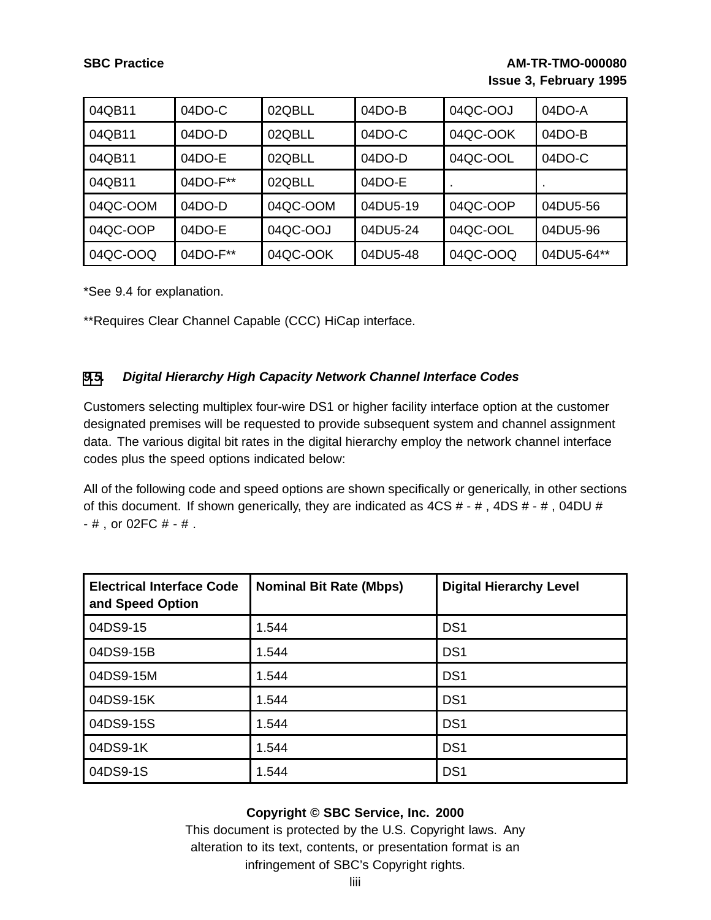| 04QB11 | 04DO-C | 02QBLL | 04DO-B | 04QC-OOJ | 04DO-A |
|---|---|---|---|---|---|
| 04QB11 | 04DO-D | 02QBLL | 04DO-C | 04QC-OOK | 04DO-B |
| 04QB11 | 04DO-E | 02QBLL | 04DO-D | 04QC-OOL | 04DO-C |
| 04QB11 | 04DO-F** | 02QBLL | 04DO-E | . | . |
| 04QC-OOM | 04DO-D | 04QC-OOM | 04DU5-19 | 04QC-OOP | 04DU5-56 |
| 04QC-OOP | 04DO-E | 04QC-OOJ | 04DU5-24 | 04QC-OOL | 04DU5-96 |
| 04QC-OOQ | 04DO-F** | 04QC-OOK | 04DU5-48 | 04QC-OOQ | 04DU5-64** |

*See 9.4 for explanation.

**Requires Clear Channel Capable (CCC) HiCap interface.

### 9.5. *Digital Hierarchy High Capacity Network Channel Interface Codes*

Customers selecting multiplex four-wire DS1 or higher facility interface option at the customer designated premises will be requested to provide subsequent system and channel assignment data. The various digital bit rates in the digital hierarchy employ the network channel interface codes plus the speed options indicated below:

All of the following code and speed options are shown specifically or generically, in other sections of this document. If shown generically, they are indicated as 4CS # - # , 4DS # - # , 04DU # - # , or 02FC # - # .

| Electrical Interface Code and Speed Option | Nominal Bit Rate (Mbps) | Digital Hierarchy Level |
|---|---|---|
| 04DS9-15 | 1.544 | DS1 |
| 04DS9-15B | 1.544 | DS1 |
| 04DS9-15M | 1.544 | DS1 |
| 04DS9-15K | 1.544 | DS1 |
| 04DS9-15S | 1.544 | DS1 |
| 04DS9-1K | 1.544 | DS1 |
| 04DS9-1S | 1.544 | DS1 |

**Copyright © SBC Service, Inc. 2000**
This document is protected by the U.S. Copyright laws. Any alteration to its text, contents, or presentation format is an infringement of SBC's Copyright rights.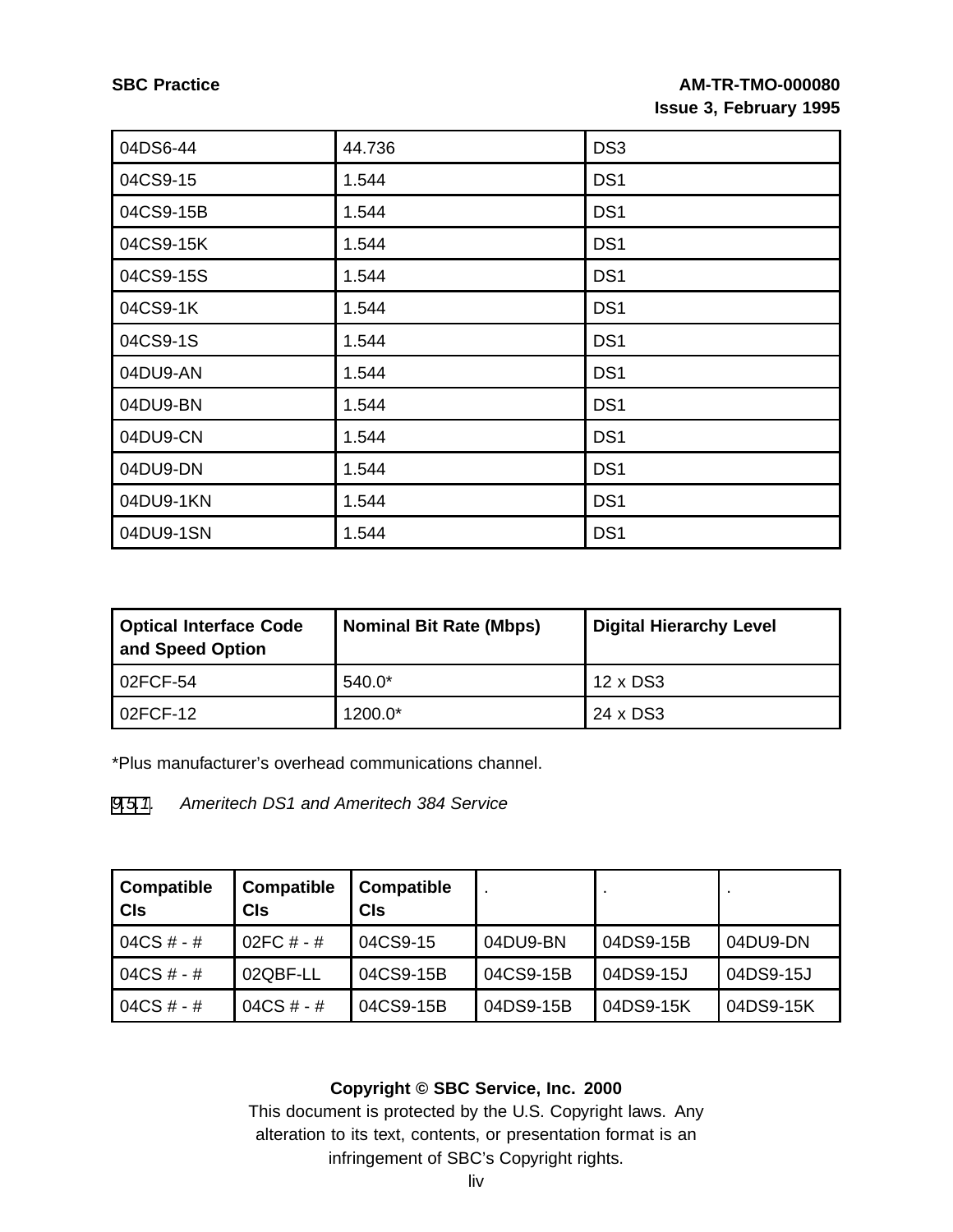| 04DS6-44 | 44.736 | DS3 |
|---|---|---|
| 04CS9-15 | 1.544 | DS1 |
| 04CS9-15B | 1.544 | DS1 |
| 04CS9-15K | 1.544 | DS1 |
| 04CS9-15S | 1.544 | DS1 |
| 04CS9-1K | 1.544 | DS1 |
| 04CS9-1S | 1.544 | DS1 |
| 04DU9-AN | 1.544 | DS1 |
| 04DU9-BN | 1.544 | DS1 |
| 04DU9-CN | 1.544 | DS1 |
| 04DU9-DN | 1.544 | DS1 |
| 04DU9-1KN | 1.544 | DS1 |
| 04DU9-1SN | 1.544 | DS1 |

| **Optical Interface Code and Speed Option** | **Nominal Bit Rate (Mbps)** | **Digital Hierarchy Level** |
|---|---|---|
| 02FCF-54 | 540.0* | 12 x DS3 |
| 02FCF-12 | 1200.0* | 24 x DS3 |

*Plus manufacturer's overhead communications channel.

9.5.1. *Ameritech DS1 and Ameritech 384 Service*

| **Compatible CIs** | **Compatible CIs** | **Compatible CIs** | . | . | . |
|---|---|---|---|---|---|
| 04CS # - # | 02FC # - # | 04CS9-15 | 04DU9-BN | 04DS9-15B | 04DU9-DN |
| 04CS # - # | 02QBF-LL | 04CS9-15B | 04CS9-15B | 04DS9-15J | 04DS9-15J |
| 04CS # - # | 04CS # - # | 04CS9-15B | 04DS9-15B | 04DS9-15K | 04DS9-15K |

**Copyright © SBC Service, Inc. 2000**

This document is protected by the U.S. Copyright laws. Any alteration to its text, contents, or presentation format is an infringement of SBC's Copyright rights.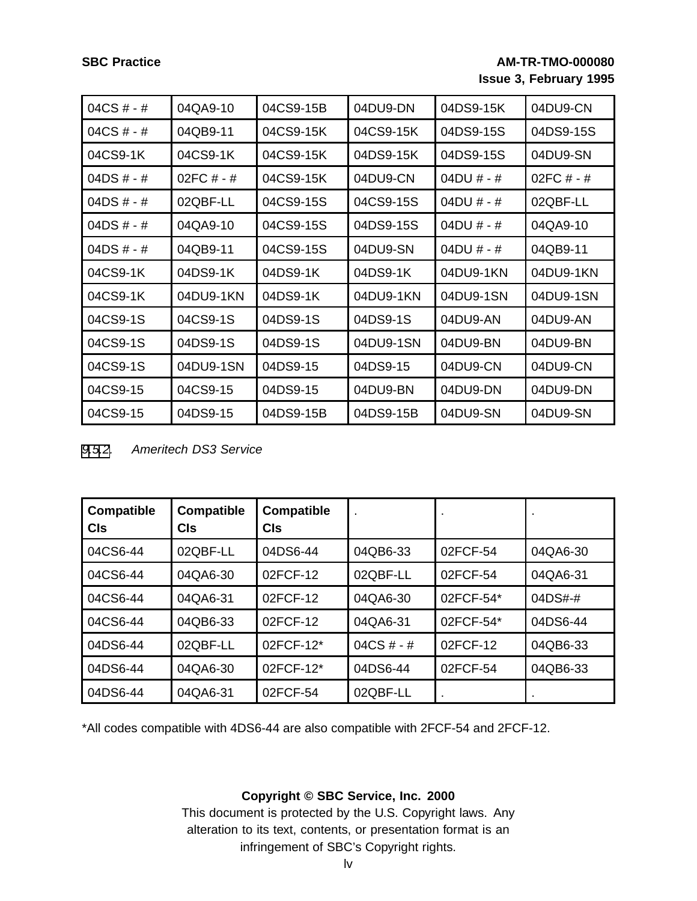| 04CS # - # | 04QA9-10 | 04CS9-15B | 04DU9-DN | 04DS9-15K | 04DU9-CN |
|---|---|---|---|---|---|
| 04CS # - # | 04QB9-11 | 04CS9-15K | 04CS9-15K | 04DS9-15S | 04DS9-15S |
| 04CS9-1K | 04CS9-1K | 04CS9-15K | 04DS9-15K | 04DS9-15S | 04DU9-SN |
| 04DS # - # | 02FC # - # | 04CS9-15K | 04DU9-CN | 04DU # - # | 02FC # - # |
| 04DS # - # | 02QBF-LL | 04CS9-15S | 04CS9-15S | 04DU # - # | 02QBF-LL |
| 04DS # - # | 04QA9-10 | 04CS9-15S | 04DS9-15S | 04DU # - # | 04QA9-10 |
| 04DS # - # | 04QB9-11 | 04CS9-15S | 04DU9-SN | 04DU # - # | 04QB9-11 |
| 04CS9-1K | 04DS9-1K | 04DS9-1K | 04DS9-1K | 04DU9-1KN | 04DU9-1KN |
| 04CS9-1K | 04DU9-1KN | 04DS9-1K | 04DU9-1KN | 04DU9-1SN | 04DU9-1SN |
| 04CS9-1S | 04CS9-1S | 04DS9-1S | 04DS9-1S | 04DU9-AN | 04DU9-AN |
| 04CS9-1S | 04DS9-1S | 04DS9-1S | 04DU9-1SN | 04DU9-BN | 04DU9-BN |
| 04CS9-1S | 04DU9-1SN | 04DS9-15 | 04DS9-15 | 04DU9-CN | 04DU9-CN |
| 04CS9-15 | 04CS9-15 | 04DS9-15 | 04DU9-BN | 04DU9-DN | 04DU9-DN |
| 04CS9-15 | 04DS9-15 | 04DS9-15B | 04DS9-15B | 04DU9-SN | 04DU9-SN |

9.5.2. *Ameritech DS3 Service*

| Compatible CIs | Compatible CIs | Compatible CIs | . | . | . |
|---|---|---|---|---|---|
| 04CS6-44 | 02QBF-LL | 04DS6-44 | 04QB6-33 | 02FCF-54 | 04QA6-30 |
| 04CS6-44 | 04QA6-30 | 02FCF-12 | 02QBF-LL | 02FCF-54 | 04QA6-31 |
| 04CS6-44 | 04QA6-31 | 02FCF-12 | 04QA6-30 | 02FCF-54* | 04DS#-# |
| 04CS6-44 | 04QB6-33 | 02FCF-12 | 04QA6-31 | 02FCF-54* | 04DS6-44 |
| 04DS6-44 | 02QBF-LL | 02FCF-12* | 04CS # - # | 02FCF-12 | 04QB6-33 |
| 04DS6-44 | 04QA6-30 | 02FCF-12* | 04DS6-44 | 02FCF-54 | 04QB6-33 |
| 04DS6-44 | 04QA6-31 | 02FCF-54 | 02QBF-LL | . | . |

*All codes compatible with 4DS6-44 are also compatible with 2FCF-54 and 2FCF-12.

**Copyright © SBC Service, Inc. 2000**

This document is protected by the U.S. Copyright laws. Any alteration to its text, contents, or presentation format is an infringement of SBC's Copyright rights.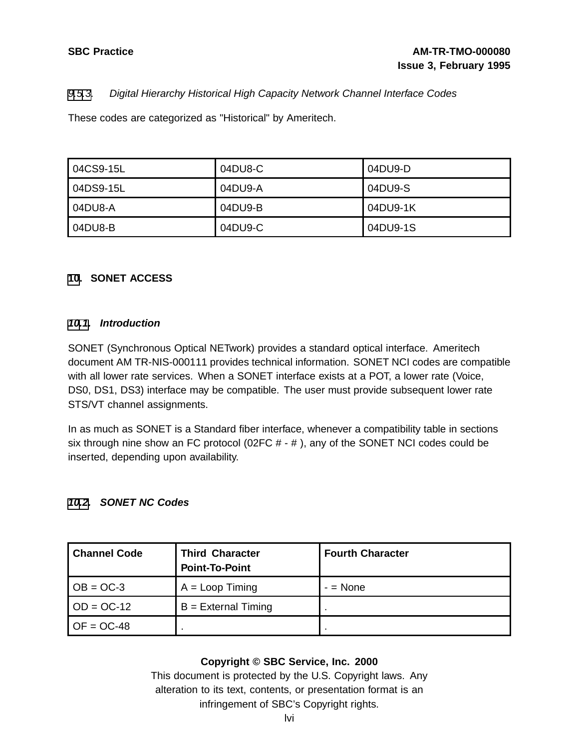### 9.5.3. *Digital Hierarchy Historical High Capacity Network Channel Interface Codes*

These codes are categorized as "Historical" by Ameritech.

| | | |
|---|---|---|
| 04CS9-15L | 04DU8-C | 04DU9-D |
| 04DS9-15L | 04DU9-A | 04DU9-S |
| 04DU8-A | 04DU9-B | 04DU9-1K |
| 04DU8-B | 04DU9-C | 04DU9-1S |

# 10. SONET ACCESS

## 10.1. *Introduction*

SONET (Synchronous Optical NETwork) provides a standard optical interface. Ameritech document AM TR-NIS-000111 provides technical information. SONET NCI codes are compatible with all lower rate services. When a SONET interface exists at a POT, a lower rate (Voice, DS0, DS1, DS3) interface may be compatible. The user must provide subsequent lower rate STS/VT channel assignments.

In as much as SONET is a Standard fiber interface, whenever a compatibility table in sections six through nine show an FC protocol (02FC # - # ), any of the SONET NCI codes could be inserted, depending upon availability.

## 10.2. *SONET NC Codes*

| Channel Code | Third Character Point-To-Point | Fourth Character |
|---|---|---|
| OB = OC-3 | A = Loop Timing | - = None |
| OD = OC-12 | B = External Timing | . |
| OF = OC-48 | . | . |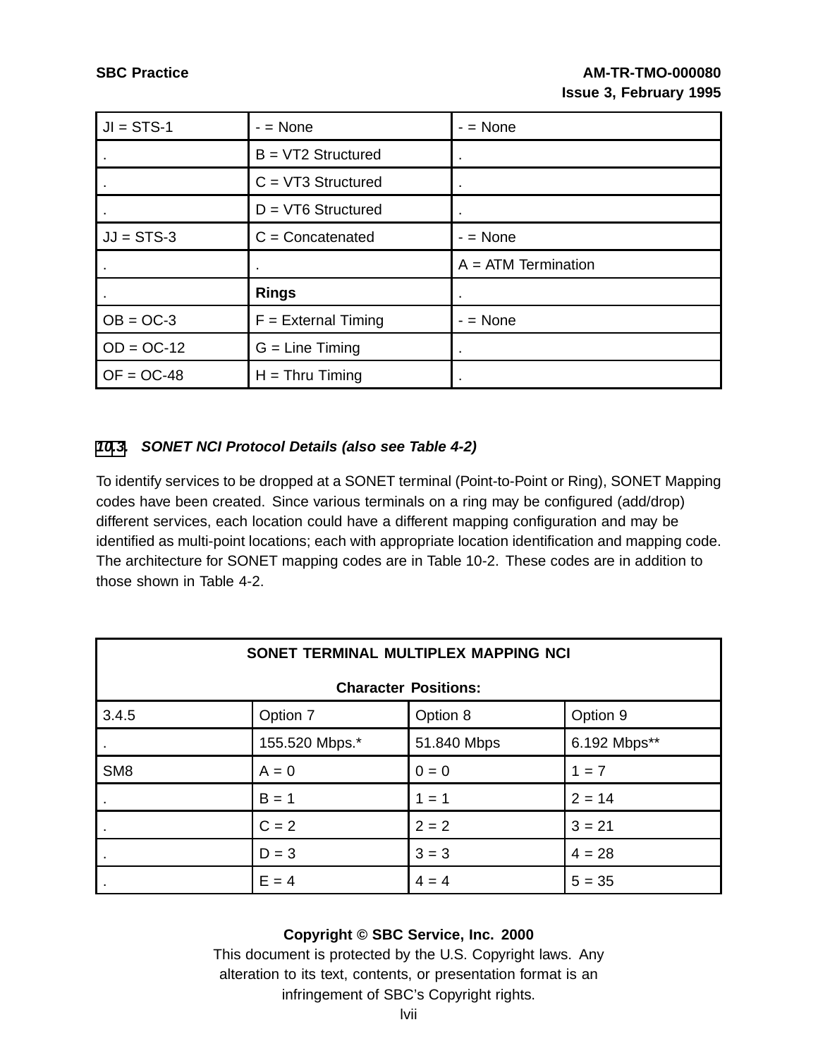| JI = STS-1 | - = None | - = None |
|---|---|---|
| . | B = VT2 Structured | . |
| . | C = VT3 Structured | . |
| . | D = VT6 Structured | . |
| JJ = STS-3 | C = Concatenated | - = None |
| . | . | A = ATM Termination |
| . | **Rings** | . |
| OB = OC-3 | F = External Timing | - = None |
| OD = OC-12 | G = Line Timing | . |
| OF = OC-48 | H = Thru Timing | . |

### 10.3. *SONET NCI Protocol Details (also see Table 4-2)*

To identify services to be dropped at a SONET terminal (Point-to-Point or Ring), SONET Mapping codes have been created. Since various terminals on a ring may be configured (add/drop) different services, each location could have a different mapping configuration and may be identified as multi-point locations; each with appropriate location identification and mapping code. The architecture for SONET mapping codes are in Table 10-2. These codes are in addition to those shown in Table 4-2.

| **SONET TERMINAL MULTIPLEX MAPPING NCI**<br>**Character Positions:** | | | |
|---|---|---|---|
| 3.4.5 | Option 7 | Option 8 | Option 9 |
| . | 155.520 Mbps.* | 51.840 Mbps | 6.192 Mbps** |
| SM8 | A = 0 | 0 = 0 | 1 = 7 |
| . | B = 1 | 1 = 1 | 2 = 14 |
| . | C = 2 | 2 = 2 | 3 = 21 |
| . | D = 3 | 3 = 3 | 4 = 28 |
| . | E = 4 | 4 = 4 | 5 = 35 |

**Copyright © SBC Service, Inc. 2000**
This document is protected by the U.S. Copyright laws. Any alteration to its text, contents, or presentation format is an infringement of SBC's Copyright rights.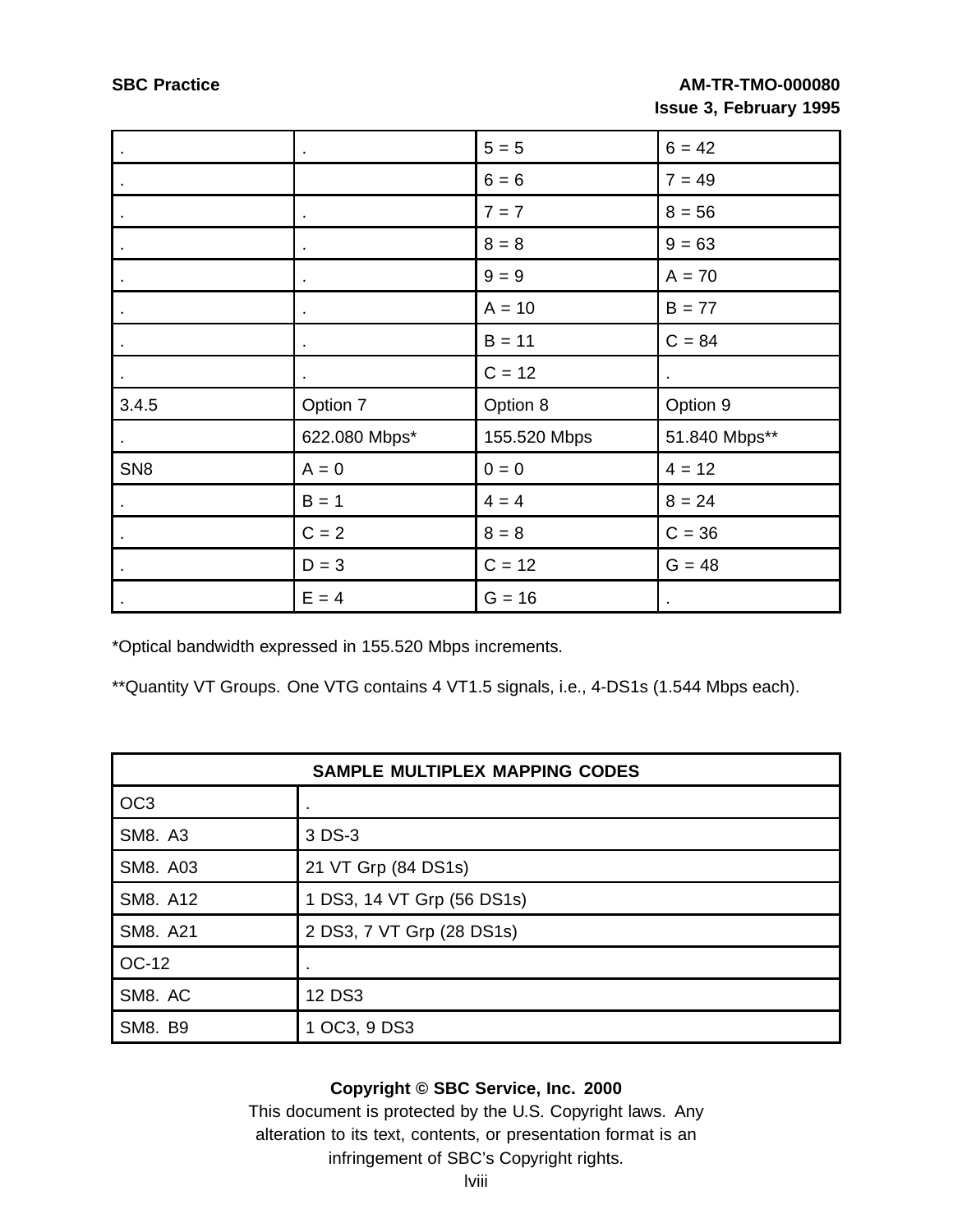| . | . | 5 = 5 | 6 = 42 |
|---|---|---|---|
| . | | 6 = 6 | 7 = 49 |
| . | . | 7 = 7 | 8 = 56 |
| . | . | 8 = 8 | 9 = 63 |
| . | . | 9 = 9 | A = 70 |
| . | . | A = 10 | B = 77 |
| . | . | B = 11 | C = 84 |
| . | . | C = 12 | . |
| 3.4.5 | Option 7 | Option 8 | Option 9 |
| . | 622.080 Mbps* | 155.520 Mbps | 51.840 Mbps** |
| SN8 | A = 0 | 0 = 0 | 4 = 12 |
| . | B = 1 | 4 = 4 | 8 = 24 |
| . | C = 2 | 8 = 8 | C = 36 |
| . | D = 3 | C = 12 | G = 48 |
| . | E = 4 | G = 16 | . |

*Optical bandwidth expressed in 155.520 Mbps increments.

**Quantity VT Groups. One VTG contains 4 VT1.5 signals, i.e., 4-DS1s (1.544 Mbps each).

| SAMPLE MULTIPLEX MAPPING CODES | |
|---|---|
| OC3 | . |
| SM8. A3 | 3 DS-3 |
| SM8. A03 | 21 VT Grp (84 DS1s) |
| SM8. A12 | 1 DS3, 14 VT Grp (56 DS1s) |
| SM8. A21 | 2 DS3, 7 VT Grp (28 DS1s) |
| OC-12 | . |
| SM8. AC | 12 DS3 |
| SM8. B9 | 1 OC3, 9 DS3 |

**Copyright © SBC Service, Inc. 2000**

This document is protected by the U.S. Copyright laws. Any alteration to its text, contents, or presentation format is an infringement of SBC's Copyright rights.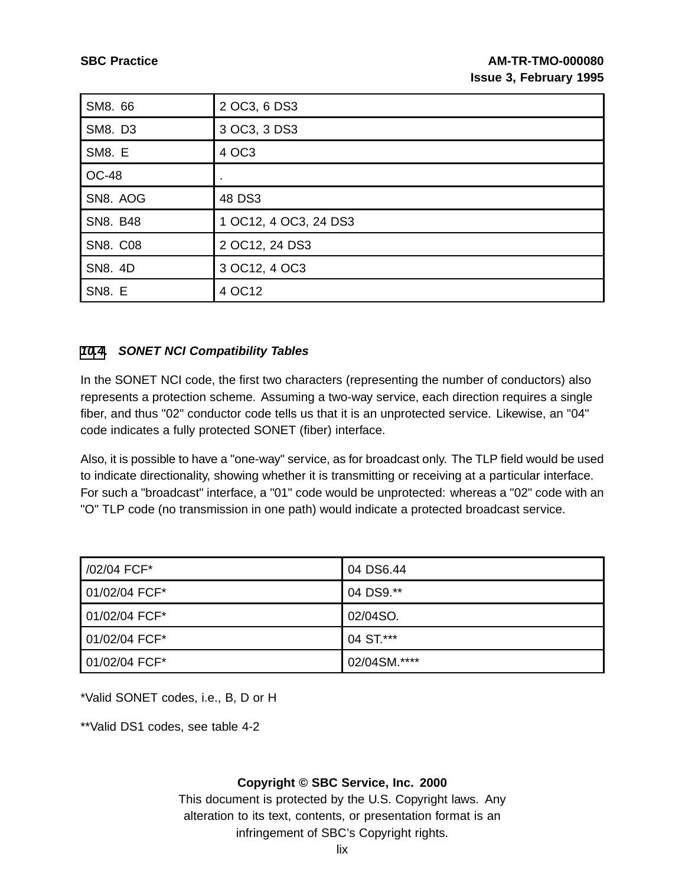| SM8. 66 | 2 OC3, 6 DS3 |
|---|---|
| SM8. D3 | 3 OC3, 3 DS3 |
| SM8. E | 4 OC3 |
| OC-48 | . |
| SN8. AOG | 48 DS3 |
| SN8. B48 | 1 OC12, 4 OC3, 24 DS3 |
| SN8. C08 | 2 OC12, 24 DS3 |
| SN8. 4D | 3 OC12, 4 OC3 |
| SN8. E | 4 OC12 |

### 10.4. *SONET NCI Compatibility Tables*

In the SONET NCI code, the first two characters (representing the number of conductors) also represents a protection scheme. Assuming a two-way service, each direction requires a single fiber, and thus "02" conductor code tells us that it is an unprotected service. Likewise, an "04" code indicates a fully protected SONET (fiber) interface.

Also, it is possible to have a "one-way" service, as for broadcast only. The TLP field would be used to indicate directionality, showing whether it is transmitting or receiving at a particular interface. For such a "broadcast" interface, a "01" code would be unprotected: whereas a "02" code with an "O" TLP code (no transmission in one path) would indicate a protected broadcast service.

| /02/04 FCF* | 04 DS6.44 |
|---|---|
| 01/02/04 FCF* | 04 DS9.** |
| 01/02/04 FCF* | 02/04SO. |
| 01/02/04 FCF* | 04 ST.*** |
| 01/02/04 FCF* | 02/04SM.**** |

*Valid SONET codes, i.e., B, D or H

**Valid DS1 codes, see table 4-2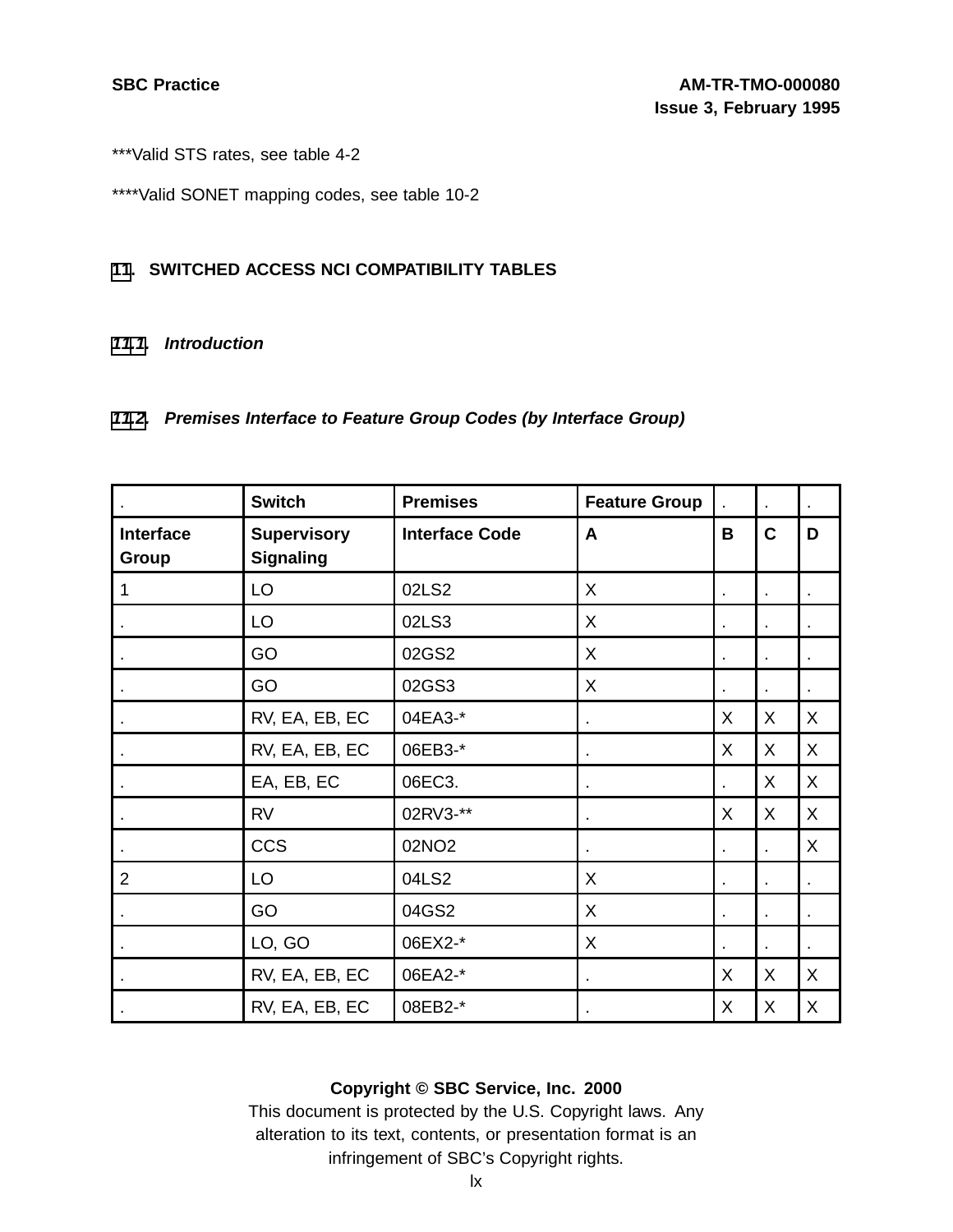***Valid STS rates, see table 4-2

****Valid SONET mapping codes, see table 10-2

## 11. SWITCHED ACCESS NCI COMPATIBILITY TABLES

### *11.1. Introduction*

### *11.2. Premises Interface to Feature Group Codes (by Interface Group)*

| . | Switch | Premises | Feature Group | . | . | . |
|---|---|---|---|---|---|---|
| **Interface Group** | **Supervisory Signaling** | **Interface Code** | **A** | **B** | **C** | **D** |
| 1 | LO | 02LS2 | X | . | . | . |
| . | LO | 02LS3 | X | . | . | . |
| . | GO | 02GS2 | X | . | . | . |
| . | GO | 02GS3 | X | . | . | . |
| . | RV, EA, EB, EC | 04EA3-* | . | X | X | X |
| . | RV, EA, EB, EC | 06EB3-* | . | X | X | X |
| . | EA, EB, EC | 06EC3. | . | . | X | X |
| . | RV | 02RV3-** | . | X | X | X |
| . | CCS | 02NO2 | . | . | . | X |
| 2 | LO | 04LS2 | X | . | . | . |
| . | GO | 04GS2 | X | . | . | . |
| . | LO, GO | 06EX2-* | X | . | . | . |
| . | RV, EA, EB, EC | 06EA2-* | . | X | X | X |
| . | RV, EA, EB, EC | 08EB2-* | . | X | X | X |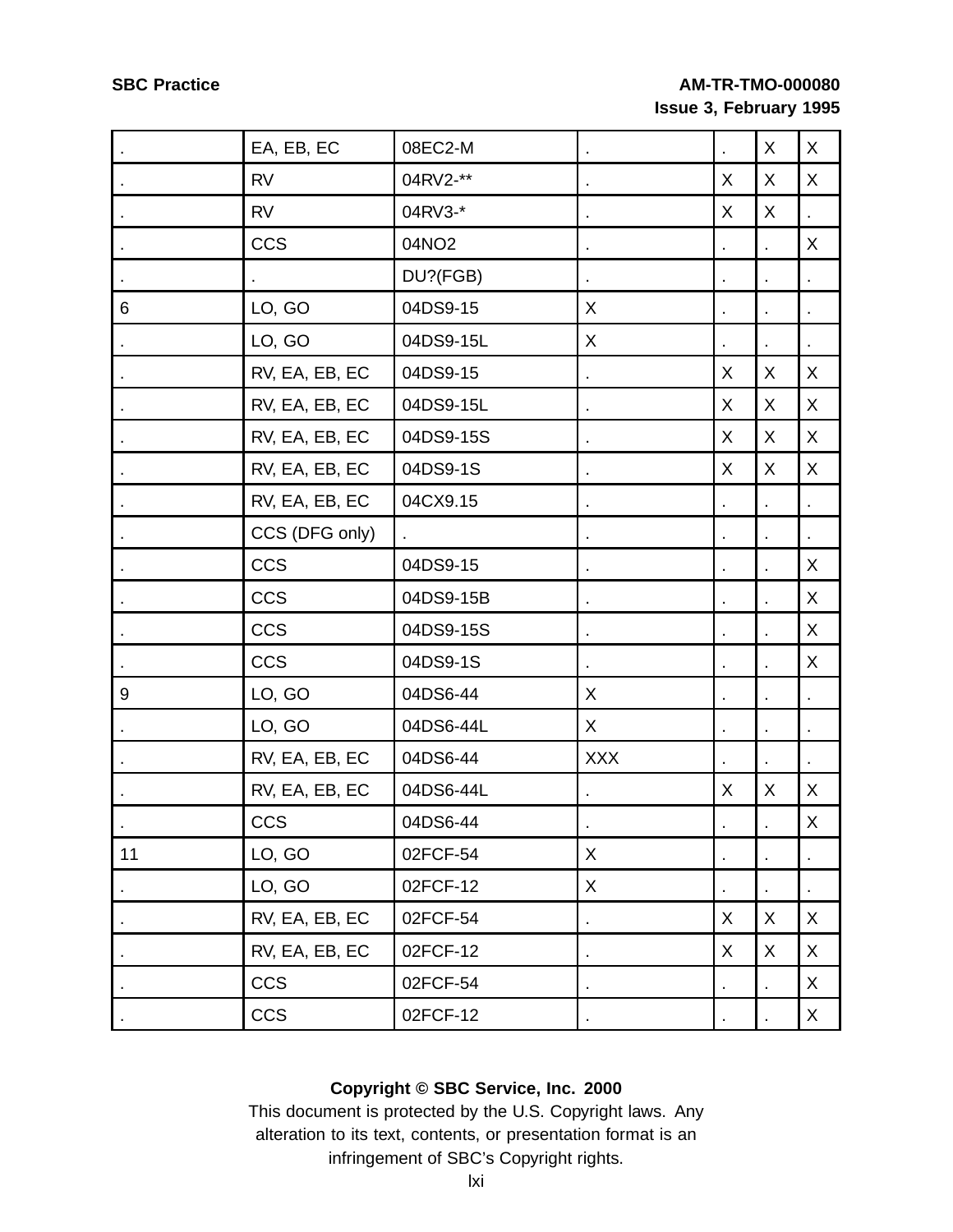| . | EA, EB, EC | 08EC2-M | . | . | X | X |
|---|---|---|---|---|---|---|
| . | RV | 04RV2-** | . | X | X | X |
| . | RV | 04RV3-* | . | X | X | . |
| . | CCS | 04NO2 | . | . | . | X |
| . | . | DU?(FGB) | . | . | . | . |
| 6 | LO, GO | 04DS9-15 | X | . | . | . |
| . | LO, GO | 04DS9-15L | X | . | . | . |
| . | RV, EA, EB, EC | 04DS9-15 | . | X | X | X |
| . | RV, EA, EB, EC | 04DS9-15L | . | X | X | X |
| . | RV, EA, EB, EC | 04DS9-15S | . | X | X | X |
| . | RV, EA, EB, EC | 04DS9-1S | . | X | X | X |
| . | RV, EA, EB, EC | 04CX9.15 | . | . | . | . |
| . | CCS (DFG only) | . | . | . | . | . |
| . | CCS | 04DS9-15 | . | . | . | X |
| . | CCS | 04DS9-15B | . | . | . | X |
| . | CCS | 04DS9-15S | . | . | . | X |
| . | CCS | 04DS9-1S | . | . | . | X |
| 9 | LO, GO | 04DS6-44 | X | . | . | . |
| . | LO, GO | 04DS6-44L | X | . | . | . |
| . | RV, EA, EB, EC | 04DS6-44 | XXX | . | . | . |
| . | RV, EA, EB, EC | 04DS6-44L | . | X | X | X |
| . | CCS | 04DS6-44 | . | . | . | X |
| 11 | LO, GO | 02FCF-54 | X | . | . | . |
| . | LO, GO | 02FCF-12 | X | . | . | . |
| . | RV, EA, EB, EC | 02FCF-54 | . | X | X | X |
| . | RV, EA, EB, EC | 02FCF-12 | . | X | X | X |
| . | CCS | 02FCF-54 | . | . | . | X |
| . | CCS | 02FCF-12 | . | . | . | X |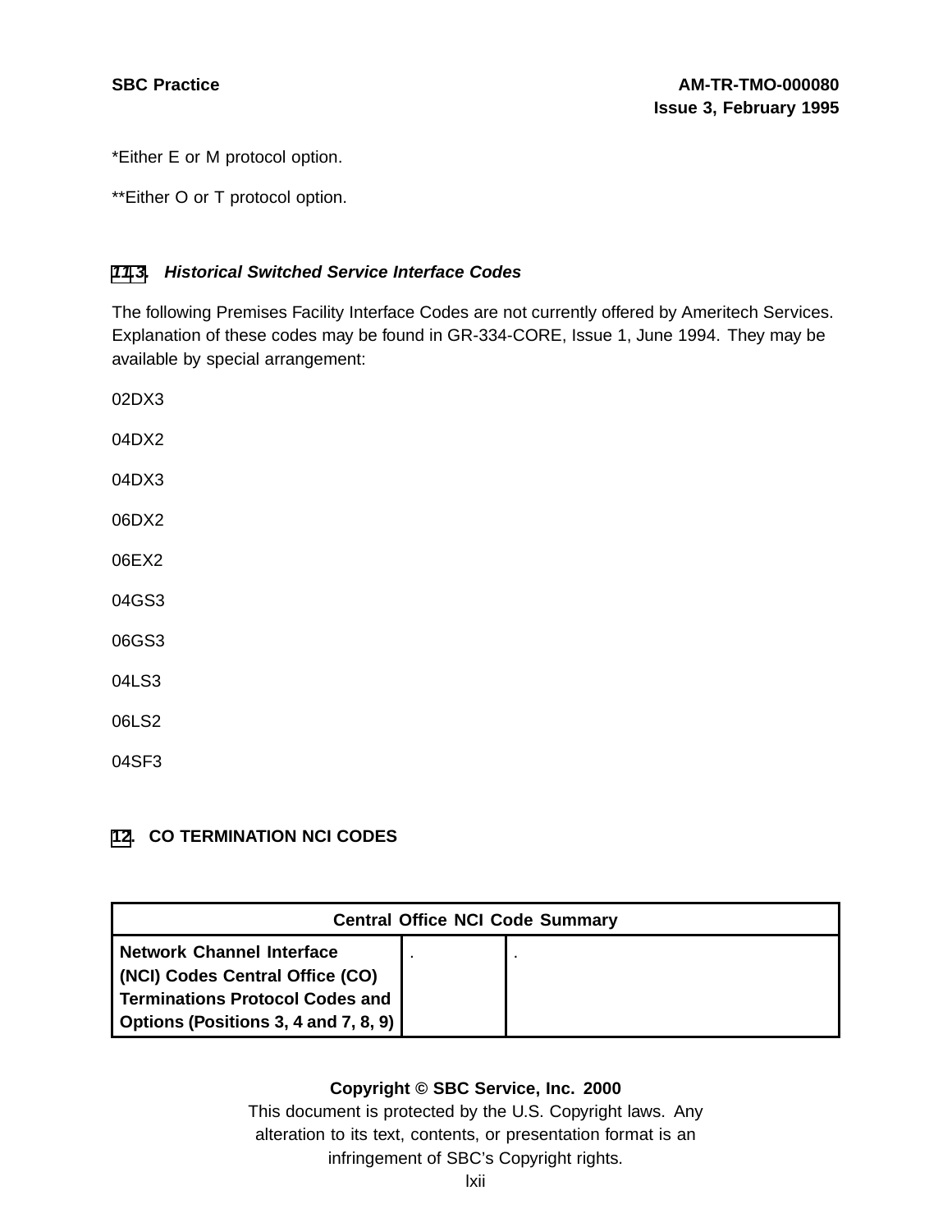*Either E or M protocol option.

**Either O or T protocol option.

### *11.3. Historical Switched Service Interface Codes*

The following Premises Facility Interface Codes are not currently offered by Ameritech Services. Explanation of these codes may be found in GR-334-CORE, Issue 1, June 1994. They may be available by special arrangement:

02DX3

04DX2

04DX3

06DX2

06EX2

04GS3

06GS3

04LS3

06LS2

04SF3

## 12. CO TERMINATION NCI CODES

| Central Office NCI Code Summary | | |
|---|---|---|
| **Network Channel Interface (NCI) Codes Central Office (CO) Terminations Protocol Codes and Options (Positions 3, 4 and 7, 8, 9)** | . | . |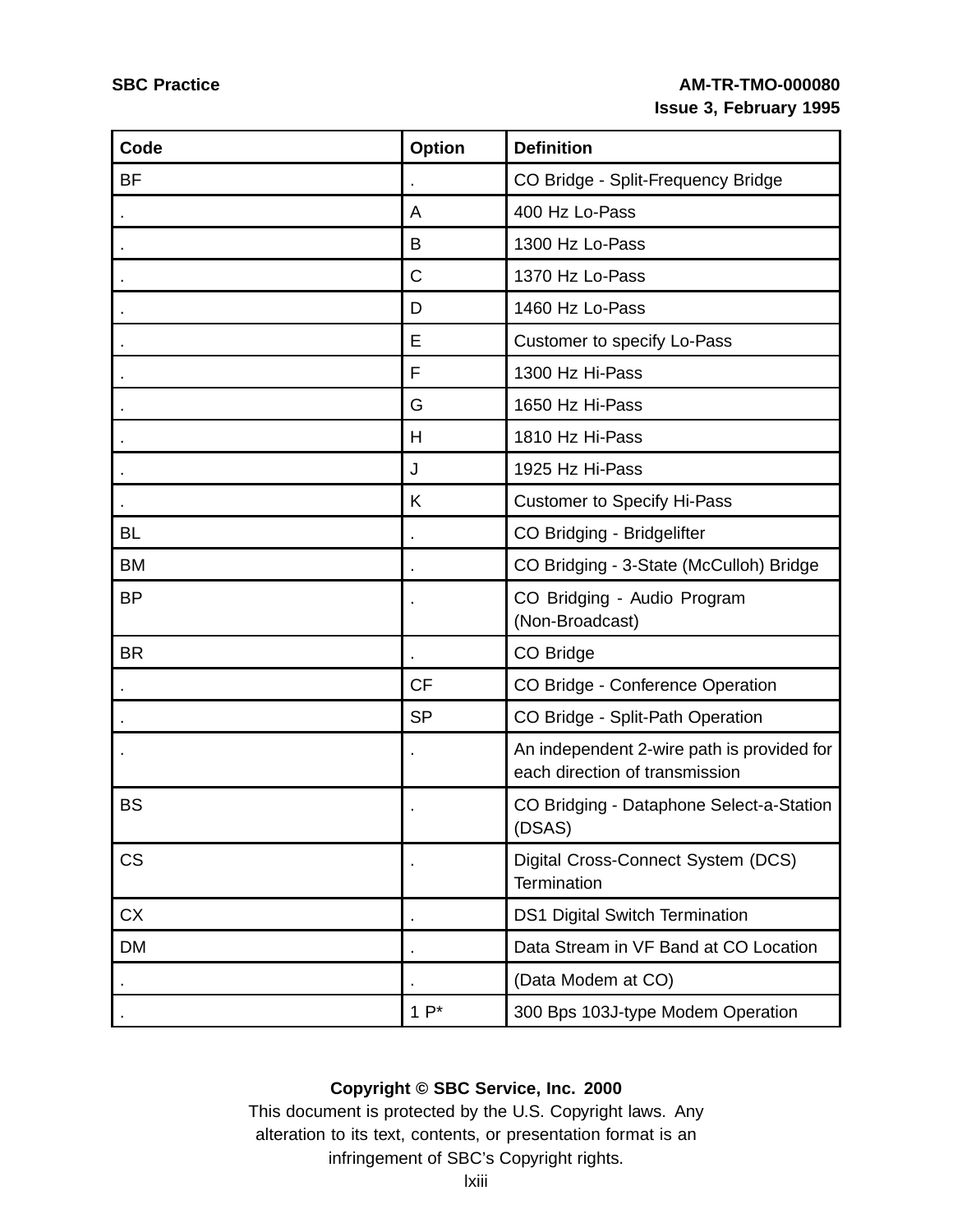| Code | Option | Definition |
|---|---|---|
| BF | . | CO Bridge - Split-Frequency Bridge |
| . | A | 400 Hz Lo-Pass |
| . | B | 1300 Hz Lo-Pass |
| . | C | 1370 Hz Lo-Pass |
| . | D | 1460 Hz Lo-Pass |
| . | E | Customer to specify Lo-Pass |
| . | F | 1300 Hz Hi-Pass |
| . | G | 1650 Hz Hi-Pass |
| . | H | 1810 Hz Hi-Pass |
| . | J | 1925 Hz Hi-Pass |
| . | K | Customer to Specify Hi-Pass |
| BL | . | CO Bridging - Bridgelifter |
| BM | . | CO Bridging - 3-State (McCulloh) Bridge |
| BP | . | CO Bridging - Audio Program (Non-Broadcast) |
| BR | . | CO Bridge |
| . | CF | CO Bridge - Conference Operation |
| . | SP | CO Bridge - Split-Path Operation |
| . | . | An independent 2-wire path is provided for each direction of transmission |
| BS | . | CO Bridging - Dataphone Select-a-Station (DSAS) |
| CS | . | Digital Cross-Connect System (DCS) Termination |
| CX | . | DS1 Digital Switch Termination |
| DM | . | Data Stream in VF Band at CO Location |
| . | . | (Data Modem at CO) |
| . | 1 P* | 300 Bps 103J-type Modem Operation |

**Copyright © SBC Service, Inc. 2000**
This document is protected by the U.S. Copyright laws. Any alteration to its text, contents, or presentation format is an infringement of SBC's Copyright rights.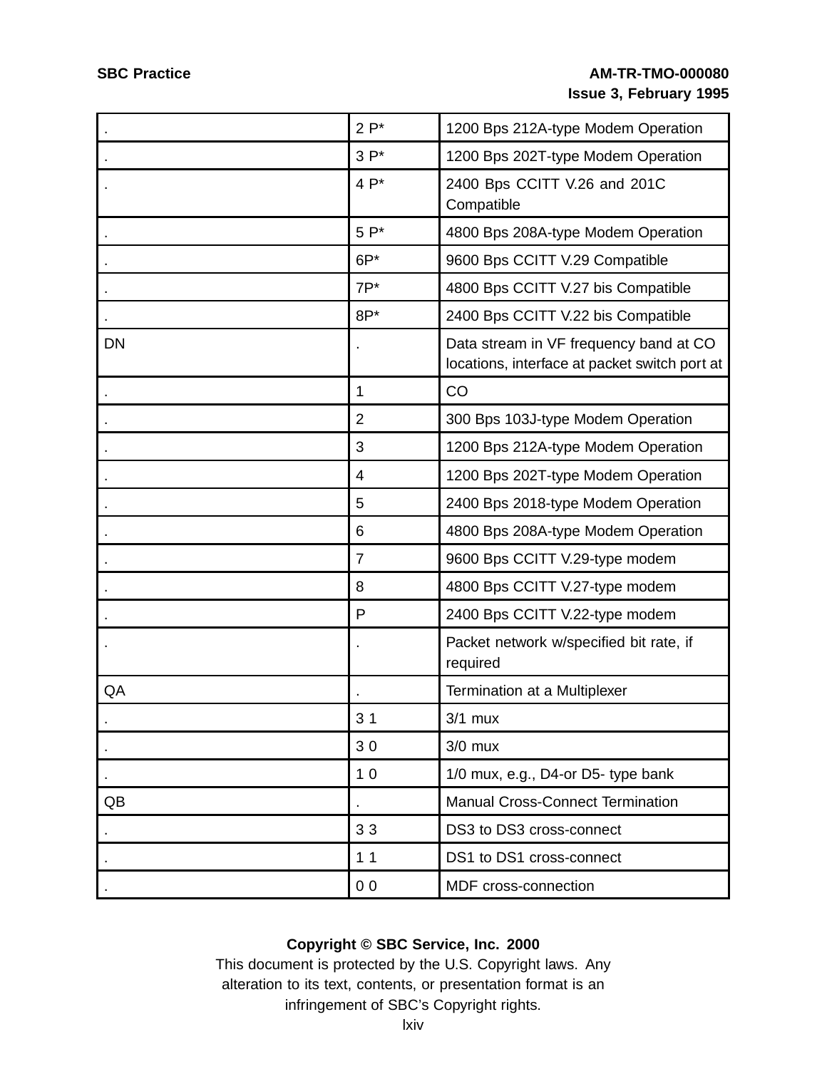| . | 2 P* | 1200 Bps 212A-type Modem Operation |
|---|---|---|
| . | 3 P* | 1200 Bps 202T-type Modem Operation |
| . | 4 P* | 2400 Bps CCITT V.26 and 201C Compatible |
| . | 5 P* | 4800 Bps 208A-type Modem Operation |
| . | 6P* | 9600 Bps CCITT V.29 Compatible |
| . | 7P* | 4800 Bps CCITT V.27 bis Compatible |
| . | 8P* | 2400 Bps CCITT V.22 bis Compatible |
| DN | . | Data stream in VF frequency band at CO locations, interface at packet switch port at |
| . | 1 | CO |
| . | 2 | 300 Bps 103J-type Modem Operation |
| . | 3 | 1200 Bps 212A-type Modem Operation |
| . | 4 | 1200 Bps 202T-type Modem Operation |
| . | 5 | 2400 Bps 2018-type Modem Operation |
| . | 6 | 4800 Bps 208A-type Modem Operation |
| . | 7 | 9600 Bps CCITT V.29-type modem |
| . | 8 | 4800 Bps CCITT V.27-type modem |
| . | P | 2400 Bps CCITT V.22-type modem |
| . | . | Packet network w/specified bit rate, if required |
| QA | . | Termination at a Multiplexer |
| . | 3 1 | 3/1 mux |
| . | 3 0 | 3/0 mux |
| . | 1 0 | 1/0 mux, e.g., D4-or D5- type bank |
| QB | . | Manual Cross-Connect Termination |
| . | 3 3 | DS3 to DS3 cross-connect |
| . | 1 1 | DS1 to DS1 cross-connect |
| . | 0 0 | MDF cross-connection |

**Copyright © SBC Service, Inc. 2000**

This document is protected by the U.S. Copyright laws. Any alteration to its text, contents, or presentation format is an infringement of SBC's Copyright rights.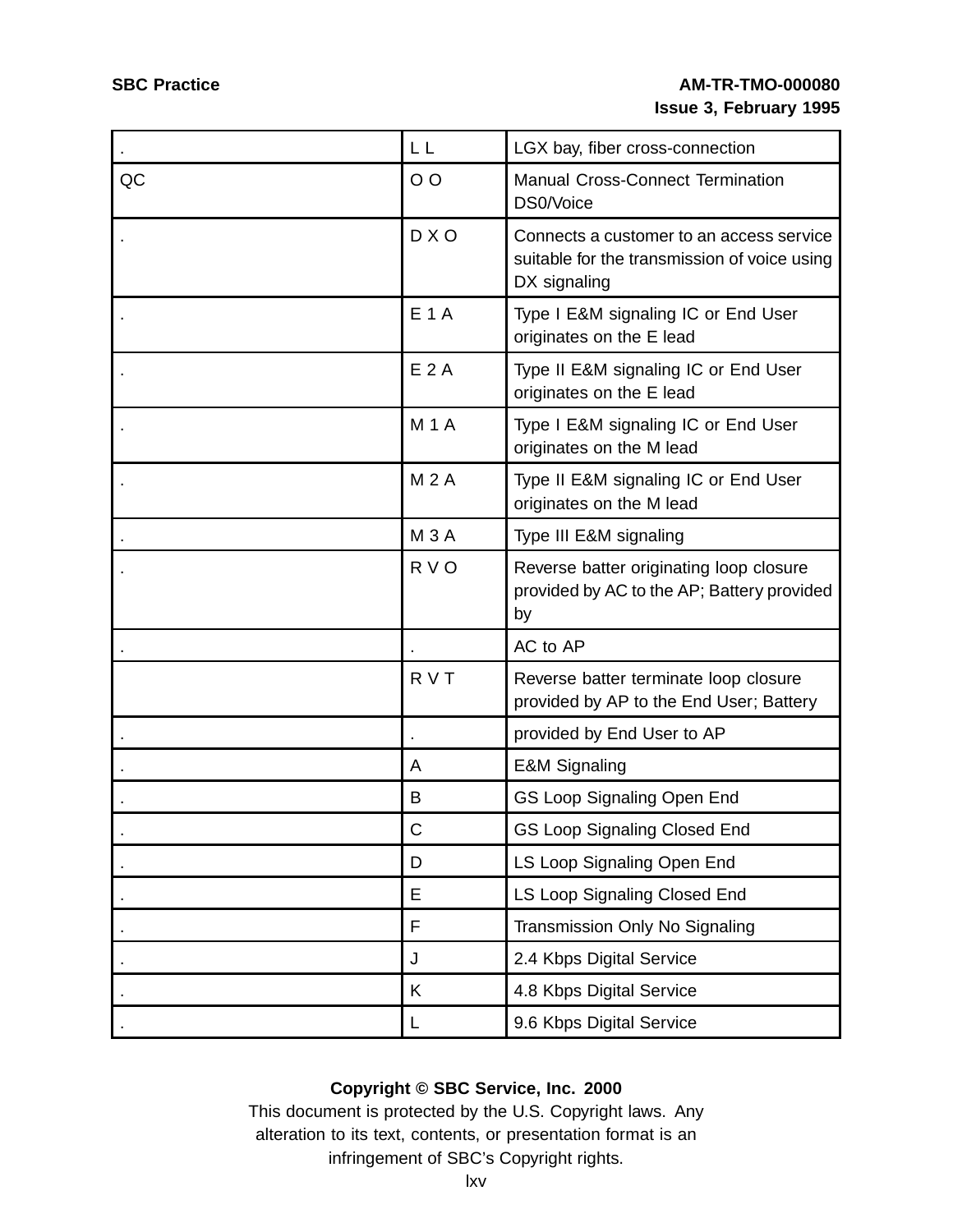| . | L L | LGX bay, fiber cross-connection |
|---|---|---|
| QC | O O | Manual Cross-Connect Termination DS0/Voice |
| . | D X O | Connects a customer to an access service suitable for the transmission of voice using DX signaling |
| . | E 1 A | Type I E&M signaling IC or End User originates on the E lead |
| . | E 2 A | Type II E&M signaling IC or End User originates on the E lead |
| . | M 1 A | Type I E&M signaling IC or End User originates on the M lead |
| . | M 2 A | Type II E&M signaling IC or End User originates on the M lead |
| . | M 3 A | Type III E&M signaling |
| . | R V O | Reverse batter originating loop closure provided by AC to the AP; Battery provided by |
| . | . | AC to AP |
| | R V T | Reverse batter terminate loop closure provided by AP to the End User; Battery |
| . | . | provided by End User to AP |
| . | A | E&M Signaling |
| . | B | GS Loop Signaling Open End |
| . | C | GS Loop Signaling Closed End |
| . | D | LS Loop Signaling Open End |
| . | E | LS Loop Signaling Closed End |
| . | F | Transmission Only No Signaling |
| . | J | 2.4 Kbps Digital Service |
| . | K | 4.8 Kbps Digital Service |
| . | L | 9.6 Kbps Digital Service |

**Copyright © SBC Service, Inc. 2000**

This document is protected by the U.S. Copyright laws. Any alteration to its text, contents, or presentation format is an infringement of SBC's Copyright rights.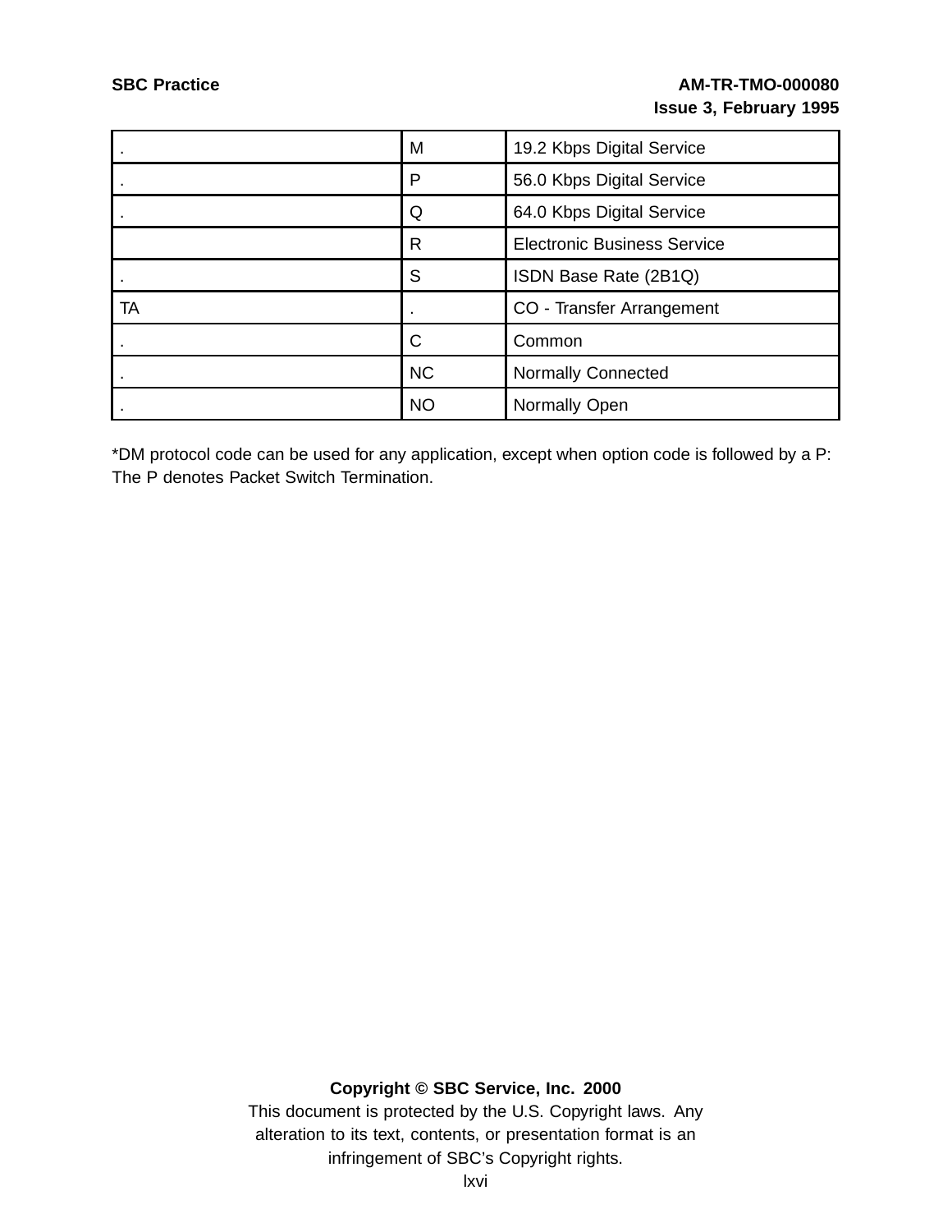| | | |
|---|---|---|
| . | M | 19.2 Kbps Digital Service |
| . | P | 56.0 Kbps Digital Service |
| . | Q | 64.0 Kbps Digital Service |
| | R | Electronic Business Service |
| . | S | ISDN Base Rate (2B1Q) |
| TA | . | CO - Transfer Arrangement |
| . | C | Common |
| . | NC | Normally Connected |
| . | NO | Normally Open |

*DM protocol code can be used for any application, except when option code is followed by a P: The P denotes Packet Switch Termination.

**Copyright © SBC Service, Inc. 2000**

This document is protected by the U.S. Copyright laws. Any alteration to its text, contents, or presentation format is an infringement of SBC's Copyright rights.